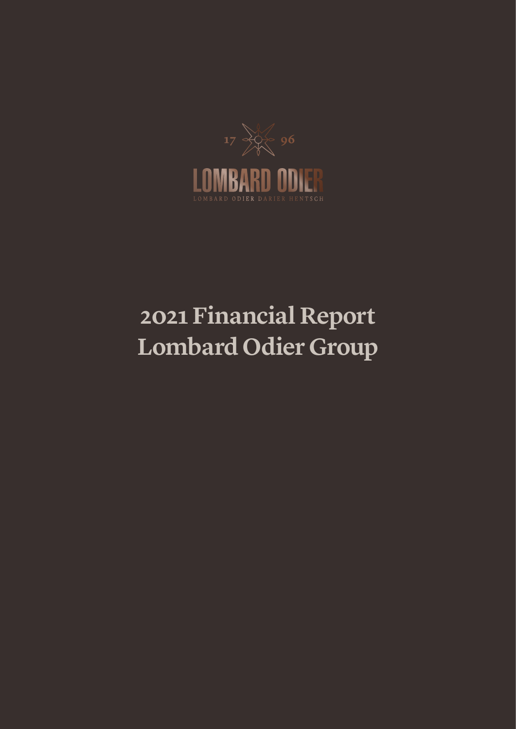17 96

LOMBARD ODIER

LOMBARD ODIER DARIER HENTSCH

# 2021 Financial Report Lombard Odier Group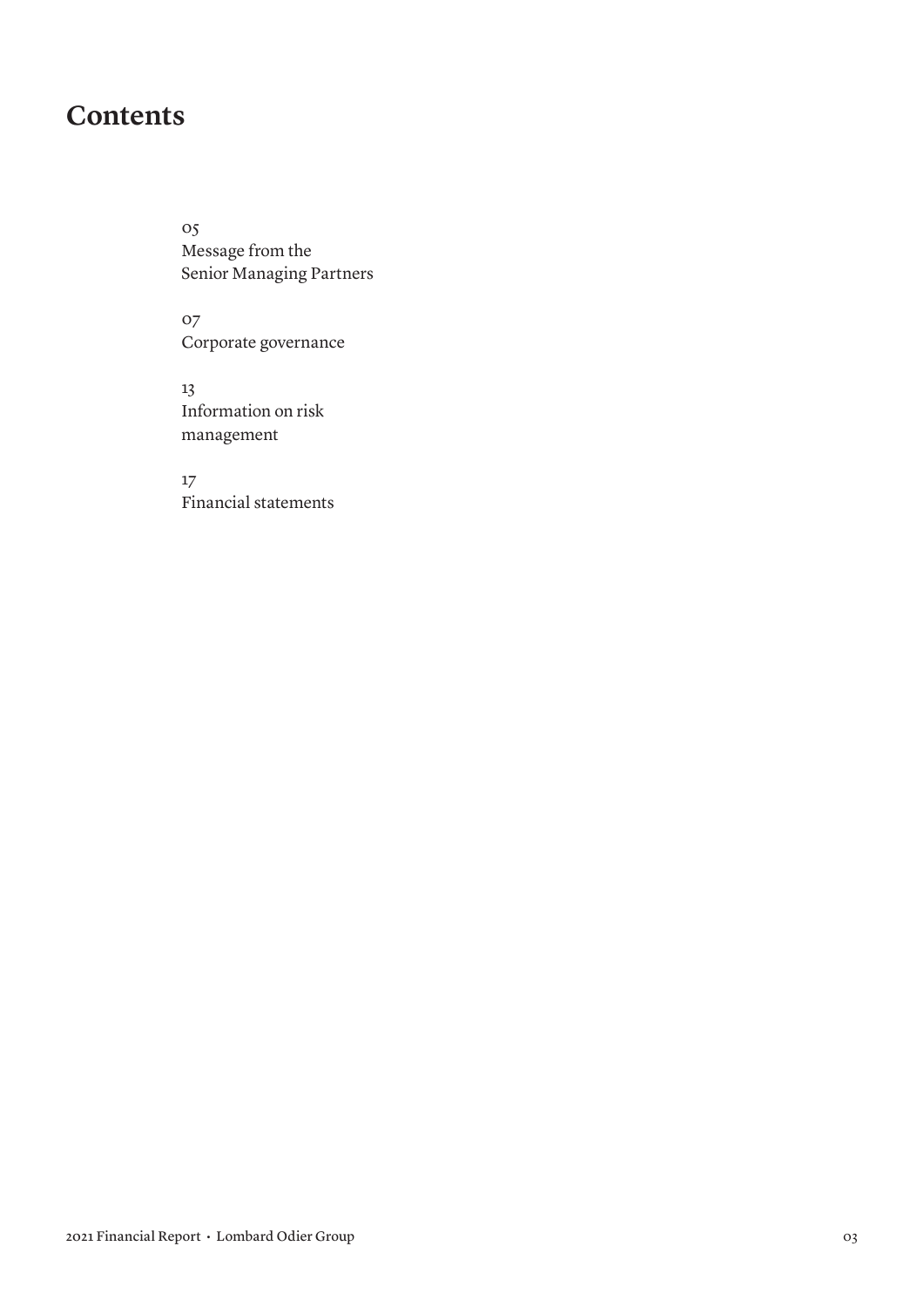# Contents

05
Message from the Senior Managing Partners

07
Corporate governance

13
Information on risk management

17
Financial statements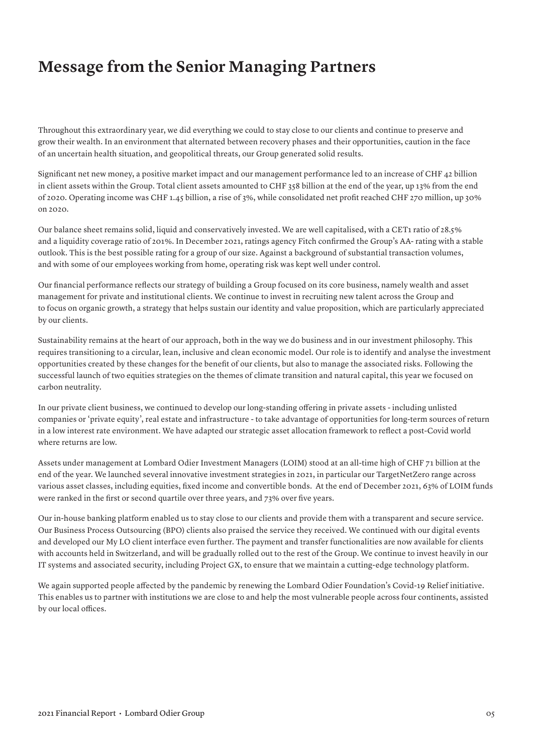# Message from the Senior Managing Partners

Throughout this extraordinary year, we did everything we could to stay close to our clients and continue to preserve and grow their wealth. In an environment that alternated between recovery phases and their opportunities, caution in the face of an uncertain health situation, and geopolitical threats, our Group generated solid results.

Significant net new money, a positive market impact and our management performance led to an increase of CHF 42 billion in client assets within the Group. Total client assets amounted to CHF 358 billion at the end of the year, up 13% from the end of 2020. Operating income was CHF 1.45 billion, a rise of 3%, while consolidated net profit reached CHF 270 million, up 30% on 2020.

Our balance sheet remains solid, liquid and conservatively invested. We are well capitalised, with a CET1 ratio of 28.5% and a liquidity coverage ratio of 201%. In December 2021, ratings agency Fitch confirmed the Group's AA- rating with a stable outlook. This is the best possible rating for a group of our size. Against a background of substantial transaction volumes, and with some of our employees working from home, operating risk was kept well under control.

Our financial performance reflects our strategy of building a Group focused on its core business, namely wealth and asset management for private and institutional clients. We continue to invest in recruiting new talent across the Group and to focus on organic growth, a strategy that helps sustain our identity and value proposition, which are particularly appreciated by our clients.

Sustainability remains at the heart of our approach, both in the way we do business and in our investment philosophy. This requires transitioning to a circular, lean, inclusive and clean economic model. Our role is to identify and analyse the investment opportunities created by these changes for the benefit of our clients, but also to manage the associated risks. Following the successful launch of two equities strategies on the themes of climate transition and natural capital, this year we focused on carbon neutrality.

In our private client business, we continued to develop our long-standing offering in private assets - including unlisted companies or 'private equity', real estate and infrastructure - to take advantage of opportunities for long-term sources of return in a low interest rate environment. We have adapted our strategic asset allocation framework to reflect a post-Covid world where returns are low.

Assets under management at Lombard Odier Investment Managers (LOIM) stood at an all-time high of CHF 71 billion at the end of the year. We launched several innovative investment strategies in 2021, in particular our TargetNetZero range across various asset classes, including equities, fixed income and convertible bonds. At the end of December 2021, 63% of LOIM funds were ranked in the first or second quartile over three years, and 73% over five years.

Our in-house banking platform enabled us to stay close to our clients and provide them with a transparent and secure service. Our Business Process Outsourcing (BPO) clients also praised the service they received. We continued with our digital events and developed our My LO client interface even further. The payment and transfer functionalities are now available for clients with accounts held in Switzerland, and will be gradually rolled out to the rest of the Group. We continue to invest heavily in our IT systems and associated security, including Project GX, to ensure that we maintain a cutting-edge technology platform.

We again supported people affected by the pandemic by renewing the Lombard Odier Foundation's Covid-19 Relief initiative. This enables us to partner with institutions we are close to and help the most vulnerable people across four continents, assisted by our local offices.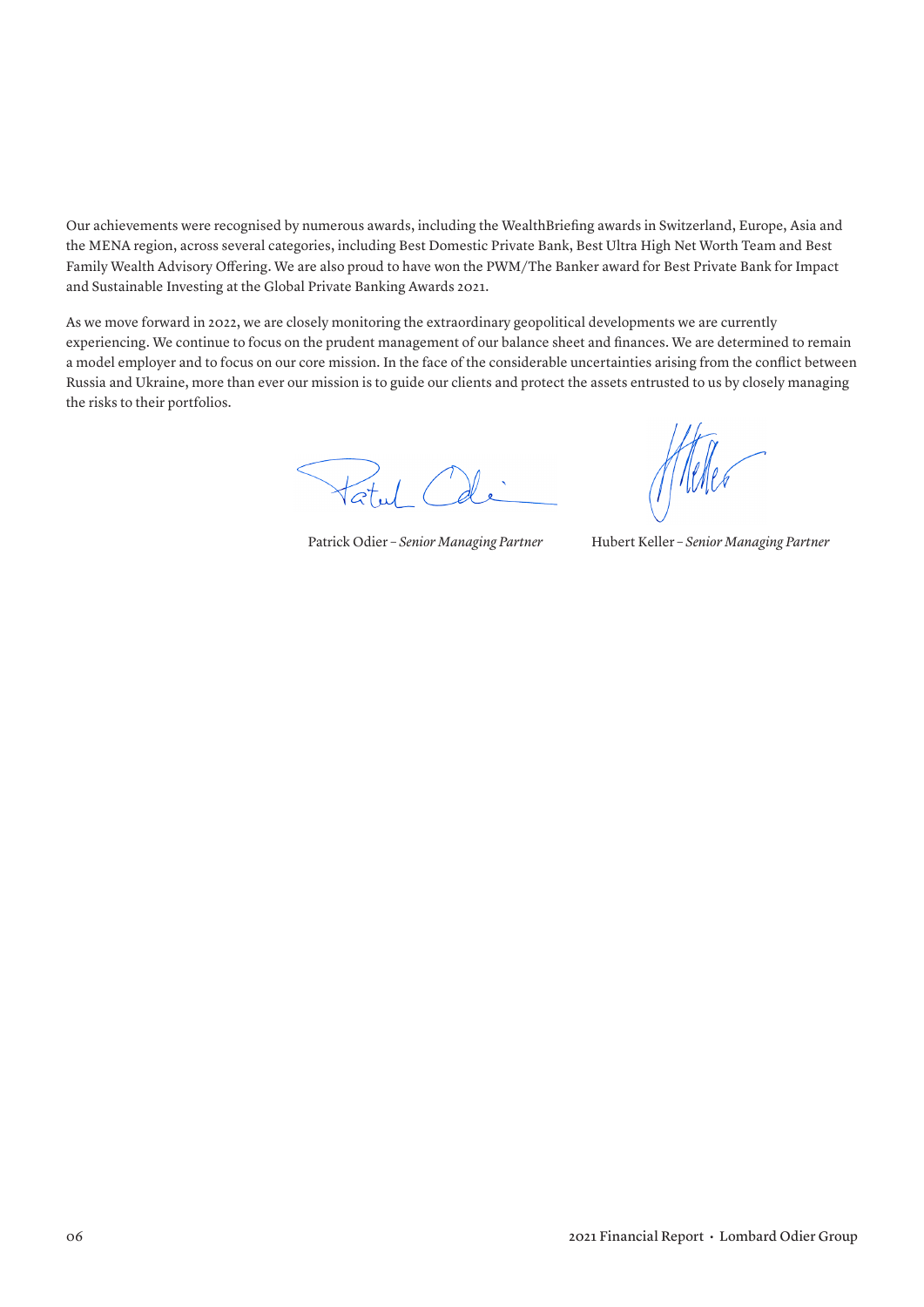Our achievements were recognised by numerous awards, including the WealthBriefing awards in Switzerland, Europe, Asia and the MENA region, across several categories, including Best Domestic Private Bank, Best Ultra High Net Worth Team and Best Family Wealth Advisory Offering. We are also proud to have won the PWM/The Banker award for Best Private Bank for Impact and Sustainable Investing at the Global Private Banking Awards 2021.

As we move forward in 2022, we are closely monitoring the extraordinary geopolitical developments we are currently experiencing. We continue to focus on the prudent management of our balance sheet and finances. We are determined to remain a model employer and to focus on our core mission. In the face of the considerable uncertainties arising from the conflict between Russia and Ukraine, more than ever our mission is to guide our clients and protect the assets entrusted to us by closely managing the risks to their portfolios.

Patrick Odier – *Senior Managing Partner*

Hubert Keller – *Senior Managing Partner*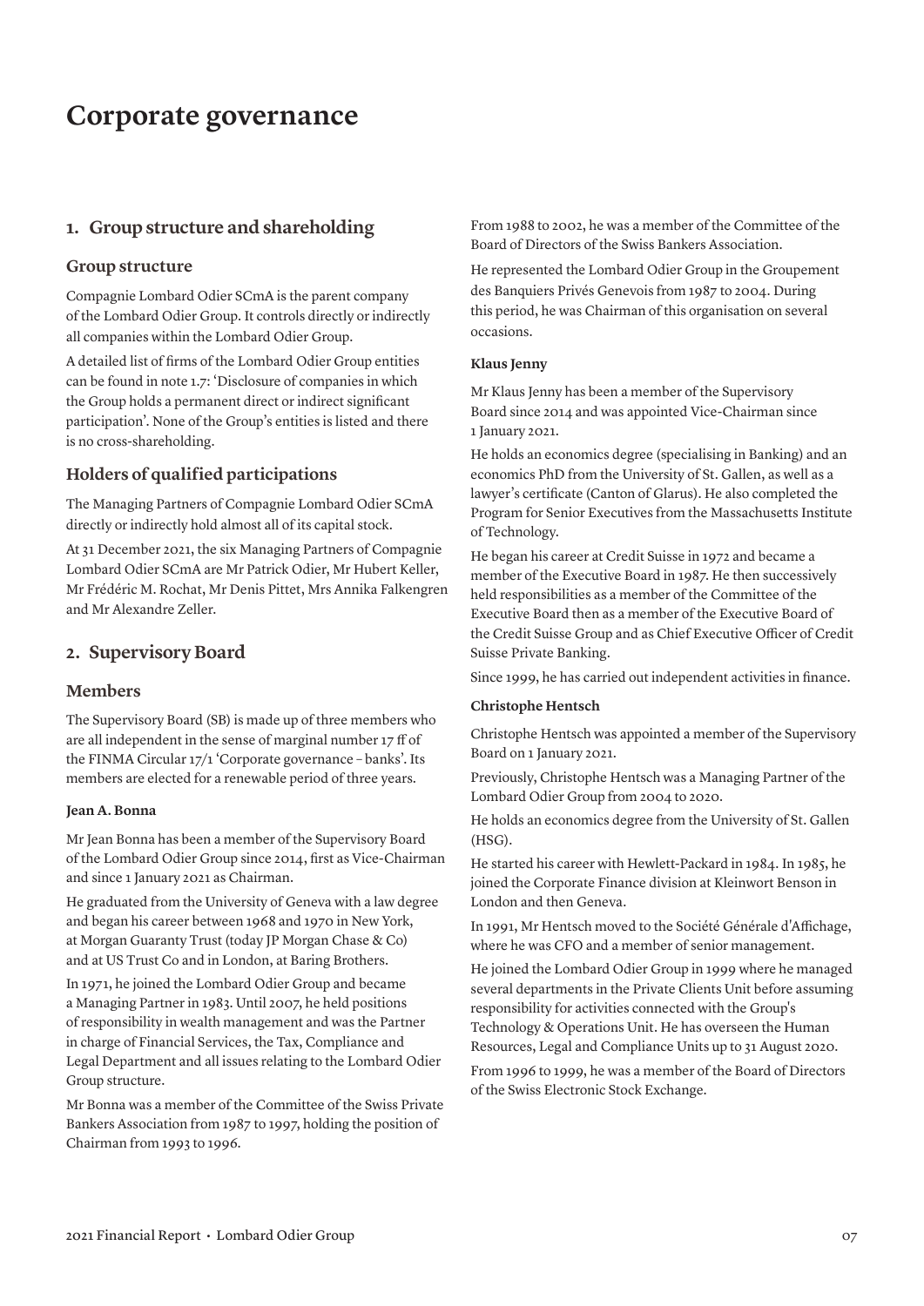# Corporate governance

## 1. Group structure and shareholding

### Group structure

Compagnie Lombard Odier SCmA is the parent company of the Lombard Odier Group. It controls directly or indirectly all companies within the Lombard Odier Group.

A detailed list of firms of the Lombard Odier Group entities can be found in note 1.7: 'Disclosure of companies in which the Group holds a permanent direct or indirect significant participation'. None of the Group's entities is listed and there is no cross-shareholding.

### Holders of qualified participations

The Managing Partners of Compagnie Lombard Odier SCmA directly or indirectly hold almost all of its capital stock.

At 31 December 2021, the six Managing Partners of Compagnie Lombard Odier SCmA are Mr Patrick Odier, Mr Hubert Keller, Mr Frédéric M. Rochat, Mr Denis Pittet, Mrs Annika Falkengren and Mr Alexandre Zeller.

## 2. Supervisory Board

### Members

The Supervisory Board (SB) is made up of three members who are all independent in the sense of marginal number 17 ff of the FINMA Circular 17/1 'Corporate governance – banks'. Its members are elected for a renewable period of three years.

#### Jean A. Bonna

Mr Jean Bonna has been a member of the Supervisory Board of the Lombard Odier Group since 2014, first as Vice-Chairman and since 1 January 2021 as Chairman.

He graduated from the University of Geneva with a law degree and began his career between 1968 and 1970 in New York, at Morgan Guaranty Trust (today JP Morgan Chase & Co) and at US Trust Co and in London, at Baring Brothers.

In 1971, he joined the Lombard Odier Group and became a Managing Partner in 1983. Until 2007, he held positions of responsibility in wealth management and was the Partner in charge of Financial Services, the Tax, Compliance and Legal Department and all issues relating to the Lombard Odier Group structure.

Mr Bonna was a member of the Committee of the Swiss Private Bankers Association from 1987 to 1997, holding the position of Chairman from 1993 to 1996.

From 1988 to 2002, he was a member of the Committee of the Board of Directors of the Swiss Bankers Association.

He represented the Lombard Odier Group in the Groupement des Banquiers Privés Genevois from 1987 to 2004. During this period, he was Chairman of this organisation on several occasions.

#### Klaus Jenny

Mr Klaus Jenny has been a member of the Supervisory Board since 2014 and was appointed Vice-Chairman since 1 January 2021.

He holds an economics degree (specialising in Banking) and an economics PhD from the University of St. Gallen, as well as a lawyer's certificate (Canton of Glarus). He also completed the Program for Senior Executives from the Massachusetts Institute of Technology.

He began his career at Credit Suisse in 1972 and became a member of the Executive Board in 1987. He then successively held responsibilities as a member of the Committee of the Executive Board then as a member of the Executive Board of the Credit Suisse Group and as Chief Executive Officer of Credit Suisse Private Banking.

Since 1999, he has carried out independent activities in finance.

#### Christophe Hentsch

Christophe Hentsch was appointed a member of the Supervisory Board on 1 January 2021.

Previously, Christophe Hentsch was a Managing Partner of the Lombard Odier Group from 2004 to 2020.

He holds an economics degree from the University of St. Gallen (HSG).

He started his career with Hewlett-Packard in 1984. In 1985, he joined the Corporate Finance division at Kleinwort Benson in London and then Geneva.

In 1991, Mr Hentsch moved to the Société Générale d'Affichage, where he was CFO and a member of senior management.

He joined the Lombard Odier Group in 1999 where he managed several departments in the Private Clients Unit before assuming responsibility for activities connected with the Group's Technology & Operations Unit. He has overseen the Human Resources, Legal and Compliance Units up to 31 August 2020.

From 1996 to 1999, he was a member of the Board of Directors of the Swiss Electronic Stock Exchange.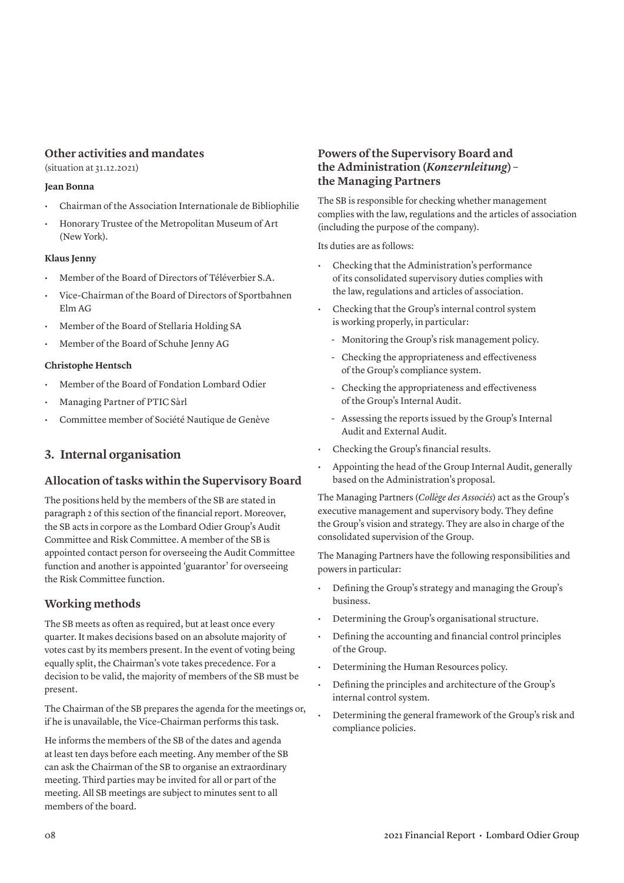### Other activities and mandates

(situation at 31.12.2021)

**Jean Bonna**

- Chairman of the Association Internationale de Bibliophilie
- Honorary Trustee of the Metropolitan Museum of Art (New York).

**Klaus Jenny**

- Member of the Board of Directors of Téléverbier S.A.
- Vice-Chairman of the Board of Directors of Sportbahnen Elm AG
- Member of the Board of Stellaria Holding SA
- Member of the Board of Schuhe Jenny AG

**Christophe Hentsch**

- Member of the Board of Fondation Lombard Odier
- Managing Partner of PTIC Sàrl
- Committee member of Société Nautique de Genève

## 3. Internal organisation

### Allocation of tasks within the Supervisory Board

The positions held by the members of the SB are stated in paragraph 2 of this section of the financial report. Moreover, the SB acts in corpore as the Lombard Odier Group's Audit Committee and Risk Committee. A member of the SB is appointed contact person for overseeing the Audit Committee function and another is appointed 'guarantor' for overseeing the Risk Committee function.

### Working methods

The SB meets as often as required, but at least once every quarter. It makes decisions based on an absolute majority of votes cast by its members present. In the event of voting being equally split, the Chairman's vote takes precedence. For a decision to be valid, the majority of members of the SB must be present.

The Chairman of the SB prepares the agenda for the meetings or, if he is unavailable, the Vice-Chairman performs this task.

He informs the members of the SB of the dates and agenda at least ten days before each meeting. Any member of the SB can ask the Chairman of the SB to organise an extraordinary meeting. Third parties may be invited for all or part of the meeting. All SB meetings are subject to minutes sent to all members of the board.

### Powers of the Supervisory Board and the Administration (*Konzernleitung*) – the Managing Partners

The SB is responsible for checking whether management complies with the law, regulations and the articles of association (including the purpose of the company).

Its duties are as follows:

- Checking that the Administration's performance of its consolidated supervisory duties complies with the law, regulations and articles of association.
- Checking that the Group's internal control system is working properly, in particular:
  - Monitoring the Group's risk management policy.
  - Checking the appropriateness and effectiveness of the Group's compliance system.
  - Checking the appropriateness and effectiveness of the Group's Internal Audit.
  - Assessing the reports issued by the Group's Internal Audit and External Audit.
- Checking the Group's financial results.
- Appointing the head of the Group Internal Audit, generally based on the Administration's proposal.

The Managing Partners (*Collège des Associés*) act as the Group's executive management and supervisory body. They define the Group's vision and strategy. They are also in charge of the consolidated supervision of the Group.

The Managing Partners have the following responsibilities and powers in particular:

- Defining the Group's strategy and managing the Group's business.
- Determining the Group's organisational structure.
- Defining the accounting and financial control principles of the Group.
- Determining the Human Resources policy.
- Defining the principles and architecture of the Group's internal control system.
- Determining the general framework of the Group's risk and compliance policies.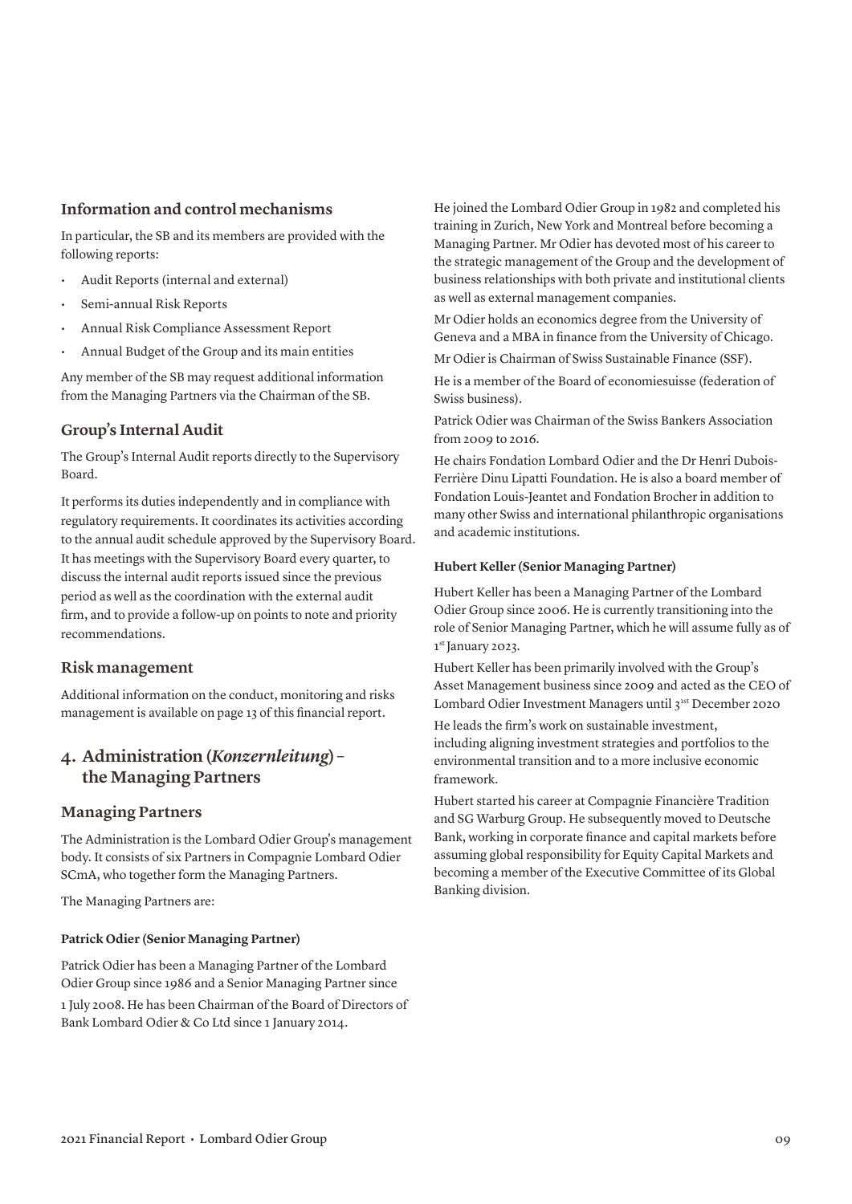## Information and control mechanisms

In particular, the SB and its members are provided with the following reports:

- Audit Reports (internal and external)
- Semi-annual Risk Reports
- Annual Risk Compliance Assessment Report
- Annual Budget of the Group and its main entities

Any member of the SB may request additional information from the Managing Partners via the Chairman of the SB.

## Group's Internal Audit

The Group's Internal Audit reports directly to the Supervisory Board.

It performs its duties independently and in compliance with regulatory requirements. It coordinates its activities according to the annual audit schedule approved by the Supervisory Board. It has meetings with the Supervisory Board every quarter, to discuss the internal audit reports issued since the previous period as well as the coordination with the external audit firm, and to provide a follow-up on points to note and priority recommendations.

## Risk management

Additional information on the conduct, monitoring and risks management is available on page 13 of this financial report.

# 4. Administration (*Konzernleitung*) – the Managing Partners

## Managing Partners

The Administration is the Lombard Odier Group's management body. It consists of six Partners in Compagnie Lombard Odier SCmA, who together form the Managing Partners.

The Managing Partners are:

**Patrick Odier (Senior Managing Partner)**

Patrick Odier has been a Managing Partner of the Lombard Odier Group since 1986 and a Senior Managing Partner since 1 July 2008. He has been Chairman of the Board of Directors of Bank Lombard Odier & Co Ltd since 1 January 2014.

He joined the Lombard Odier Group in 1982 and completed his training in Zurich, New York and Montreal before becoming a Managing Partner. Mr Odier has devoted most of his career to the strategic management of the Group and the development of business relationships with both private and institutional clients as well as external management companies.

Mr Odier holds an economics degree from the University of Geneva and a MBA in finance from the University of Chicago.

Mr Odier is Chairman of Swiss Sustainable Finance (SSF).

He is a member of the Board of economiesuisse (federation of Swiss business).

Patrick Odier was Chairman of the Swiss Bankers Association from 2009 to 2016.

He chairs Fondation Lombard Odier and the Dr Henri Dubois-Ferrière Dinu Lipatti Foundation. He is also a board member of Fondation Louis-Jeantet and Fondation Brocher in addition to many other Swiss and international philanthropic organisations and academic institutions.

**Hubert Keller (Senior Managing Partner)**

Hubert Keller has been a Managing Partner of the Lombard Odier Group since 2006. He is currently transitioning into the role of Senior Managing Partner, which he will assume fully as of 1st January 2023.

Hubert Keller has been primarily involved with the Group's Asset Management business since 2009 and acted as the CEO of Lombard Odier Investment Managers until 31st December 2020

He leads the firm's work on sustainable investment, including aligning investment strategies and portfolios to the environmental transition and to a more inclusive economic framework.

Hubert started his career at Compagnie Financière Tradition and SG Warburg Group. He subsequently moved to Deutsche Bank, working in corporate finance and capital markets before assuming global responsibility for Equity Capital Markets and becoming a member of the Executive Committee of its Global Banking division.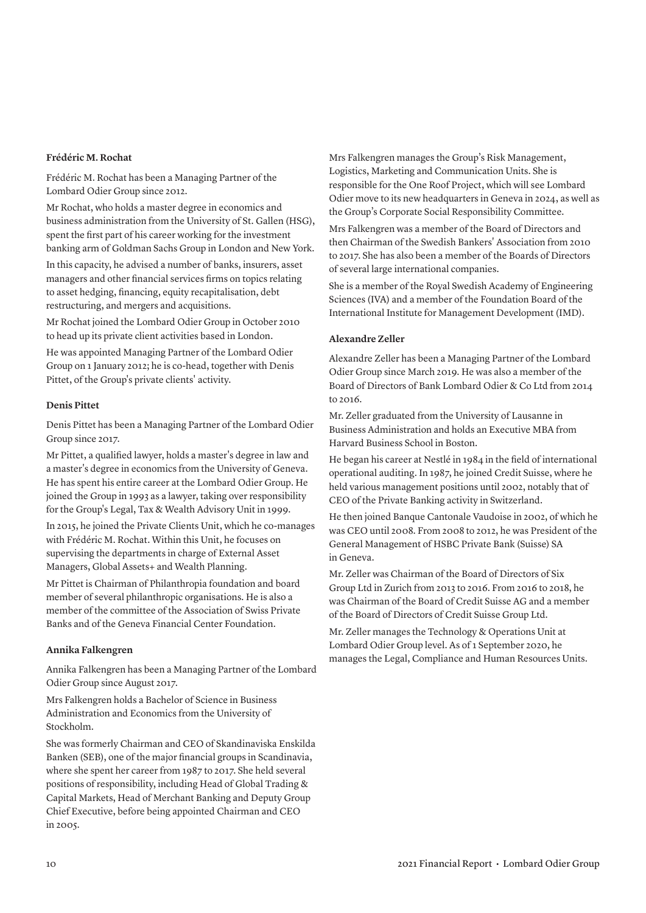### Frédéric M. Rochat

Frédéric M. Rochat has been a Managing Partner of the Lombard Odier Group since 2012.

Mr Rochat, who holds a master degree in economics and business administration from the University of St. Gallen (HSG), spent the first part of his career working for the investment banking arm of Goldman Sachs Group in London and New York.

In this capacity, he advised a number of banks, insurers, asset managers and other financial services firms on topics relating to asset hedging, financing, equity recapitalisation, debt restructuring, and mergers and acquisitions.

Mr Rochat joined the Lombard Odier Group in October 2010 to head up its private client activities based in London.

He was appointed Managing Partner of the Lombard Odier Group on 1 January 2012; he is co-head, together with Denis Pittet, of the Group's private clients' activity.

### Denis Pittet

Denis Pittet has been a Managing Partner of the Lombard Odier Group since 2017.

Mr Pittet, a qualified lawyer, holds a master's degree in law and a master's degree in economics from the University of Geneva. He has spent his entire career at the Lombard Odier Group. He joined the Group in 1993 as a lawyer, taking over responsibility for the Group's Legal, Tax & Wealth Advisory Unit in 1999.

In 2015, he joined the Private Clients Unit, which he co-manages with Frédéric M. Rochat. Within this Unit, he focuses on supervising the departments in charge of External Asset Managers, Global Assets+ and Wealth Planning.

Mr Pittet is Chairman of Philanthropia foundation and board member of several philanthropic organisations. He is also a member of the committee of the Association of Swiss Private Banks and of the Geneva Financial Center Foundation.

### Annika Falkengren

Annika Falkengren has been a Managing Partner of the Lombard Odier Group since August 2017.

Mrs Falkengren holds a Bachelor of Science in Business Administration and Economics from the University of Stockholm.

She was formerly Chairman and CEO of Skandinaviska Enskilda Banken (SEB), one of the major financial groups in Scandinavia, where she spent her career from 1987 to 2017. She held several positions of responsibility, including Head of Global Trading & Capital Markets, Head of Merchant Banking and Deputy Group Chief Executive, before being appointed Chairman and CEO in 2005.

Mrs Falkengren manages the Group's Risk Management, Logistics, Marketing and Communication Units. She is responsible for the One Roof Project, which will see Lombard Odier move to its new headquarters in Geneva in 2024, as well as the Group's Corporate Social Responsibility Committee.

Mrs Falkengren was a member of the Board of Directors and then Chairman of the Swedish Bankers' Association from 2010 to 2017. She has also been a member of the Boards of Directors of several large international companies.

She is a member of the Royal Swedish Academy of Engineering Sciences (IVA) and a member of the Foundation Board of the International Institute for Management Development (IMD).

### Alexandre Zeller

Alexandre Zeller has been a Managing Partner of the Lombard Odier Group since March 2019. He was also a member of the Board of Directors of Bank Lombard Odier & Co Ltd from 2014 to 2016.

Mr. Zeller graduated from the University of Lausanne in Business Administration and holds an Executive MBA from Harvard Business School in Boston.

He began his career at Nestlé in 1984 in the field of international operational auditing. In 1987, he joined Credit Suisse, where he held various management positions until 2002, notably that of CEO of the Private Banking activity in Switzerland.

He then joined Banque Cantonale Vaudoise in 2002, of which he was CEO until 2008. From 2008 to 2012, he was President of the General Management of HSBC Private Bank (Suisse) SA in Geneva.

Mr. Zeller was Chairman of the Board of Directors of Six Group Ltd in Zurich from 2013 to 2016. From 2016 to 2018, he was Chairman of the Board of Credit Suisse AG and a member of the Board of Directors of Credit Suisse Group Ltd.

Mr. Zeller manages the Technology & Operations Unit at Lombard Odier Group level. As of 1 September 2020, he manages the Legal, Compliance and Human Resources Units.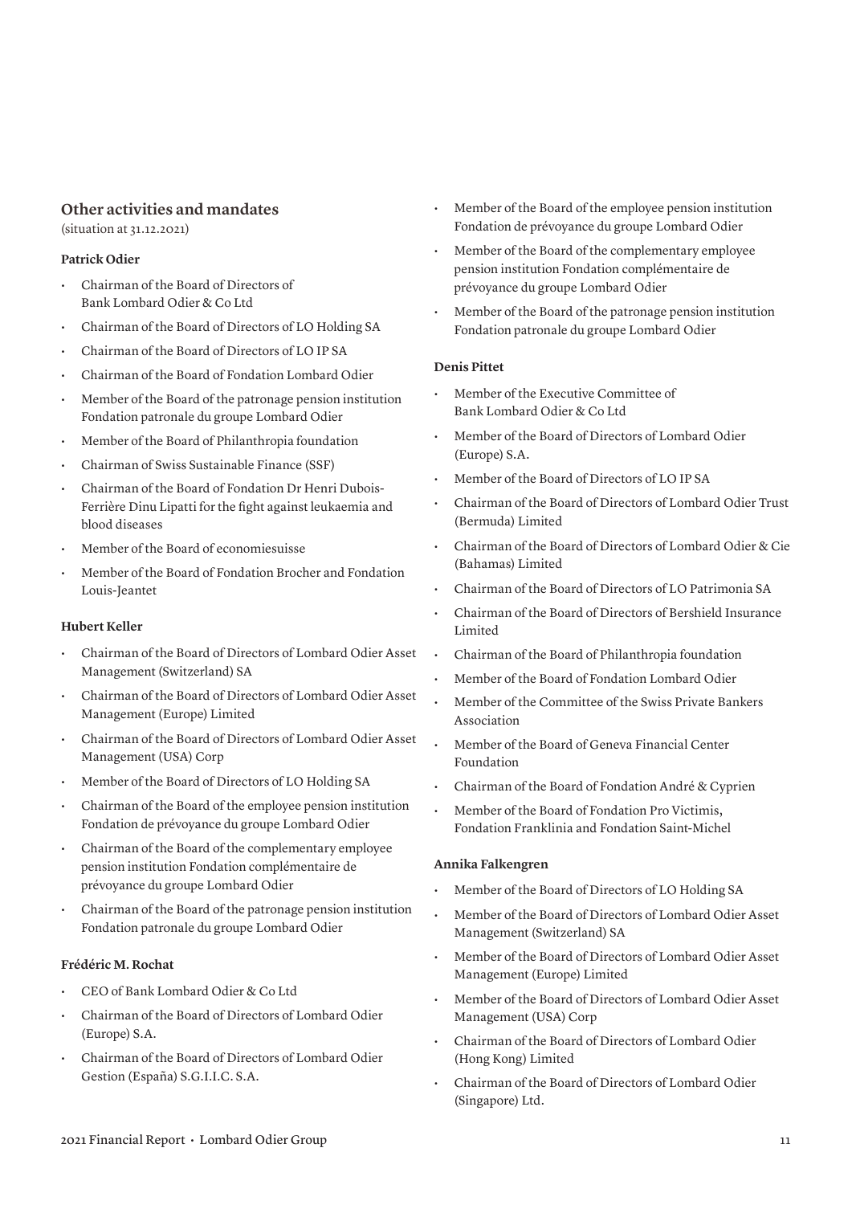## Other activities and mandates

(situation at 31.12.2021)

**Patrick Odier**

- Chairman of the Board of Directors of Bank Lombard Odier & Co Ltd
- Chairman of the Board of Directors of LO Holding SA
- Chairman of the Board of Directors of LO IP SA
- Chairman of the Board of Fondation Lombard Odier
- Member of the Board of the patronage pension institution Fondation patronale du groupe Lombard Odier
- Member of the Board of Philanthropia foundation
- Chairman of Swiss Sustainable Finance (SSF)
- Chairman of the Board of Fondation Dr Henri Dubois-Ferrière Dinu Lipatti for the fight against leukaemia and blood diseases
- Member of the Board of economiesuisse
- Member of the Board of Fondation Brocher and Fondation Louis-Jeantet

**Hubert Keller**

- Chairman of the Board of Directors of Lombard Odier Asset Management (Switzerland) SA
- Chairman of the Board of Directors of Lombard Odier Asset Management (Europe) Limited
- Chairman of the Board of Directors of Lombard Odier Asset Management (USA) Corp
- Member of the Board of Directors of LO Holding SA
- Chairman of the Board of the employee pension institution Fondation de prévoyance du groupe Lombard Odier
- Chairman of the Board of the complementary employee pension institution Fondation complémentaire de prévoyance du groupe Lombard Odier
- Chairman of the Board of the patronage pension institution Fondation patronale du groupe Lombard Odier

**Frédéric M. Rochat**

- CEO of Bank Lombard Odier & Co Ltd
- Chairman of the Board of Directors of Lombard Odier (Europe) S.A.
- Chairman of the Board of Directors of Lombard Odier Gestion (España) S.G.I.I.C. S.A.
- Member of the Board of the employee pension institution Fondation de prévoyance du groupe Lombard Odier
- Member of the Board of the complementary employee pension institution Fondation complémentaire de prévoyance du groupe Lombard Odier
- Member of the Board of the patronage pension institution Fondation patronale du groupe Lombard Odier

**Denis Pittet**

- Member of the Executive Committee of Bank Lombard Odier & Co Ltd
- Member of the Board of Directors of Lombard Odier (Europe) S.A.
- Member of the Board of Directors of LO IP SA
- Chairman of the Board of Directors of Lombard Odier Trust (Bermuda) Limited
- Chairman of the Board of Directors of Lombard Odier & Cie (Bahamas) Limited
- Chairman of the Board of Directors of LO Patrimonia SA
- Chairman of the Board of Directors of Bershield Insurance Limited
- Chairman of the Board of Philanthropia foundation
- Member of the Board of Fondation Lombard Odier
- Member of the Committee of the Swiss Private Bankers Association
- Member of the Board of Geneva Financial Center Foundation
- Chairman of the Board of Fondation André & Cyprien
- Member of the Board of Fondation Pro Victimis, Fondation Franklinia and Fondation Saint-Michel

**Annika Falkengren**

- Member of the Board of Directors of LO Holding SA
- Member of the Board of Directors of Lombard Odier Asset Management (Switzerland) SA
- Member of the Board of Directors of Lombard Odier Asset Management (Europe) Limited
- Member of the Board of Directors of Lombard Odier Asset Management (USA) Corp
- Chairman of the Board of Directors of Lombard Odier (Hong Kong) Limited
- Chairman of the Board of Directors of Lombard Odier (Singapore) Ltd.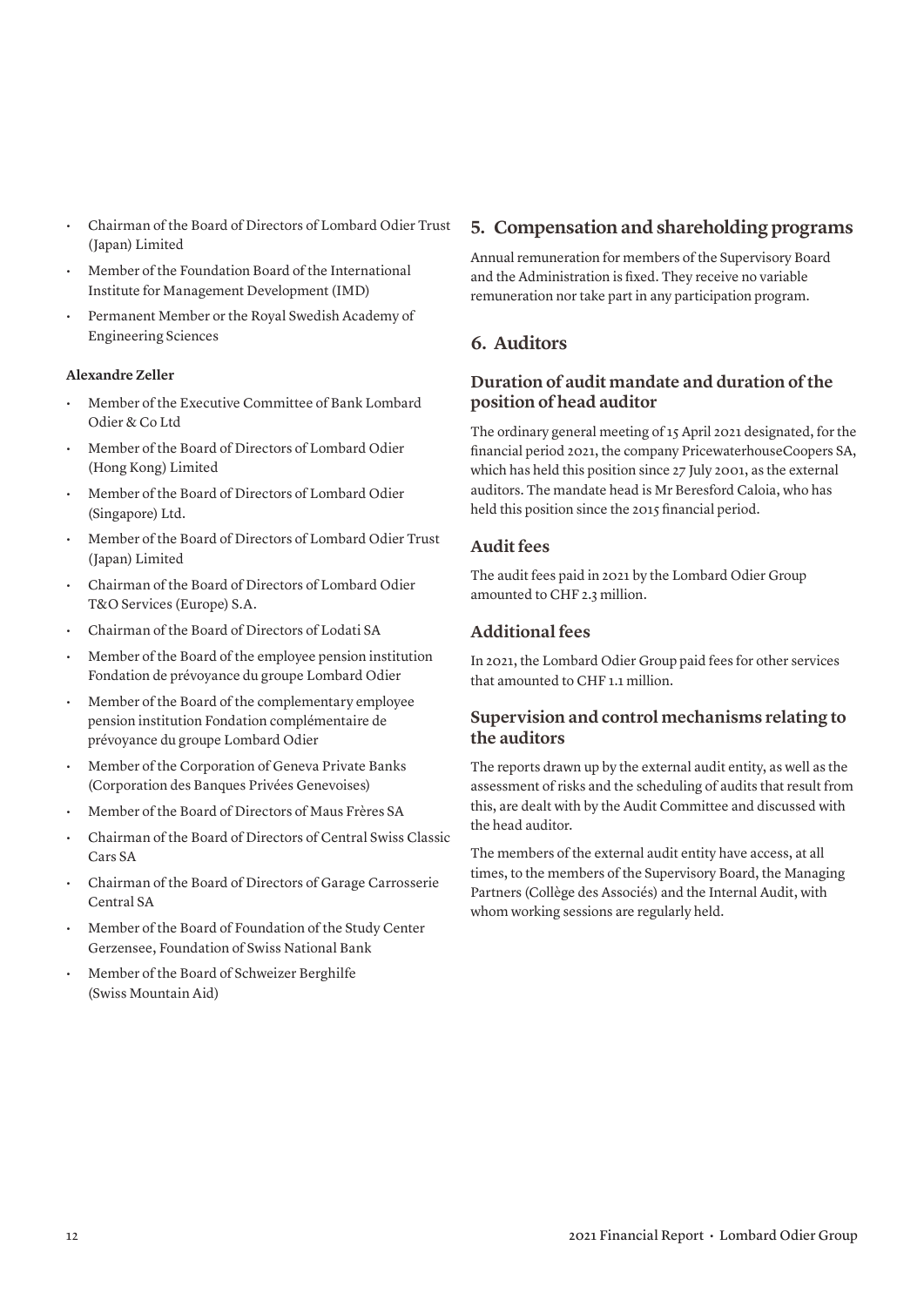- Chairman of the Board of Directors of Lombard Odier Trust (Japan) Limited
- Member of the Foundation Board of the International Institute for Management Development (IMD)
- Permanent Member or the Royal Swedish Academy of Engineering Sciences

**Alexandre Zeller**

- Member of the Executive Committee of Bank Lombard Odier & Co Ltd
- Member of the Board of Directors of Lombard Odier (Hong Kong) Limited
- Member of the Board of Directors of Lombard Odier (Singapore) Ltd.
- Member of the Board of Directors of Lombard Odier Trust (Japan) Limited
- Chairman of the Board of Directors of Lombard Odier T&O Services (Europe) S.A.
- Chairman of the Board of Directors of Lodati SA
- Member of the Board of the employee pension institution Fondation de prévoyance du groupe Lombard Odier
- Member of the Board of the complementary employee pension institution Fondation complémentaire de prévoyance du groupe Lombard Odier
- Member of the Corporation of Geneva Private Banks (Corporation des Banques Privées Genevoises)
- Member of the Board of Directors of Maus Frères SA
- Chairman of the Board of Directors of Central Swiss Classic Cars SA
- Chairman of the Board of Directors of Garage Carrosserie Central SA
- Member of the Board of Foundation of the Study Center Gerzensee, Foundation of Swiss National Bank
- Member of the Board of Schweizer Berghilfe (Swiss Mountain Aid)

## 5. Compensation and shareholding programs

Annual remuneration for members of the Supervisory Board and the Administration is fixed. They receive no variable remuneration nor take part in any participation program.

## 6. Auditors

### Duration of audit mandate and duration of the position of head auditor

The ordinary general meeting of 15 April 2021 designated, for the financial period 2021, the company PricewaterhouseCoopers SA, which has held this position since 27 July 2001, as the external auditors. The mandate head is Mr Beresford Caloia, who has held this position since the 2015 financial period.

### Audit fees

The audit fees paid in 2021 by the Lombard Odier Group amounted to CHF 2.3 million.

### Additional fees

In 2021, the Lombard Odier Group paid fees for other services that amounted to CHF 1.1 million.

### Supervision and control mechanisms relating to the auditors

The reports drawn up by the external audit entity, as well as the assessment of risks and the scheduling of audits that result from this, are dealt with by the Audit Committee and discussed with the head auditor.

The members of the external audit entity have access, at all times, to the members of the Supervisory Board, the Managing Partners (Collège des Associés) and the Internal Audit, with whom working sessions are regularly held.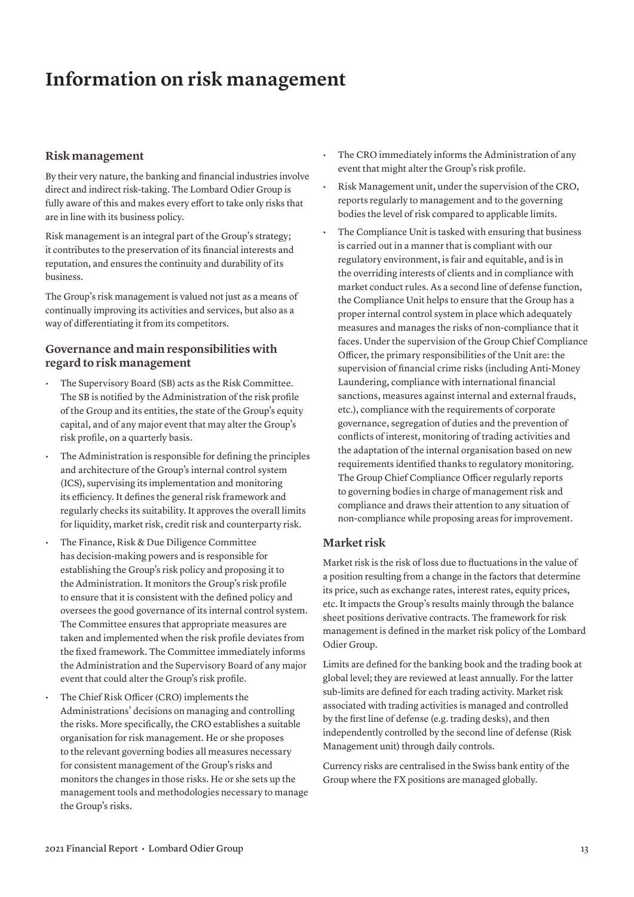# Information on risk management

## Risk management

By their very nature, the banking and financial industries involve direct and indirect risk-taking. The Lombard Odier Group is fully aware of this and makes every effort to take only risks that are in line with its business policy.

Risk management is an integral part of the Group's strategy; it contributes to the preservation of its financial interests and reputation, and ensures the continuity and durability of its business.

The Group's risk management is valued not just as a means of continually improving its activities and services, but also as a way of differentiating it from its competitors.

## Governance and main responsibilities with regard to risk management

- The Supervisory Board (SB) acts as the Risk Committee. The SB is notified by the Administration of the risk profile of the Group and its entities, the state of the Group's equity capital, and of any major event that may alter the Group's risk profile, on a quarterly basis.
- The Administration is responsible for defining the principles and architecture of the Group's internal control system (ICS), supervising its implementation and monitoring its efficiency. It defines the general risk framework and regularly checks its suitability. It approves the overall limits for liquidity, market risk, credit risk and counterparty risk.
- The Finance, Risk & Due Diligence Committee has decision-making powers and is responsible for establishing the Group's risk policy and proposing it to the Administration. It monitors the Group's risk profile to ensure that it is consistent with the defined policy and oversees the good governance of its internal control system. The Committee ensures that appropriate measures are taken and implemented when the risk profile deviates from the fixed framework. The Committee immediately informs the Administration and the Supervisory Board of any major event that could alter the Group's risk profile.
- The Chief Risk Officer (CRO) implements the Administrations' decisions on managing and controlling the risks. More specifically, the CRO establishes a suitable organisation for risk management. He or she proposes to the relevant governing bodies all measures necessary for consistent management of the Group's risks and monitors the changes in those risks. He or she sets up the management tools and methodologies necessary to manage the Group's risks.
- The CRO immediately informs the Administration of any event that might alter the Group's risk profile.
- Risk Management unit, under the supervision of the CRO, reports regularly to management and to the governing bodies the level of risk compared to applicable limits.
- The Compliance Unit is tasked with ensuring that business is carried out in a manner that is compliant with our regulatory environment, is fair and equitable, and is in the overriding interests of clients and in compliance with market conduct rules. As a second line of defense function, the Compliance Unit helps to ensure that the Group has a proper internal control system in place which adequately measures and manages the risks of non-compliance that it faces. Under the supervision of the Group Chief Compliance Officer, the primary responsibilities of the Unit are: the supervision of financial crime risks (including Anti-Money Laundering, compliance with international financial sanctions, measures against internal and external frauds, etc.), compliance with the requirements of corporate governance, segregation of duties and the prevention of conflicts of interest, monitoring of trading activities and the adaptation of the internal organisation based on new requirements identified thanks to regulatory monitoring. The Group Chief Compliance Officer regularly reports to governing bodies in charge of management risk and compliance and draws their attention to any situation of non-compliance while proposing areas for improvement.

## Market risk

Market risk is the risk of loss due to fluctuations in the value of a position resulting from a change in the factors that determine its price, such as exchange rates, interest rates, equity prices, etc. It impacts the Group's results mainly through the balance sheet positions derivative contracts. The framework for risk management is defined in the market risk policy of the Lombard Odier Group.

Limits are defined for the banking book and the trading book at global level; they are reviewed at least annually. For the latter sub-limits are defined for each trading activity. Market risk associated with trading activities is managed and controlled by the first line of defense (e.g. trading desks), and then independently controlled by the second line of defense (Risk Management unit) through daily controls.

Currency risks are centralised in the Swiss bank entity of the Group where the FX positions are managed globally.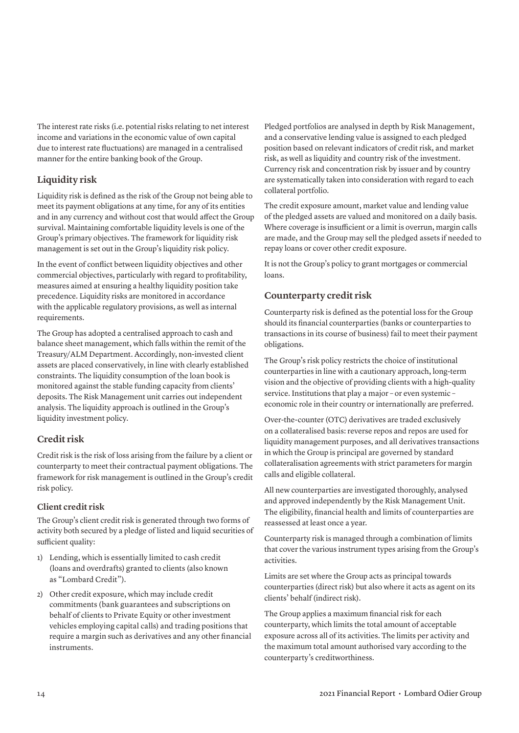The interest rate risks (i.e. potential risks relating to net interest income and variations in the economic value of own capital due to interest rate fluctuations) are managed in a centralised manner for the entire banking book of the Group.

## Liquidity risk

Liquidity risk is defined as the risk of the Group not being able to meet its payment obligations at any time, for any of its entities and in any currency and without cost that would affect the Group survival. Maintaining comfortable liquidity levels is one of the Group's primary objectives. The framework for liquidity risk management is set out in the Group's liquidity risk policy.

In the event of conflict between liquidity objectives and other commercial objectives, particularly with regard to profitability, measures aimed at ensuring a healthy liquidity position take precedence. Liquidity risks are monitored in accordance with the applicable regulatory provisions, as well as internal requirements.

The Group has adopted a centralised approach to cash and balance sheet management, which falls within the remit of the Treasury/ALM Department. Accordingly, non-invested client assets are placed conservatively, in line with clearly established constraints. The liquidity consumption of the loan book is monitored against the stable funding capacity from clients' deposits. The Risk Management unit carries out independent analysis. The liquidity approach is outlined in the Group's liquidity investment policy.

## Credit risk

Credit risk is the risk of loss arising from the failure by a client or counterparty to meet their contractual payment obligations. The framework for risk management is outlined in the Group's credit risk policy.

### Client credit risk

The Group's client credit risk is generated through two forms of activity both secured by a pledge of listed and liquid securities of sufficient quality:

1) Lending, which is essentially limited to cash credit (loans and overdrafts) granted to clients (also known as "Lombard Credit").
2) Other credit exposure, which may include credit commitments (bank guarantees and subscriptions on behalf of clients to Private Equity or other investment vehicles employing capital calls) and trading positions that require a margin such as derivatives and any other financial instruments.

Pledged portfolios are analysed in depth by Risk Management, and a conservative lending value is assigned to each pledged position based on relevant indicators of credit risk, and market risk, as well as liquidity and country risk of the investment. Currency risk and concentration risk by issuer and by country are systematically taken into consideration with regard to each collateral portfolio.

The credit exposure amount, market value and lending value of the pledged assets are valued and monitored on a daily basis. Where coverage is insufficient or a limit is overrun, margin calls are made, and the Group may sell the pledged assets if needed to repay loans or cover other credit exposure.

It is not the Group's policy to grant mortgages or commercial loans.

## Counterparty credit risk

Counterparty risk is defined as the potential loss for the Group should its financial counterparties (banks or counterparties to transactions in its course of business) fail to meet their payment obligations.

The Group's risk policy restricts the choice of institutional counterparties in line with a cautionary approach, long-term vision and the objective of providing clients with a high-quality service. Institutions that play a major – or even systemic – economic role in their country or internationally are preferred.

Over-the-counter (OTC) derivatives are traded exclusively on a collateralised basis: reverse repos and repos are used for liquidity management purposes, and all derivatives transactions in which the Group is principal are governed by standard collateralisation agreements with strict parameters for margin calls and eligible collateral.

All new counterparties are investigated thoroughly, analysed and approved independently by the Risk Management Unit. The eligibility, financial health and limits of counterparties are reassessed at least once a year.

Counterparty risk is managed through a combination of limits that cover the various instrument types arising from the Group's activities.

Limits are set where the Group acts as principal towards counterparties (direct risk) but also where it acts as agent on its clients' behalf (indirect risk).

The Group applies a maximum financial risk for each counterparty, which limits the total amount of acceptable exposure across all of its activities. The limits per activity and the maximum total amount authorised vary according to the counterparty's creditworthiness.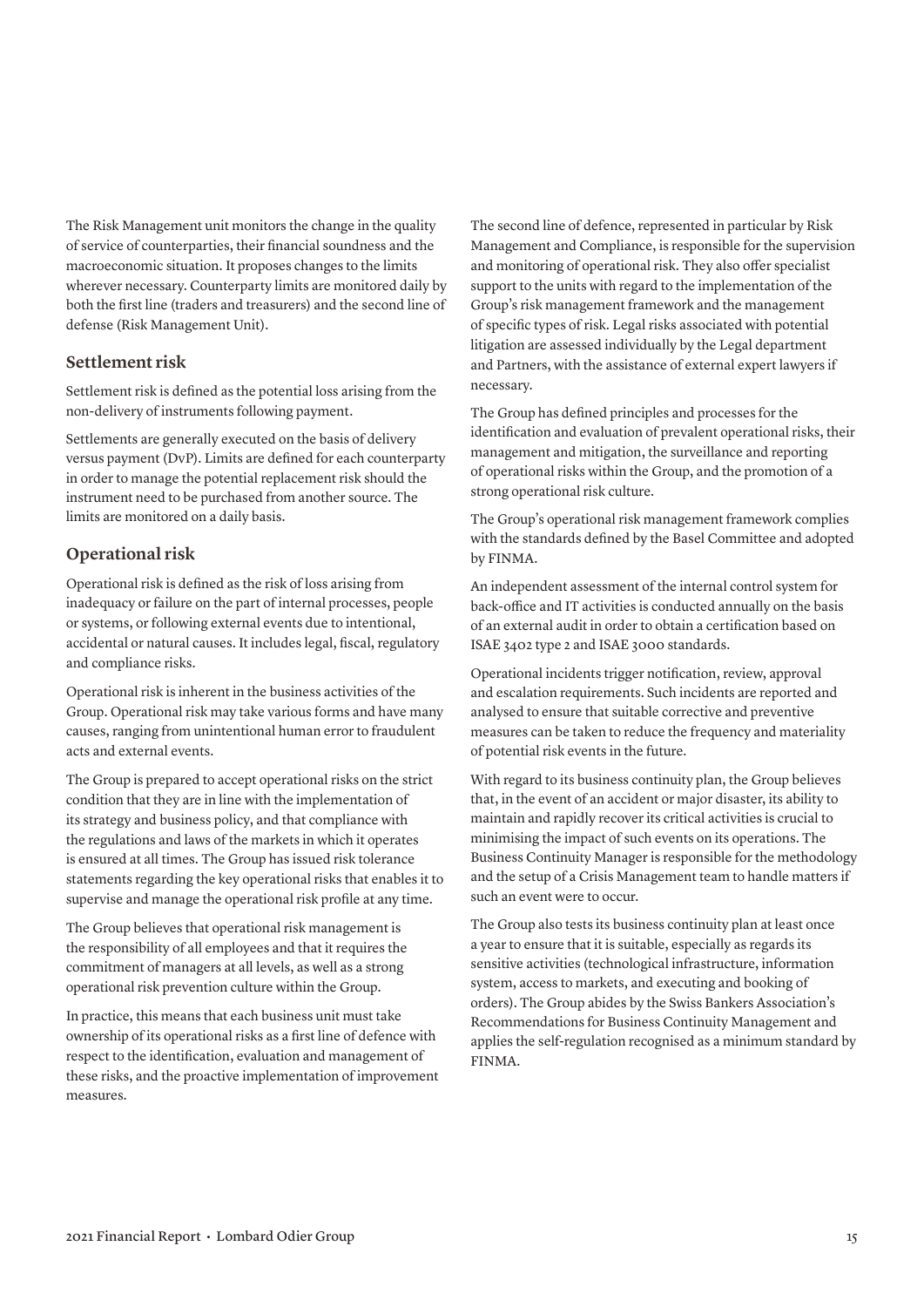The Risk Management unit monitors the change in the quality of service of counterparties, their financial soundness and the macroeconomic situation. It proposes changes to the limits wherever necessary. Counterparty limits are monitored daily by both the first line (traders and treasurers) and the second line of defense (Risk Management Unit).

### Settlement risk

Settlement risk is defined as the potential loss arising from the non-delivery of instruments following payment.

Settlements are generally executed on the basis of delivery versus payment (DvP). Limits are defined for each counterparty in order to manage the potential replacement risk should the instrument need to be purchased from another source. The limits are monitored on a daily basis.

### Operational risk

Operational risk is defined as the risk of loss arising from inadequacy or failure on the part of internal processes, people or systems, or following external events due to intentional, accidental or natural causes. It includes legal, fiscal, regulatory and compliance risks.

Operational risk is inherent in the business activities of the Group. Operational risk may take various forms and have many causes, ranging from unintentional human error to fraudulent acts and external events.

The Group is prepared to accept operational risks on the strict condition that they are in line with the implementation of its strategy and business policy, and that compliance with the regulations and laws of the markets in which it operates is ensured at all times. The Group has issued risk tolerance statements regarding the key operational risks that enables it to supervise and manage the operational risk profile at any time.

The Group believes that operational risk management is the responsibility of all employees and that it requires the commitment of managers at all levels, as well as a strong operational risk prevention culture within the Group.

In practice, this means that each business unit must take ownership of its operational risks as a first line of defence with respect to the identification, evaluation and management of these risks, and the proactive implementation of improvement measures.

The second line of defence, represented in particular by Risk Management and Compliance, is responsible for the supervision and monitoring of operational risk. They also offer specialist support to the units with regard to the implementation of the Group's risk management framework and the management of specific types of risk. Legal risks associated with potential litigation are assessed individually by the Legal department and Partners, with the assistance of external expert lawyers if necessary.

The Group has defined principles and processes for the identification and evaluation of prevalent operational risks, their management and mitigation, the surveillance and reporting of operational risks within the Group, and the promotion of a strong operational risk culture.

The Group's operational risk management framework complies with the standards defined by the Basel Committee and adopted by FINMA.

An independent assessment of the internal control system for back-office and IT activities is conducted annually on the basis of an external audit in order to obtain a certification based on ISAE 3402 type 2 and ISAE 3000 standards.

Operational incidents trigger notification, review, approval and escalation requirements. Such incidents are reported and analysed to ensure that suitable corrective and preventive measures can be taken to reduce the frequency and materiality of potential risk events in the future.

With regard to its business continuity plan, the Group believes that, in the event of an accident or major disaster, its ability to maintain and rapidly recover its critical activities is crucial to minimising the impact of such events on its operations. The Business Continuity Manager is responsible for the methodology and the setup of a Crisis Management team to handle matters if such an event were to occur.

The Group also tests its business continuity plan at least once a year to ensure that it is suitable, especially as regards its sensitive activities (technological infrastructure, information system, access to markets, and executing and booking of orders). The Group abides by the Swiss Bankers Association's Recommendations for Business Continuity Management and applies the self-regulation recognised as a minimum standard by FINMA.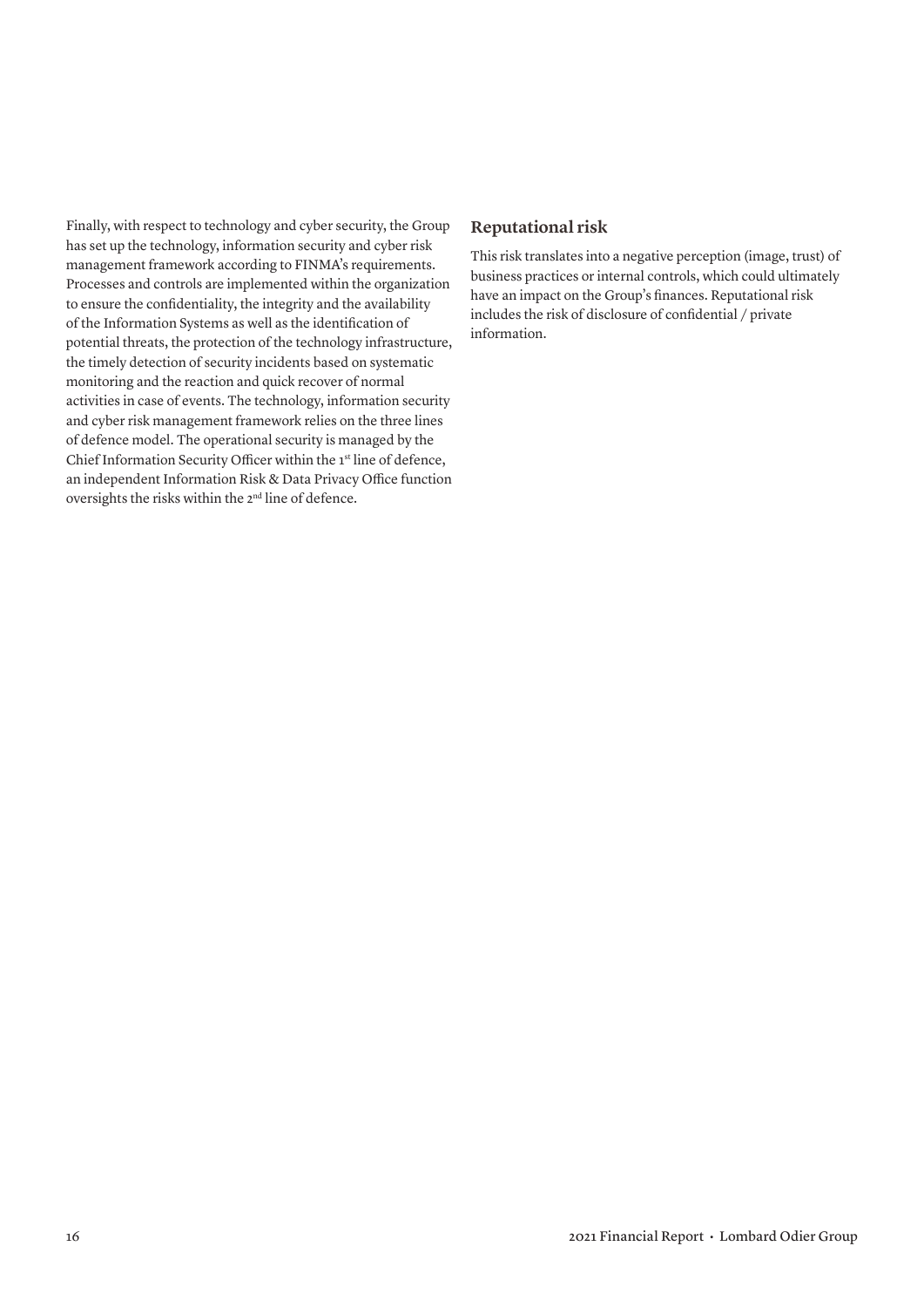Finally, with respect to technology and cyber security, the Group has set up the technology, information security and cyber risk management framework according to FINMA's requirements. Processes and controls are implemented within the organization to ensure the confidentiality, the integrity and the availability of the Information Systems as well as the identification of potential threats, the protection of the technology infrastructure, the timely detection of security incidents based on systematic monitoring and the reaction and quick recover of normal activities in case of events. The technology, information security and cyber risk management framework relies on the three lines of defence model. The operational security is managed by the Chief Information Security Officer within the 1st line of defence, an independent Information Risk & Data Privacy Office function oversights the risks within the 2nd line of defence.

## Reputational risk

This risk translates into a negative perception (image, trust) of business practices or internal controls, which could ultimately have an impact on the Group's finances. Reputational risk includes the risk of disclosure of confidential / private information.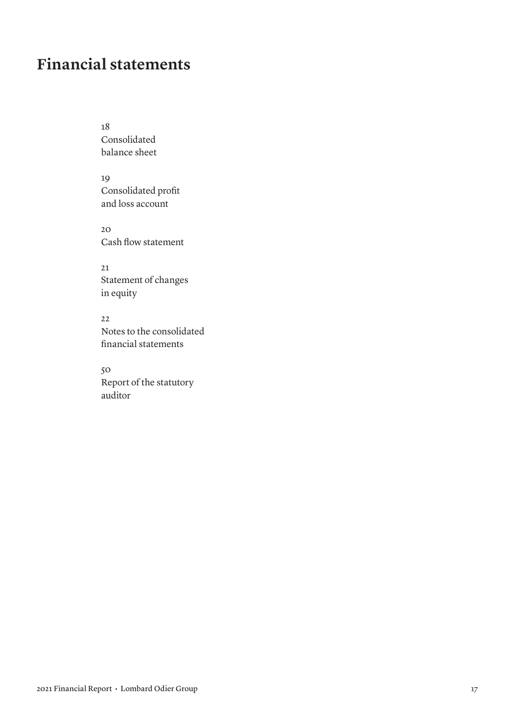# Financial statements

18
Consolidated balance sheet

19
Consolidated profit and loss account

20
Cash flow statement

21
Statement of changes in equity

22
Notes to the consolidated financial statements

50
Report of the statutory auditor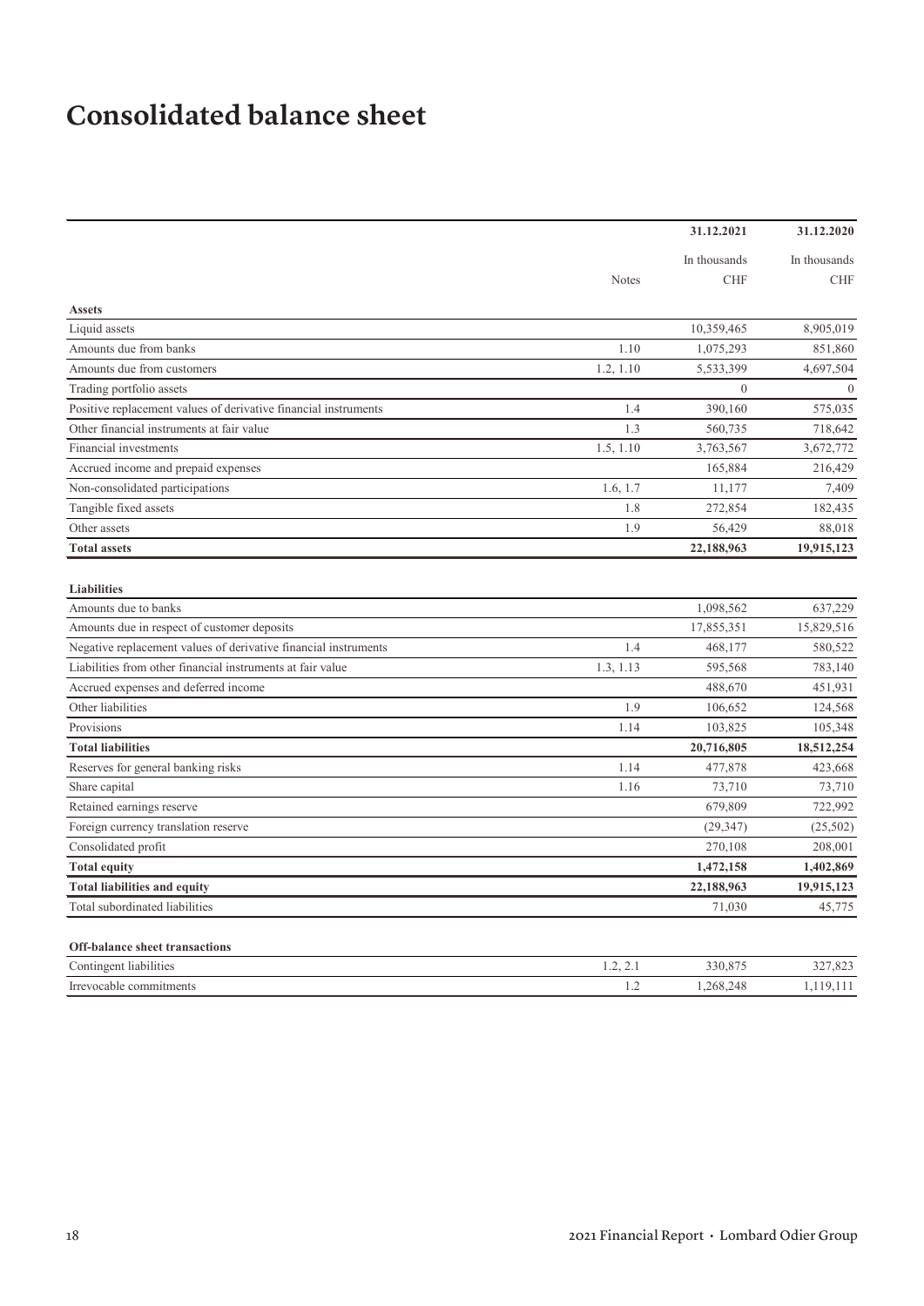# Consolidated balance sheet

| | Notes | 31.12.2021<br>In thousands CHF | 31.12.2020<br>In thousands CHF |
|---|---|---|---|
| **Assets** | | | |
| Liquid assets | | 10,359,465 | 8,905,019 |
| Amounts due from banks | 1.10 | 1,075,293 | 851,860 |
| Amounts due from customers | 1.2, 1.10 | 5,533,399 | 4,697,504 |
| Trading portfolio assets | | 0 | 0 |
| Positive replacement values of derivative financial instruments | 1.4 | 390,160 | 575,035 |
| Other financial instruments at fair value | 1.3 | 560,735 | 718,642 |
| Financial investments | 1.5, 1.10 | 3,763,567 | 3,672,772 |
| Accrued income and prepaid expenses | | 165,884 | 216,429 |
| Non-consolidated participations | 1.6, 1.7 | 11,177 | 7,409 |
| Tangible fixed assets | 1.8 | 272,854 | 182,435 |
| Other assets | 1.9 | 56,429 | 88,018 |
| **Total assets** | | **22,188,963** | **19,915,123** |
| | | | |
| **Liabilities** | | | |
| Amounts due to banks | | 1,098,562 | 637,229 |
| Amounts due in respect of customer deposits | | 17,855,351 | 15,829,516 |
| Negative replacement values of derivative financial instruments | 1.4 | 468,177 | 580,522 |
| Liabilities from other financial instruments at fair value | 1.3, 1.13 | 595,568 | 783,140 |
| Accrued expenses and deferred income | | 488,670 | 451,931 |
| Other liabilities | 1.9 | 106,652 | 124,568 |
| Provisions | 1.14 | 103,825 | 105,348 |
| **Total liabilities** | | **20,716,805** | **18,512,254** |
| Reserves for general banking risks | 1.14 | 477,878 | 423,668 |
| Share capital | 1.16 | 73,710 | 73,710 |
| Retained earnings reserve | | 679,809 | 722,992 |
| Foreign currency translation reserve | | (29,347) | (25,502) |
| Consolidated profit | | 270,108 | 208,001 |
| **Total equity** | | **1,472,158** | **1,402,869** |
| **Total liabilities and equity** | | **22,188,963** | **19,915,123** |
| Total subordinated liabilities | | 71,030 | 45,775 |
| | | | |
| **Off-balance sheet transactions** | | | |
| Contingent liabilities | 1.2, 2.1 | 330,875 | 327,823 |
| Irrevocable commitments | 1.2 | 1,268,248 | 1,119,111 |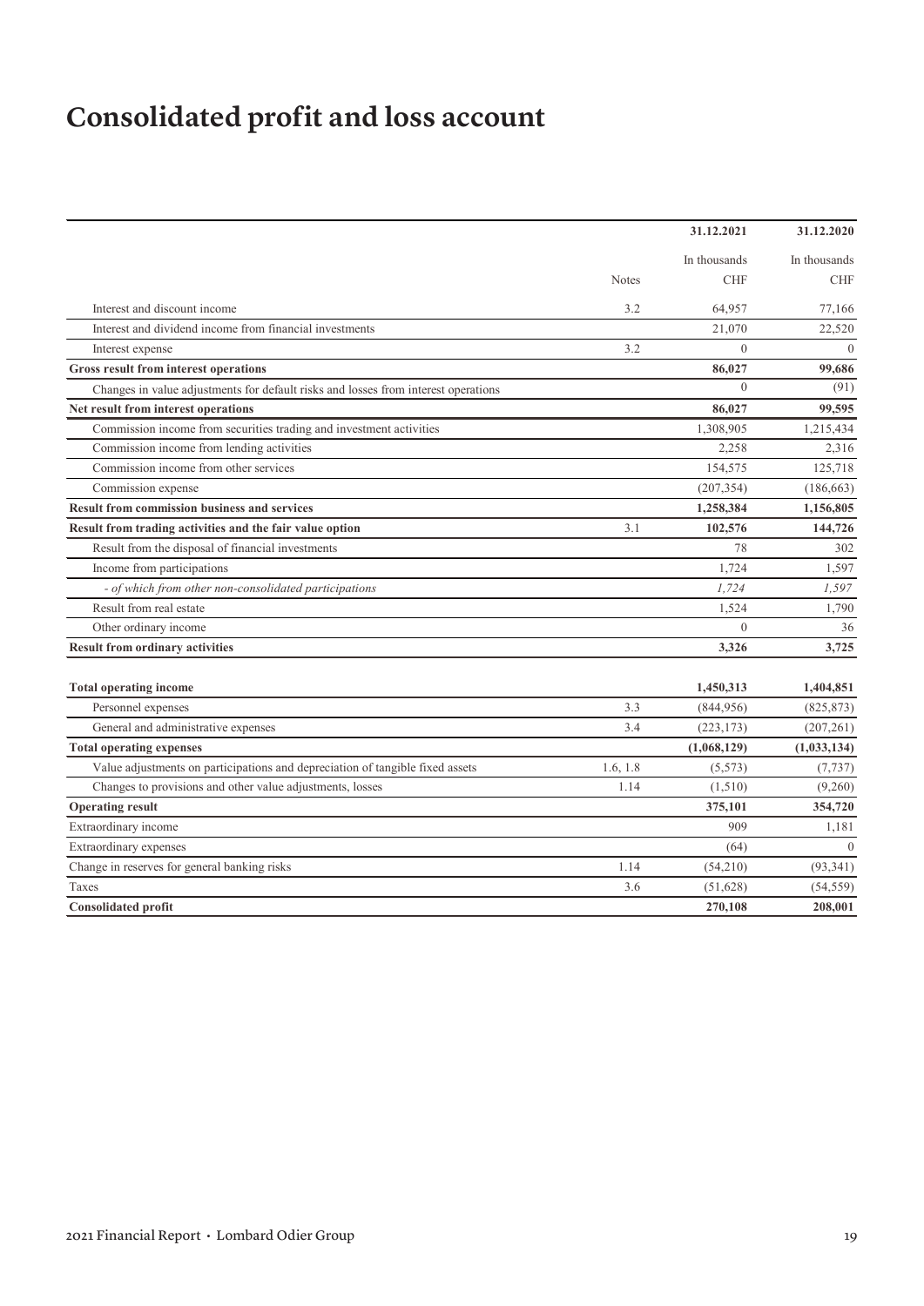# Consolidated profit and loss account

| | Notes | 31.12.2021<br>In thousands CHF | 31.12.2020<br>In thousands CHF |
|---|---|---|---|
| Interest and discount income | 3.2 | 64,957 | 77,166 |
| Interest and dividend income from financial investments | | 21,070 | 22,520 |
| Interest expense | 3.2 | 0 | 0 |
| **Gross result from interest operations** | | **86,027** | **99,686** |
| Changes in value adjustments for default risks and losses from interest operations | | 0 | (91) |
| **Net result from interest operations** | | **86,027** | **99,595** |
| Commission income from securities trading and investment activities | | 1,308,905 | 1,215,434 |
| Commission income from lending activities | | 2,258 | 2,316 |
| Commission income from other services | | 154,575 | 125,718 |
| Commission expense | | (207,354) | (186,663) |
| **Result from commission business and services** | | **1,258,384** | **1,156,805** |
| **Result from trading activities and the fair value option** | 3.1 | **102,576** | **144,726** |
| Result from the disposal of financial investments | | 78 | 302 |
| Income from participations | | 1,724 | 1,597 |
| *- of which from other non-consolidated participations* | | *1,724* | *1,597* |
| Result from real estate | | 1,524 | 1,790 |
| Other ordinary income | | 0 | 36 |
| **Result from ordinary activities** | | **3,326** | **3,725** |
| **Total operating income** | | **1,450,313** | **1,404,851** |
| Personnel expenses | 3.3 | (844,956) | (825,873) |
| General and administrative expenses | 3.4 | (223,173) | (207,261) |
| **Total operating expenses** | | **(1,068,129)** | **(1,033,134)** |
| Value adjustments on participations and depreciation of tangible fixed assets | 1.6, 1.8 | (5,573) | (7,737) |
| Changes to provisions and other value adjustments, losses | 1.14 | (1,510) | (9,260) |
| **Operating result** | | **375,101** | **354,720** |
| Extraordinary income | | 909 | 1,181 |
| Extraordinary expenses | | (64) | 0 |
| Change in reserves for general banking risks | 1.14 | (54,210) | (93,341) |
| Taxes | 3.6 | (51,628) | (54,559) |
| **Consolidated profit** | | **270,108** | **208,001** |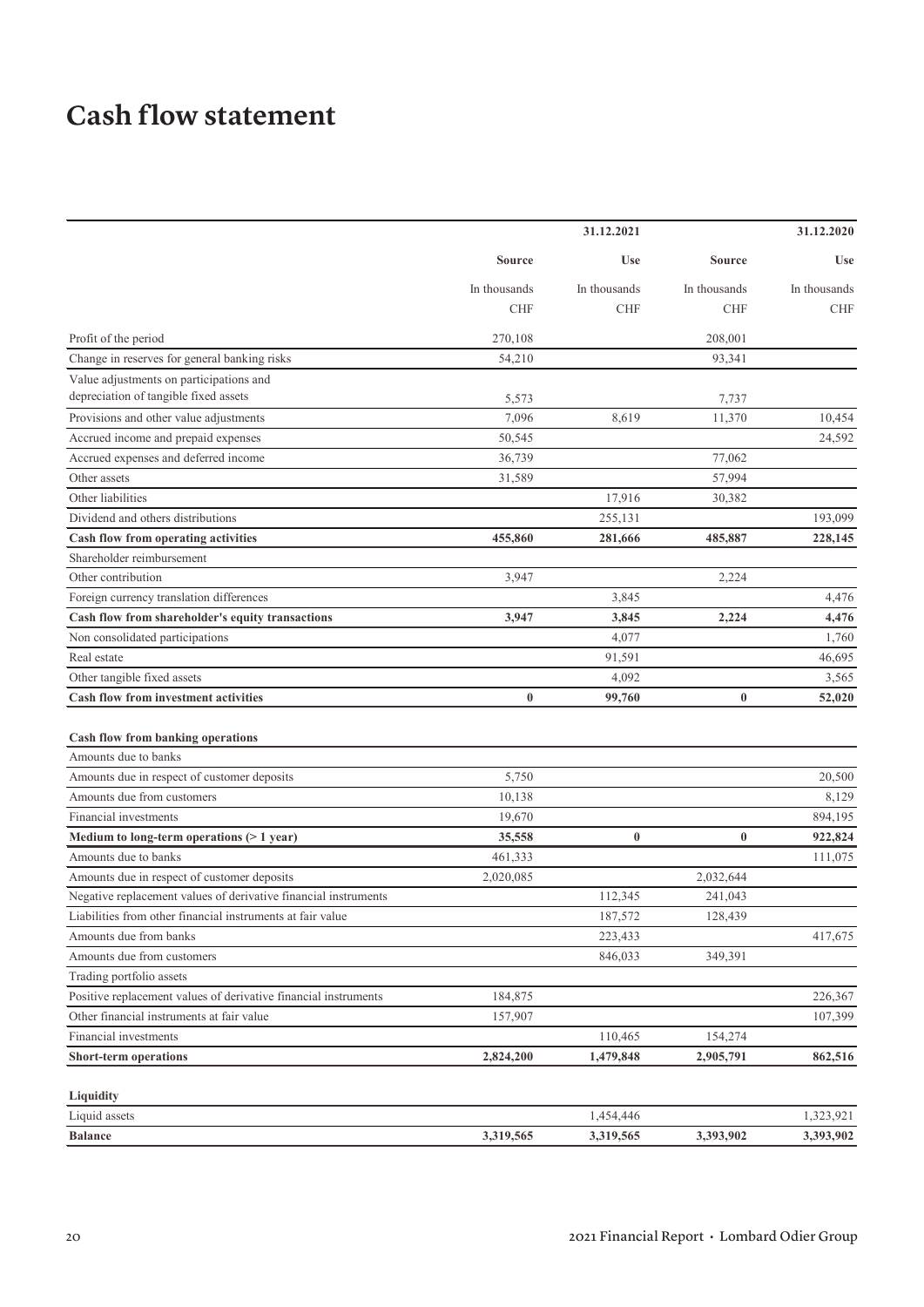# Cash flow statement

| | 31.12.2021 | | 31.12.2020 | |
|---|---|---|---|---|
| | Source | Use | Source | Use |
| | In thousands CHF | In thousands CHF | In thousands CHF | In thousands CHF |
| Profit of the period | 270,108 | | 208,001 | |
| Change in reserves for general banking risks | 54,210 | | 93,341 | |
| Value adjustments on participations and depreciation of tangible fixed assets | 5,573 | | 7,737 | |
| Provisions and other value adjustments | 7,096 | 8,619 | 11,370 | 10,454 |
| Accrued income and prepaid expenses | 50,545 | | | 24,592 |
| Accrued expenses and deferred income | 36,739 | | 77,062 | |
| Other assets | 31,589 | | 57,994 | |
| Other liabilities | | 17,916 | 30,382 | |
| Dividend and others distributions | | 255,131 | | 193,099 |
| **Cash flow from operating activities** | **455,860** | **281,666** | **485,887** | **228,145** |
| Shareholder reimbursement | | | | |
| Other contribution | 3,947 | | 2,224 | |
| Foreign currency translation differences | | 3,845 | | 4,476 |
| **Cash flow from shareholder's equity transactions** | **3,947** | **3,845** | **2,224** | **4,476** |
| Non consolidated participations | | 4,077 | | 1,760 |
| Real estate | | 91,591 | | 46,695 |
| Other tangible fixed assets | | 4,092 | | 3,565 |
| **Cash flow from investment activities** | **0** | **99,760** | **0** | **52,020** |
| **Cash flow from banking operations** | | | | |
| Amounts due to banks | | | | |
| Amounts due in respect of customer deposits | 5,750 | | | 20,500 |
| Amounts due from customers | 10,138 | | | 8,129 |
| Financial investments | 19,670 | | | 894,195 |
| **Medium to long-term operations (> 1 year)** | **35,558** | **0** | **0** | **922,824** |
| Amounts due to banks | 461,333 | | | 111,075 |
| Amounts due in respect of customer deposits | 2,020,085 | | 2,032,644 | |
| Negative replacement values of derivative financial instruments | | 112,345 | 241,043 | |
| Liabilities from other financial instruments at fair value | | 187,572 | 128,439 | |
| Amounts due from banks | | 223,433 | | 417,675 |
| Amounts due from customers | | 846,033 | 349,391 | |
| Trading portfolio assets | | | | |
| Positive replacement values of derivative financial instruments | 184,875 | | | 226,367 |
| Other financial instruments at fair value | 157,907 | | | 107,399 |
| Financial investments | | 110,465 | 154,274 | |
| **Short-term operations** | **2,824,200** | **1,479,848** | **2,905,791** | **862,516** |
| **Liquidity** | | | | |
| Liquid assets | | 1,454,446 | | 1,323,921 |
| **Balance** | **3,319,565** | **3,319,565** | **3,393,902** | **3,393,902** |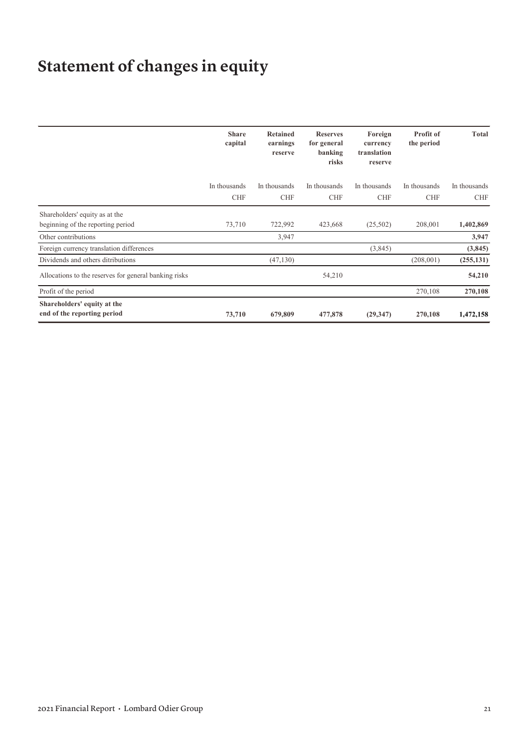# Statement of changes in equity

| | Share capital | Retained earnings reserve | Reserves for general banking risks | Foreign currency translation reserve | Profit of the period | Total |
|---|---|---|---|---|---|---|
| | In thousands CHF | In thousands CHF | In thousands CHF | In thousands CHF | In thousands CHF | In thousands CHF |
| Shareholders' equity as at the beginning of the reporting period | 73,710 | 722,992 | 423,668 | (25,502) | 208,001 | **1,402,869** |
| Other contributions | | 3,947 | | | | **3,947** |
| Foreign currency translation differences | | | | (3,845) | | **(3,845)** |
| Dividends and others ditributions | | (47,130) | | | (208,001) | **(255,131)** |
| Allocations to the reserves for general banking risks | | | 54,210 | | | **54,210** |
| Profit of the period | | | | | 270,108 | **270,108** |
| **Shareholders' equity at the end of the reporting period** | **73,710** | **679,809** | **477,878** | **(29,347)** | **270,108** | **1,472,158** |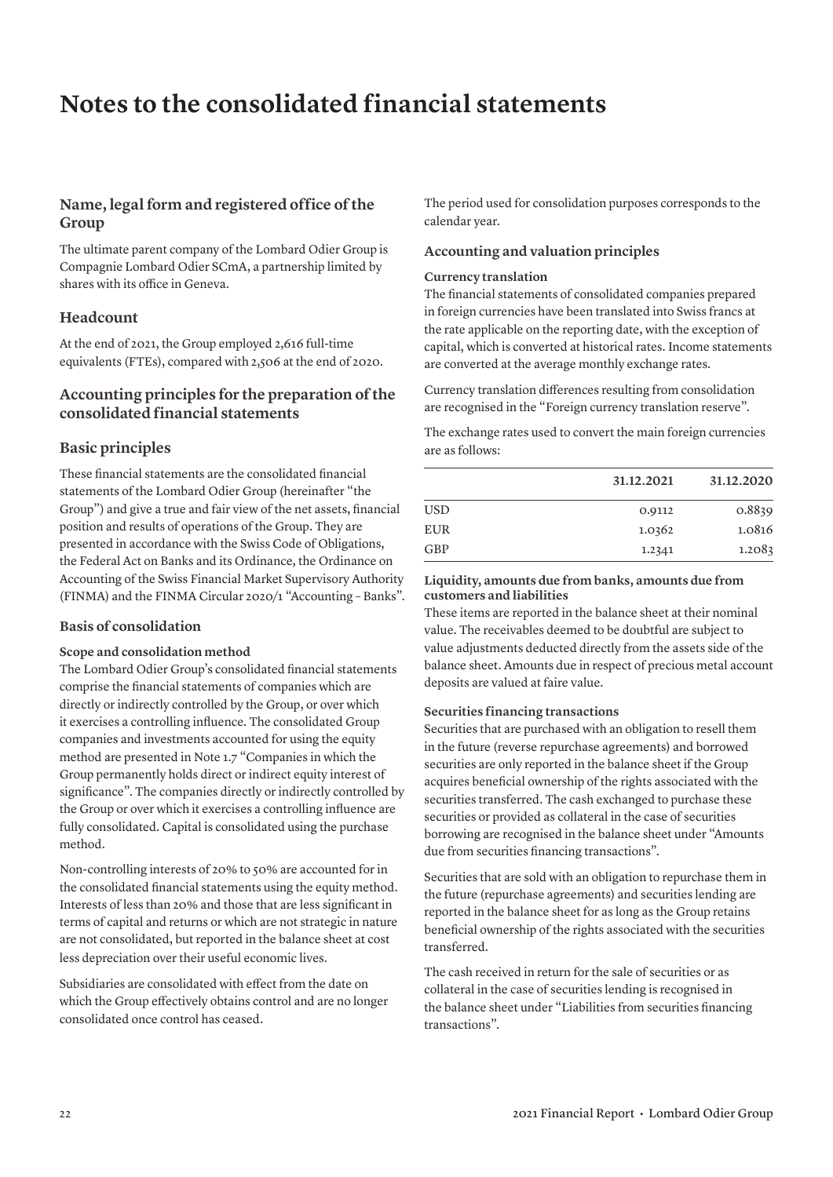# Notes to the consolidated financial statements

## Name, legal form and registered office of the Group

The ultimate parent company of the Lombard Odier Group is Compagnie Lombard Odier SCmA, a partnership limited by shares with its office in Geneva.

## Headcount

At the end of 2021, the Group employed 2,616 full-time equivalents (FTEs), compared with 2,506 at the end of 2020.

## Accounting principles for the preparation of the consolidated financial statements

## Basic principles

These financial statements are the consolidated financial statements of the Lombard Odier Group (hereinafter "the Group") and give a true and fair view of the net assets, financial position and results of operations of the Group. They are presented in accordance with the Swiss Code of Obligations, the Federal Act on Banks and its Ordinance, the Ordinance on Accounting of the Swiss Financial Market Supervisory Authority (FINMA) and the FINMA Circular 2020/1 "Accounting – Banks".

### Basis of consolidation

#### Scope and consolidation method

The Lombard Odier Group's consolidated financial statements comprise the financial statements of companies which are directly or indirectly controlled by the Group, or over which it exercises a controlling influence. The consolidated Group companies and investments accounted for using the equity method are presented in Note 1.7 "Companies in which the Group permanently holds direct or indirect equity interest of significance". The companies directly or indirectly controlled by the Group or over which it exercises a controlling influence are fully consolidated. Capital is consolidated using the purchase method.

Non-controlling interests of 20% to 50% are accounted for in the consolidated financial statements using the equity method. Interests of less than 20% and those that are less significant in terms of capital and returns or which are not strategic in nature are not consolidated, but reported in the balance sheet at cost less depreciation over their useful economic lives.

Subsidiaries are consolidated with effect from the date on which the Group effectively obtains control and are no longer consolidated once control has ceased.

The period used for consolidation purposes corresponds to the calendar year.

### Accounting and valuation principles

#### Currency translation

The financial statements of consolidated companies prepared in foreign currencies have been translated into Swiss francs at the rate applicable on the reporting date, with the exception of capital, which is converted at historical rates. Income statements are converted at the average monthly exchange rates.

Currency translation differences resulting from consolidation are recognised in the "Foreign currency translation reserve".

The exchange rates used to convert the main foreign currencies are as follows:

| | 31.12.2021 | 31.12.2020 |
|---|---|---|
| USD | 0.9112 | 0.8839 |
| EUR | 1.0362 | 1.0816 |
| GBP | 1.2341 | 1.2083 |

#### Liquidity, amounts due from banks, amounts due from customers and liabilities

These items are reported in the balance sheet at their nominal value. The receivables deemed to be doubtful are subject to value adjustments deducted directly from the assets side of the balance sheet. Amounts due in respect of precious metal account deposits are valued at faire value.

#### Securities financing transactions

Securities that are purchased with an obligation to resell them in the future (reverse repurchase agreements) and borrowed securities are only reported in the balance sheet if the Group acquires beneficial ownership of the rights associated with the securities transferred. The cash exchanged to purchase these securities or provided as collateral in the case of securities borrowing are recognised in the balance sheet under "Amounts due from securities financing transactions".

Securities that are sold with an obligation to repurchase them in the future (repurchase agreements) and securities lending are reported in the balance sheet for as long as the Group retains beneficial ownership of the rights associated with the securities transferred.

The cash received in return for the sale of securities or as collateral in the case of securities lending is recognised in the balance sheet under "Liabilities from securities financing transactions".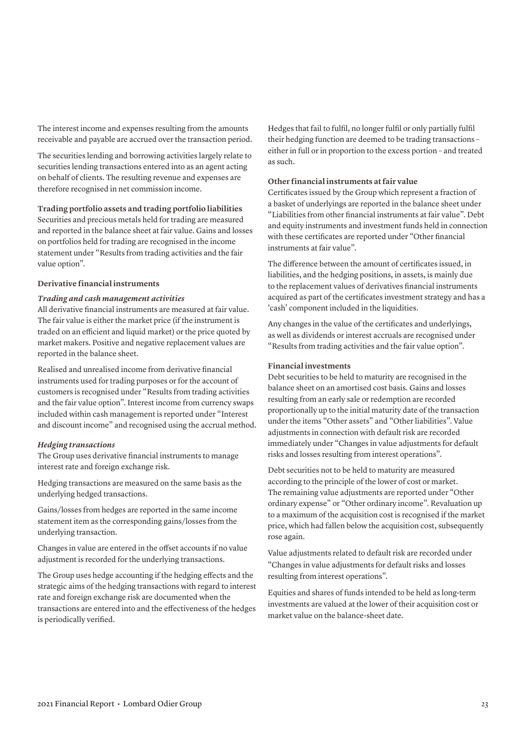The interest income and expenses resulting from the amounts receivable and payable are accrued over the transaction period.

The securities lending and borrowing activities largely relate to securities lending transactions entered into as an agent acting on behalf of clients. The resulting revenue and expenses are therefore recognised in net commission income.

**Trading portfolio assets and trading portfolio liabilities**

Securities and precious metals held for trading are measured and reported in the balance sheet at fair value. Gains and losses on portfolios held for trading are recognised in the income statement under "Results from trading activities and the fair value option".

**Derivative financial instruments**

***Trading and cash management activities***

All derivative financial instruments are measured at fair value. The fair value is either the market price (if the instrument is traded on an efficient and liquid market) or the price quoted by market makers. Positive and negative replacement values are reported in the balance sheet.

Realised and unrealised income from derivative financial instruments used for trading purposes or for the account of customers is recognised under "Results from trading activities and the fair value option". Interest income from currency swaps included within cash management is reported under "Interest and discount income" and recognised using the accrual method.

***Hedging transactions***

The Group uses derivative financial instruments to manage interest rate and foreign exchange risk.

Hedging transactions are measured on the same basis as the underlying hedged transactions.

Gains/losses from hedges are reported in the same income statement item as the corresponding gains/losses from the underlying transaction.

Changes in value are entered in the offset accounts if no value adjustment is recorded for the underlying transactions.

The Group uses hedge accounting if the hedging effects and the strategic aims of the hedging transactions with regard to interest rate and foreign exchange risk are documented when the transactions are entered into and the effectiveness of the hedges is periodically verified.

Hedges that fail to fulfil, no longer fulfil or only partially fulfil their hedging function are deemed to be trading transactions – either in full or in proportion to the excess portion – and treated as such.

**Other financial instruments at fair value**

Certificates issued by the Group which represent a fraction of a basket of underlyings are reported in the balance sheet under "Liabilities from other financial instruments at fair value". Debt and equity instruments and investment funds held in connection with these certificates are reported under "Other financial instruments at fair value".

The difference between the amount of certificates issued, in liabilities, and the hedging positions, in assets, is mainly due to the replacement values of derivatives financial instruments acquired as part of the certificates investment strategy and has a 'cash' component included in the liquidities.

Any changes in the value of the certificates and underlyings, as well as dividends or interest accruals are recognised under "Results from trading activities and the fair value option".

**Financial investments**

Debt securities to be held to maturity are recognised in the balance sheet on an amortised cost basis. Gains and losses resulting from an early sale or redemption are recorded proportionally up to the initial maturity date of the transaction under the items "Other assets" and "Other liabilities". Value adjustments in connection with default risk are recorded immediately under "Changes in value adjustments for default risks and losses resulting from interest operations".

Debt securities not to be held to maturity are measured according to the principle of the lower of cost or market. The remaining value adjustments are reported under "Other ordinary expense" or "Other ordinary income". Revaluation up to a maximum of the acquisition cost is recognised if the market price, which had fallen below the acquisition cost, subsequently rose again.

Value adjustments related to default risk are recorded under "Changes in value adjustments for default risks and losses resulting from interest operations".

Equities and shares of funds intended to be held as long-term investments are valued at the lower of their acquisition cost or market value on the balance-sheet date.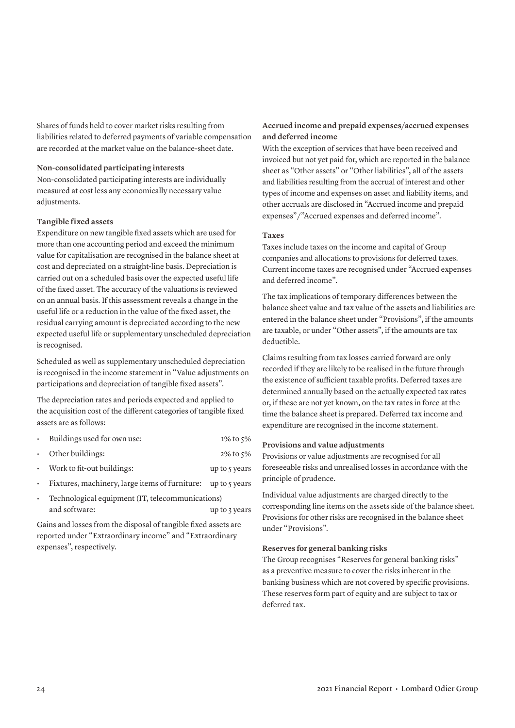Shares of funds held to cover market risks resulting from liabilities related to deferred payments of variable compensation are recorded at the market value on the balance-sheet date.

**Non-consolidated participating interests**

Non-consolidated participating interests are individually measured at cost less any economically necessary value adjustments.

**Tangible fixed assets**

Expenditure on new tangible fixed assets which are used for more than one accounting period and exceed the minimum value for capitalisation are recognised in the balance sheet at cost and depreciated on a straight-line basis. Depreciation is carried out on a scheduled basis over the expected useful life of the fixed asset. The accuracy of the valuations is reviewed on an annual basis. If this assessment reveals a change in the useful life or a reduction in the value of the fixed asset, the residual carrying amount is depreciated according to the new expected useful life or supplementary unscheduled depreciation is recognised.

Scheduled as well as supplementary unscheduled depreciation is recognised in the income statement in "Value adjustments on participations and depreciation of tangible fixed assets".

The depreciation rates and periods expected and applied to the acquisition cost of the different categories of tangible fixed assets are as follows:

- Buildings used for own use: 1% to 5%
- Other buildings: 2% to 5%
- Work to fit-out buildings: up to 5 years
- Fixtures, machinery, large items of furniture: up to 5 years
- Technological equipment (IT, telecommunications) and software: up to 3 years

Gains and losses from the disposal of tangible fixed assets are reported under "Extraordinary income" and "Extraordinary expenses", respectively.

**Accrued income and prepaid expenses/accrued expenses and deferred income**

With the exception of services that have been received and invoiced but not yet paid for, which are reported in the balance sheet as "Other assets" or "Other liabilities", all of the assets and liabilities resulting from the accrual of interest and other types of income and expenses on asset and liability items, and other accruals are disclosed in "Accrued income and prepaid expenses"/"Accrued expenses and deferred income".

**Taxes**

Taxes include taxes on the income and capital of Group companies and allocations to provisions for deferred taxes. Current income taxes are recognised under "Accrued expenses and deferred income".

The tax implications of temporary differences between the balance sheet value and tax value of the assets and liabilities are entered in the balance sheet under "Provisions", if the amounts are taxable, or under "Other assets", if the amounts are tax deductible.

Claims resulting from tax losses carried forward are only recorded if they are likely to be realised in the future through the existence of sufficient taxable profits. Deferred taxes are determined annually based on the actually expected tax rates or, if these are not yet known, on the tax rates in force at the time the balance sheet is prepared. Deferred tax income and expenditure are recognised in the income statement.

**Provisions and value adjustments**

Provisions or value adjustments are recognised for all foreseeable risks and unrealised losses in accordance with the principle of prudence.

Individual value adjustments are charged directly to the corresponding line items on the assets side of the balance sheet. Provisions for other risks are recognised in the balance sheet under "Provisions".

**Reserves for general banking risks**

The Group recognises "Reserves for general banking risks" as a preventive measure to cover the risks inherent in the banking business which are not covered by specific provisions. These reserves form part of equity and are subject to tax or deferred tax.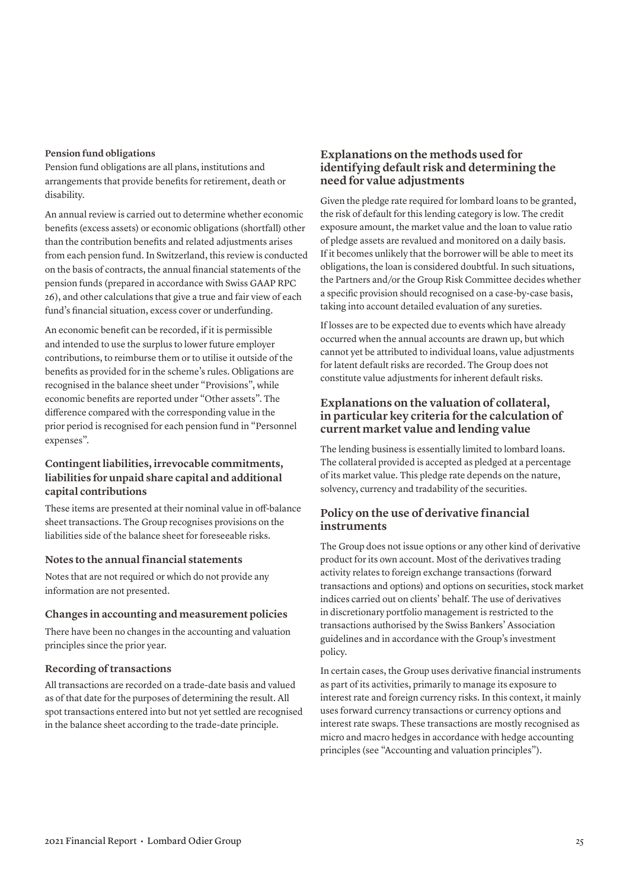#### Pension fund obligations

Pension fund obligations are all plans, institutions and arrangements that provide benefits for retirement, death or disability.

An annual review is carried out to determine whether economic benefits (excess assets) or economic obligations (shortfall) other than the contribution benefits and related adjustments arises from each pension fund. In Switzerland, this review is conducted on the basis of contracts, the annual financial statements of the pension funds (prepared in accordance with Swiss GAAP RPC 26), and other calculations that give a true and fair view of each fund's financial situation, excess cover or underfunding.

An economic benefit can be recorded, if it is permissible and intended to use the surplus to lower future employer contributions, to reimburse them or to utilise it outside of the benefits as provided for in the scheme's rules. Obligations are recognised in the balance sheet under "Provisions", while economic benefits are reported under "Other assets". The difference compared with the corresponding value in the prior period is recognised for each pension fund in "Personnel expenses".

### Contingent liabilities, irrevocable commitments, liabilities for unpaid share capital and additional capital contributions

These items are presented at their nominal value in off-balance sheet transactions. The Group recognises provisions on the liabilities side of the balance sheet for foreseeable risks.

### Notes to the annual financial statements

Notes that are not required or which do not provide any information are not presented.

### Changes in accounting and measurement policies

There have been no changes in the accounting and valuation principles since the prior year.

### Recording of transactions

All transactions are recorded on a trade-date basis and valued as of that date for the purposes of determining the result. All spot transactions entered into but not yet settled are recognised in the balance sheet according to the trade-date principle.

## Explanations on the methods used for identifying default risk and determining the need for value adjustments

Given the pledge rate required for lombard loans to be granted, the risk of default for this lending category is low. The credit exposure amount, the market value and the loan to value ratio of pledge assets are revalued and monitored on a daily basis. If it becomes unlikely that the borrower will be able to meet its obligations, the loan is considered doubtful. In such situations, the Partners and/or the Group Risk Committee decides whether a specific provision should recognised on a case-by-case basis, taking into account detailed evaluation of any sureties.

If losses are to be expected due to events which have already occurred when the annual accounts are drawn up, but which cannot yet be attributed to individual loans, value adjustments for latent default risks are recorded. The Group does not constitute value adjustments for inherent default risks.

## Explanations on the valuation of collateral, in particular key criteria for the calculation of current market value and lending value

The lending business is essentially limited to lombard loans. The collateral provided is accepted as pledged at a percentage of its market value. This pledge rate depends on the nature, solvency, currency and tradability of the securities.

## Policy on the use of derivative financial instruments

The Group does not issue options or any other kind of derivative product for its own account. Most of the derivatives trading activity relates to foreign exchange transactions (forward transactions and options) and options on securities, stock market indices carried out on clients' behalf. The use of derivatives in discretionary portfolio management is restricted to the transactions authorised by the Swiss Bankers' Association guidelines and in accordance with the Group's investment policy.

In certain cases, the Group uses derivative financial instruments as part of its activities, primarily to manage its exposure to interest rate and foreign currency risks. In this context, it mainly uses forward currency transactions or currency options and interest rate swaps. These transactions are mostly recognised as micro and macro hedges in accordance with hedge accounting principles (see "Accounting and valuation principles").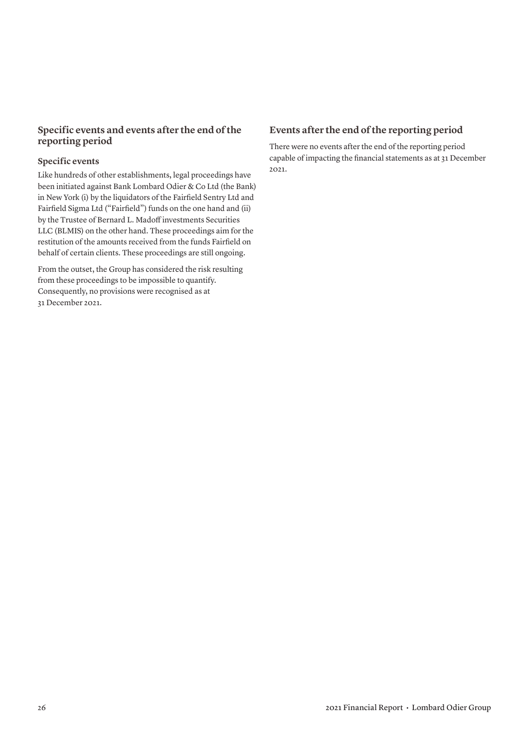## Specific events and events after the end of the reporting period

### Specific events

Like hundreds of other establishments, legal proceedings have been initiated against Bank Lombard Odier & Co Ltd (the Bank) in New York (i) by the liquidators of the Fairfield Sentry Ltd and Fairfield Sigma Ltd ("Fairfield") funds on the one hand and (ii) by the Trustee of Bernard L. Madoff investments Securities LLC (BLMIS) on the other hand. These proceedings aim for the restitution of the amounts received from the funds Fairfield on behalf of certain clients. These proceedings are still ongoing.

From the outset, the Group has considered the risk resulting from these proceedings to be impossible to quantify. Consequently, no provisions were recognised as at 31 December 2021.

## Events after the end of the reporting period

There were no events after the end of the reporting period capable of impacting the financial statements as at 31 December 2021.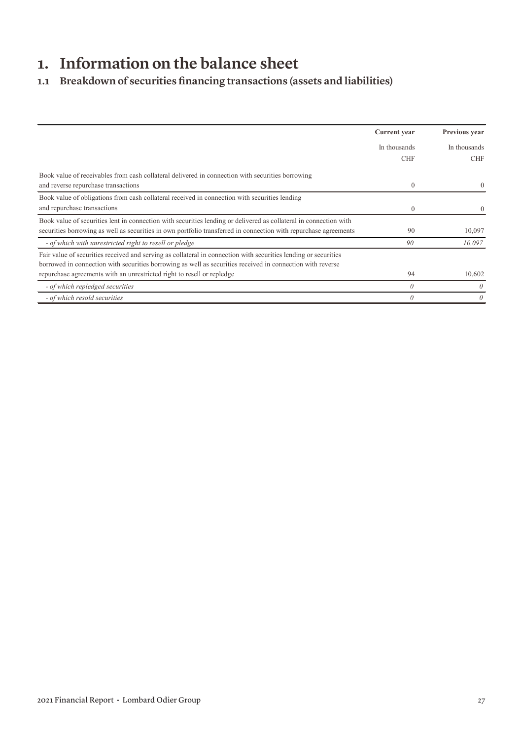# 1. Information on the balance sheet

## 1.1 Breakdown of securities financing transactions (assets and liabilities)

| | Current year | Previous year |
|---|---|---|
| | In thousands CHF | In thousands CHF |
| Book value of receivables from cash collateral delivered in connection with securities borrowing and reverse repurchase transactions | 0 | 0 |
| Book value of obligations from cash collateral received in connection with securities lending and repurchase transactions | 0 | 0 |
| Book value of securities lent in connection with securities lending or delivered as collateral in connection with securities borrowing as well as securities in own portfolio transferred in connection with repurchase agreements | 90 | 10,097 |
| *- of which with unrestricted right to resell or pledge* | *90* | *10,097* |
| Fair value of securities received and serving as collateral in connection with securities lending or securities borrowed in connection with securities borrowing as well as securities received in connection with reverse repurchase agreements with an unrestricted right to resell or repledge | 94 | 10,602 |
| *- of which repledged securities* | *0* | *0* |
| *- of which resold securities* | *0* | *0* |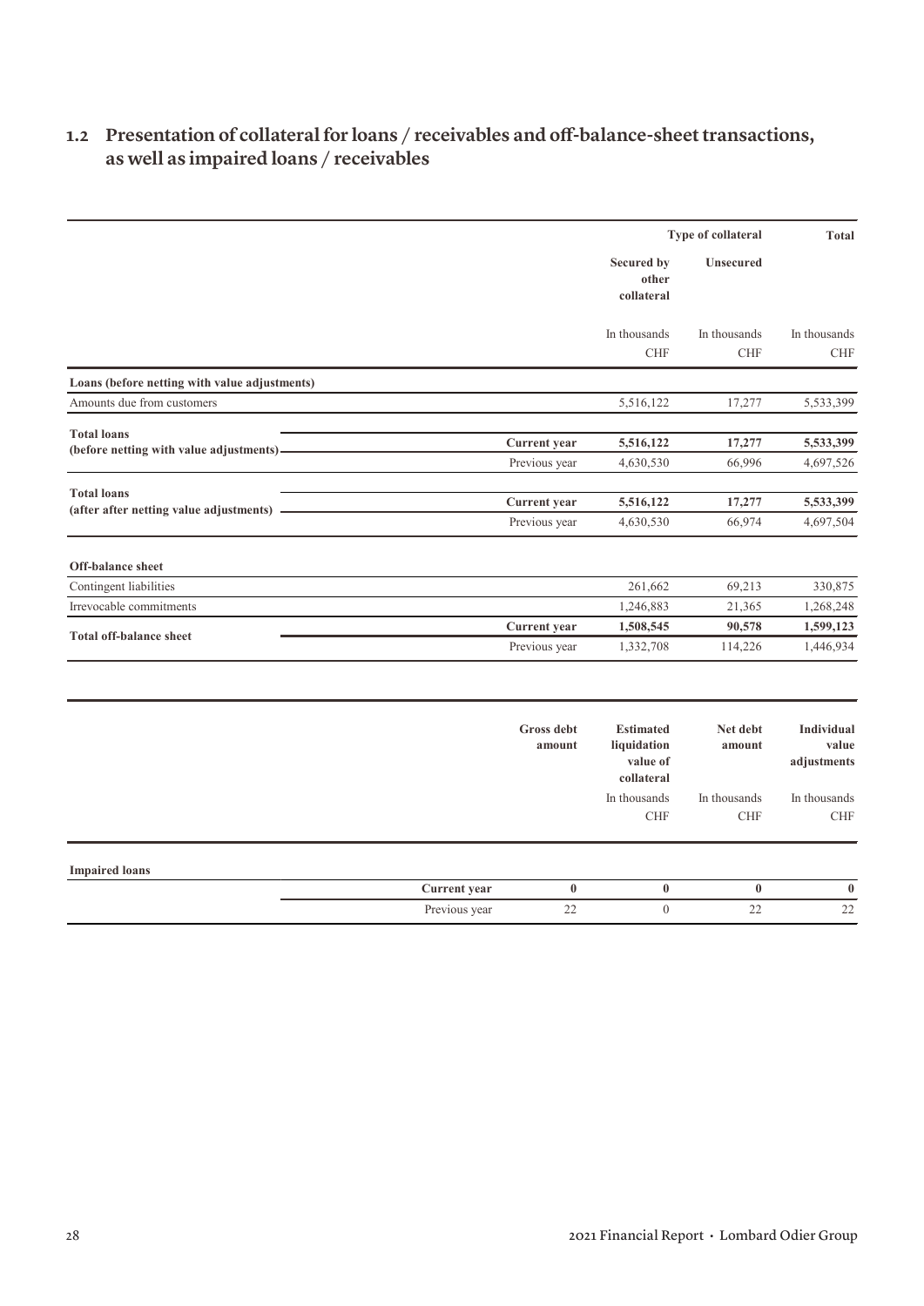## 1.2 Presentation of collateral for loans / receivables and off-balance-sheet transactions, as well as impaired loans / receivables

| | | Type of collateral | | Total |
|---|---|---|---|---|
| | | Secured by other collateral | Unsecured | |
| | | In thousands CHF | In thousands CHF | In thousands CHF |
| **Loans (before netting with value adjustments)** | | | | |
| Amounts due from customers | | 5,516,122 | 17,277 | 5,533,399 |
| **Total loans (before netting with value adjustments)** | **Current year** | **5,516,122** | **17,277** | **5,533,399** |
| | Previous year | 4,630,530 | 66,996 | 4,697,526 |
| **Total loans (after after netting value adjustments)** | **Current year** | **5,516,122** | **17,277** | **5,533,399** |
| | Previous year | 4,630,530 | 66,974 | 4,697,504 |
| **Off-balance sheet** | | | | |
| Contingent liabilities | | 261,662 | 69,213 | 330,875 |
| Irrevocable commitments | | 1,246,883 | 21,365 | 1,268,248 |
| **Total off-balance sheet** | **Current year** | **1,508,545** | **90,578** | **1,599,123** |
| | Previous year | 1,332,708 | 114,226 | 1,446,934 |

| | | Gross debt amount | Estimated liquidation value of collateral | Net debt amount | Individual value adjustments |
|---|---|---|---|---|---|
| | | | In thousands CHF | In thousands CHF | In thousands CHF |
| **Impaired loans** | | | | | |
| | **Current year** | **0** | **0** | **0** | **0** |
| | Previous year | 22 | 0 | 22 | 22 |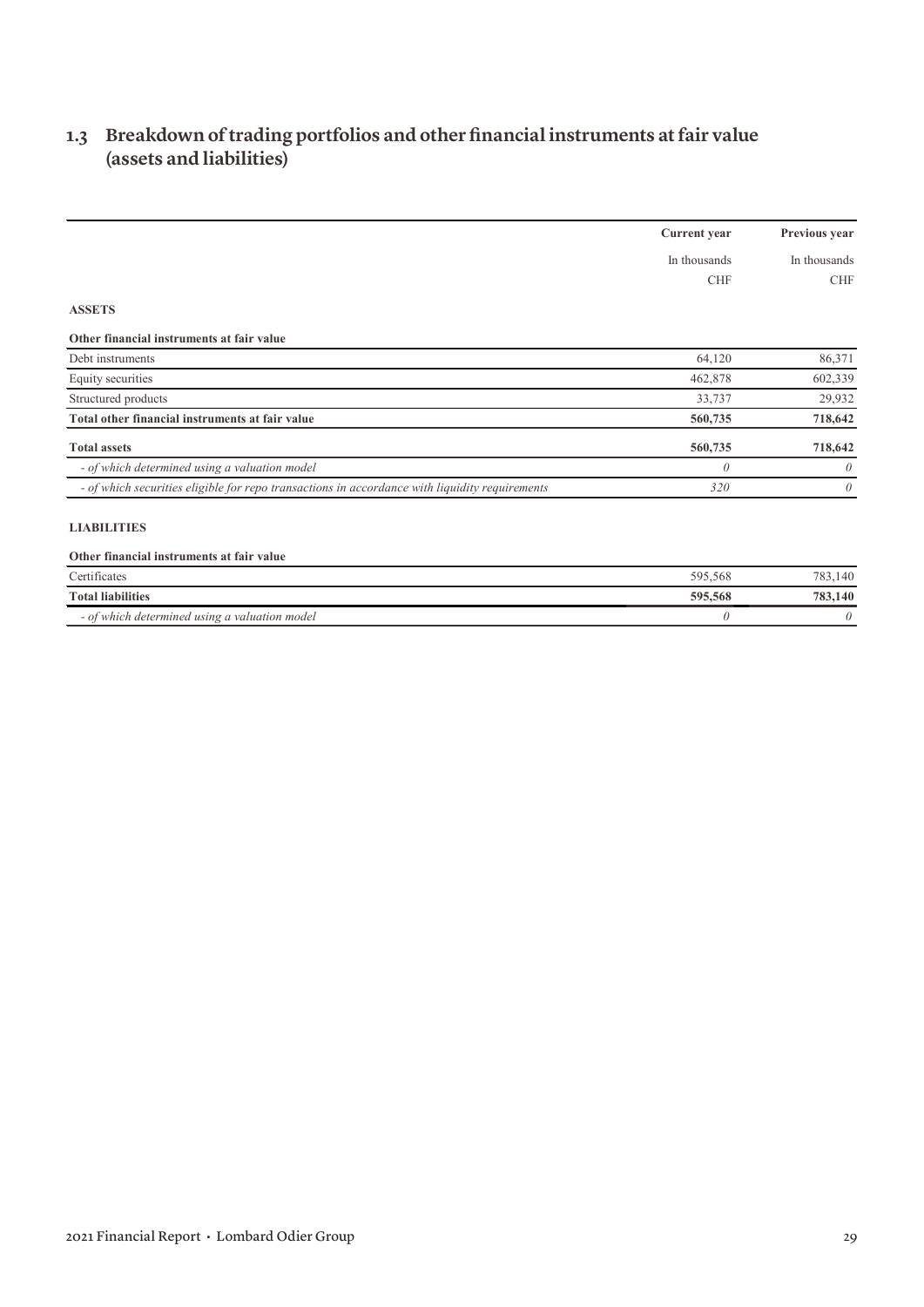## 1.3 Breakdown of trading portfolios and other financial instruments at fair value (assets and liabilities)

| | Current year | Previous year |
|---|---|---|
| | In thousands CHF | In thousands CHF |
| **ASSETS** | | |
| **Other financial instruments at fair value** | | |
| Debt instruments | 64,120 | 86,371 |
| Equity securities | 462,878 | 602,339 |
| Structured products | 33,737 | 29,932 |
| **Total other financial instruments at fair value** | **560,735** | **718,642** |
| **Total assets** | **560,735** | **718,642** |
| *- of which determined using a valuation model* | *0* | *0* |
| *- of which securities eligible for repo transactions in accordance with liquidity requirements* | *320* | *0* |
| **LIABILITIES** | | |
| **Other financial instruments at fair value** | | |
| Certificates | 595,568 | 783,140 |
| **Total liabilities** | **595,568** | **783,140** |
| *- of which determined using a valuation model* | *0* | *0* |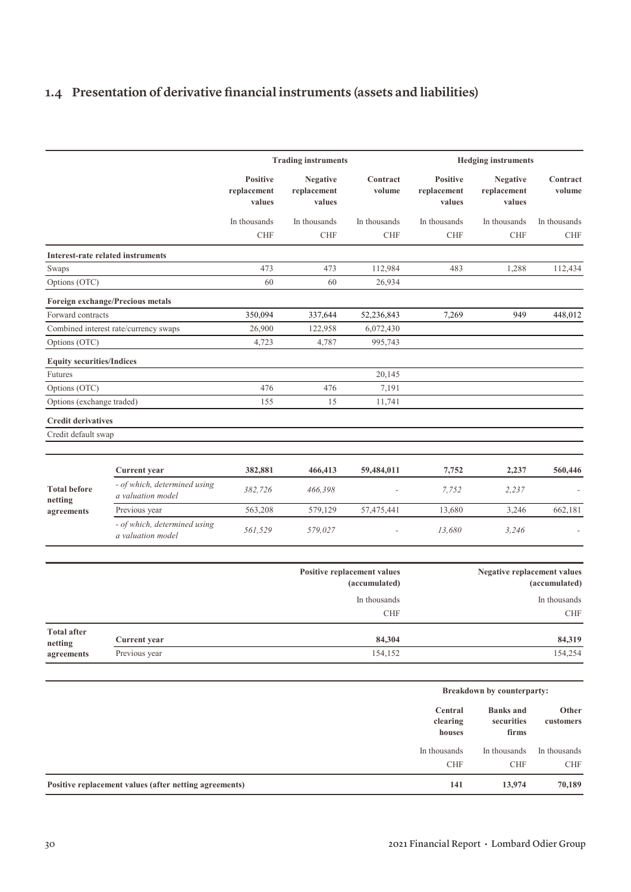## 1.4 Presentation of derivative financial instruments (assets and liabilities)

| | | Trading instruments | | | Hedging instruments | | |
|---|---|---|---|---|---|---|---|
| | | Positive replacement values | Negative replacement values | Contract volume | Positive replacement values | Negative replacement values | Contract volume |
| | | In thousands CHF | In thousands CHF | In thousands CHF | In thousands CHF | In thousands CHF | In thousands CHF |
| **Interest-rate related instruments** | | | | | | | |
| Swaps | | 473 | 473 | 112,984 | 483 | 1,288 | 112,434 |
| Options (OTC) | | 60 | 60 | 26,934 | | | |
| **Foreign exchange/Precious metals** | | | | | | | |
| Forward contracts | | 350,094 | 337,644 | 52,236,843 | 7,269 | 949 | 448,012 |
| Combined interest rate/currency swaps | | 26,900 | 122,958 | 6,072,430 | | | |
| Options (OTC) | | 4,723 | 4,787 | 995,743 | | | |
| **Equity securities/Indices** | | | | | | | |
| Futures | | | | 20,145 | | | |
| Options (OTC) | | 476 | 476 | 7,191 | | | |
| Options (exchange traded) | | 155 | 15 | 11,741 | | | |
| **Credit derivatives** | | | | | | | |
| Credit default swap | | | | | | | |
| **Total before netting agreements** | **Current year** | **382,881** | **466,413** | **59,484,011** | **7,752** | **2,237** | **560,446** |
| | *- of which, determined using a valuation model* | *382,726* | *466,398* | - | *7,752* | *2,237* | - |
| | Previous year | 563,208 | 579,129 | 57,475,441 | 13,680 | 3,246 | 662,181 |
| | *- of which, determined using a valuation model* | *561,529* | *579,027* | - | *13,680* | *3,246* | - |

| | | Positive replacement values (accumulated) | Negative replacement values (accumulated) |
|---|---|---|---|
| | | In thousands CHF | In thousands CHF |
| **Total after netting agreements** | **Current year** | **84,304** | **84,319** |
| | Previous year | 154,152 | 154,254 |

| | Breakdown by counterparty: | | |
|---|---|---|---|
| | Central clearing houses | Banks and securities firms | Other customers |
| | In thousands CHF | In thousands CHF | In thousands CHF |
| **Positive replacement values (after netting agreements)** | **141** | **13,974** | **70,189** |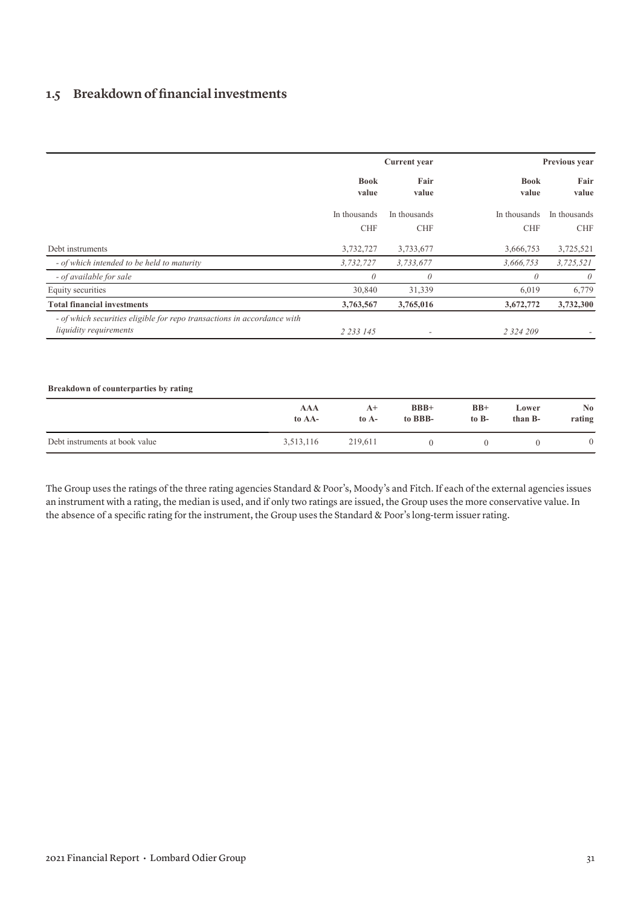## 1.5 Breakdown of financial investments

| | Current year | | Previous year | |
|---|---|---|---|---|
| | Book value | Fair value | Book value | Fair value |
| | In thousands CHF | In thousands CHF | In thousands CHF | In thousands CHF |
| Debt instruments | 3,732,727 | 3,733,677 | 3,666,753 | 3,725,521 |
| *- of which intended to be held to maturity* | *3,732,727* | *3,733,677* | *3,666,753* | *3,725,521* |
| *- of available for sale* | *0* | *0* | *0* | *0* |
| Equity securities | 30,840 | 31,339 | 6,019 | 6,779 |
| **Total financial investments** | **3,763,567** | **3,765,016** | **3,672,772** | **3,732,300** |
| *- of which securities eligible for repo transactions in accordance with liquidity requirements* | *2 233 145* | - | *2 324 209* | - |

**Breakdown of counterparties by rating**

| | AAA to AA- | A+ to A- | BBB+ to BBB- | BB+ to B- | Lower than B- | No rating |
|---|---|---|---|---|---|---|
| Debt instruments at book value | 3,513,116 | 219,611 | 0 | 0 | 0 | 0 |

The Group uses the ratings of the three rating agencies Standard & Poor's, Moody's and Fitch. If each of the external agencies issues an instrument with a rating, the median is used, and if only two ratings are issued, the Group uses the more conservative value. In the absence of a specific rating for the instrument, the Group uses the Standard & Poor's long-term issuer rating.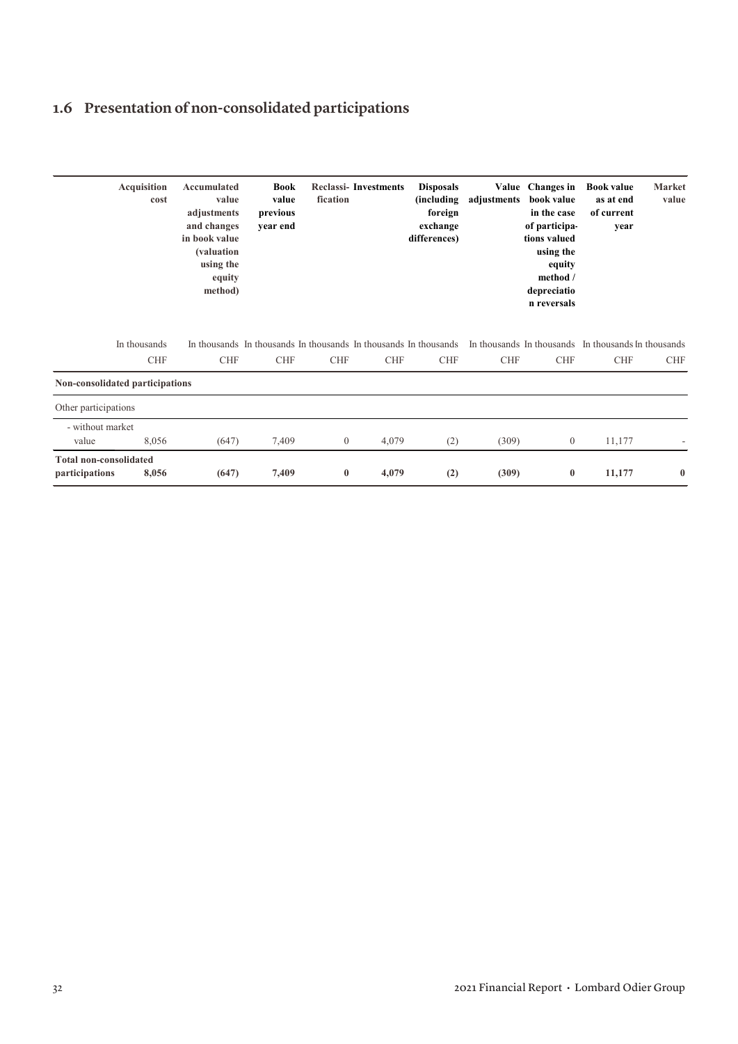## 1.6 Presentation of non-consolidated participations

| | Acquisition cost | Accumulated value adjustments and changes in book value (valuation using the equity method) | Book value previous year end | Reclassi-fication | Investments | Disposals (including foreign exchange differences) | Value adjustments | Changes in book value in the case of participa-tions valued using the equity method / depreciation reversals | Book value as at end of current year | Market value |
|---|---|---|---|---|---|---|---|---|---|---|
| | In thousands CHF | In thousands CHF | In thousands CHF | In thousands CHF | In thousands CHF | In thousands CHF | In thousands CHF | In thousands CHF | In thousands CHF | In thousands CHF |
| **Non-consolidated participations** | | | | | | | | | | |
| Other participations | | | | | | | | | | |
| - without market value | 8,056 | (647) | 7,409 | 0 | 4,079 | (2) | (309) | 0 | 11,177 | - |
| **Total non-consolidated participations** | **8,056** | **(647)** | **7,409** | **0** | **4,079** | **(2)** | **(309)** | **0** | **11,177** | **0** |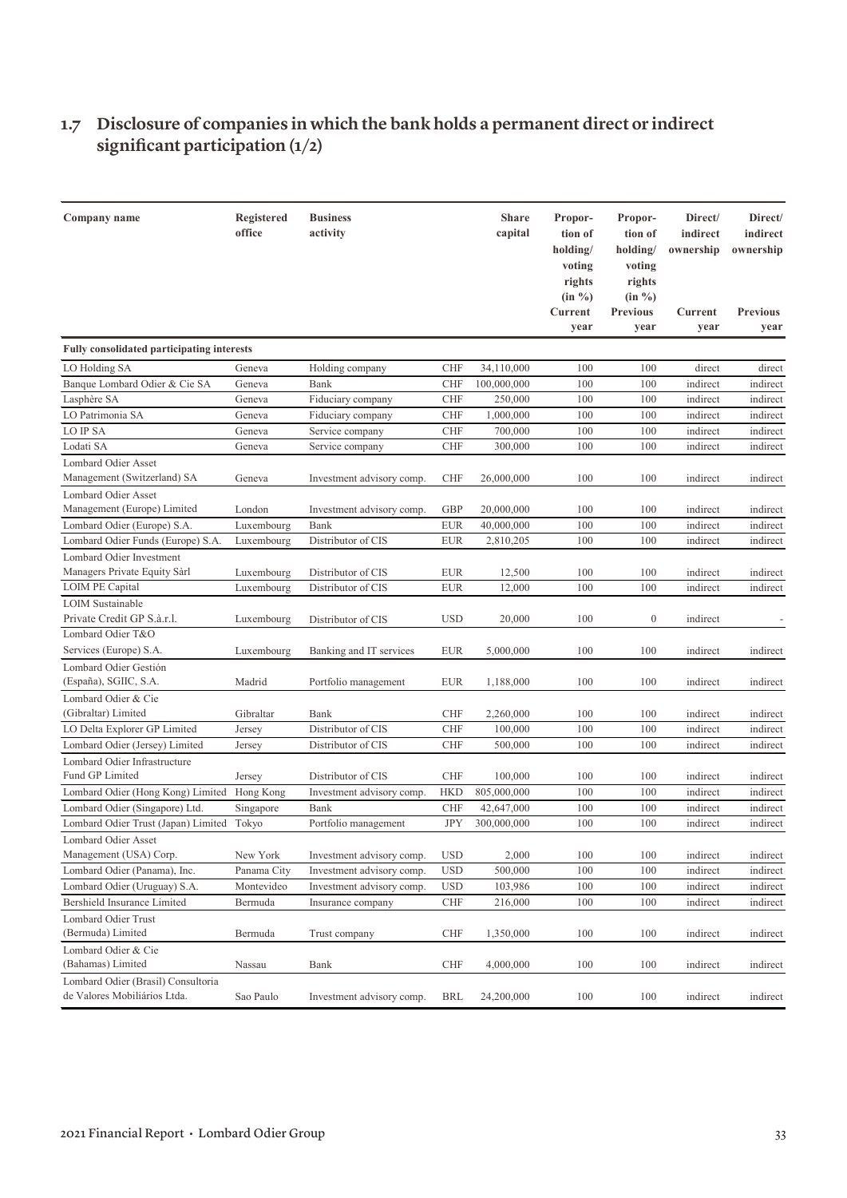## 1.7 Disclosure of companies in which the bank holds a permanent direct or indirect significant participation (1/2)

| Company name | Registered office | Business activity | | Share capital | Proportion of holding/ voting rights (in %) Current year | Proportion of holding/ voting rights (in %) Previous year | Direct/ indirect ownership Current year | Direct/ indirect ownership Previous year |
|---|---|---|---|---|---|---|---|---|
| **Fully consolidated participating interests** | | | | | | | | |
| LO Holding SA | Geneva | Holding company | CHF | 34,110,000 | 100 | 100 | direct | direct |
| Banque Lombard Odier & Cie SA | Geneva | Bank | CHF | 100,000,000 | 100 | 100 | indirect | indirect |
| Lasphère SA | Geneva | Fiduciary company | CHF | 250,000 | 100 | 100 | indirect | indirect |
| LO Patrimonia SA | Geneva | Fiduciary company | CHF | 1,000,000 | 100 | 100 | indirect | indirect |
| LO IP SA | Geneva | Service company | CHF | 700,000 | 100 | 100 | indirect | indirect |
| Lodati SA | Geneva | Service company | CHF | 300,000 | 100 | 100 | indirect | indirect |
| Lombard Odier Asset Management (Switzerland) SA | Geneva | Investment advisory comp. | CHF | 26,000,000 | 100 | 100 | indirect | indirect |
| Lombard Odier Asset Management (Europe) Limited | London | Investment advisory comp. | GBP | 20,000,000 | 100 | 100 | indirect | indirect |
| Lombard Odier (Europe) S.A. | Luxembourg | Bank | EUR | 40,000,000 | 100 | 100 | indirect | indirect |
| Lombard Odier Funds (Europe) S.A. | Luxembourg | Distributor of CIS | EUR | 2,810,205 | 100 | 100 | indirect | indirect |
| Lombard Odier Investment Managers Private Equity Sàrl | Luxembourg | Distributor of CIS | EUR | 12,500 | 100 | 100 | indirect | indirect |
| LOIM PE Capital | Luxembourg | Distributor of CIS | EUR | 12,000 | 100 | 100 | indirect | indirect |
| LOIM Sustainable Private Credit GP S.à.r.l. | Luxembourg | Distributor of CIS | USD | 20,000 | 100 | 0 | indirect | - |
| Lombard Odier T&O Services (Europe) S.A. | Luxembourg | Banking and IT services | EUR | 5,000,000 | 100 | 100 | indirect | indirect |
| Lombard Odier Gestión (España), SGIIC, S.A. | Madrid | Portfolio management | EUR | 1,188,000 | 100 | 100 | indirect | indirect |
| Lombard Odier & Cie (Gibraltar) Limited | Gibraltar | Bank | CHF | 2,260,000 | 100 | 100 | indirect | indirect |
| LO Delta Explorer GP Limited | Jersey | Distributor of CIS | CHF | 100,000 | 100 | 100 | indirect | indirect |
| Lombard Odier (Jersey) Limited | Jersey | Distributor of CIS | CHF | 500,000 | 100 | 100 | indirect | indirect |
| Lombard Odier Infrastructure Fund GP Limited | Jersey | Distributor of CIS | CHF | 100,000 | 100 | 100 | indirect | indirect |
| Lombard Odier (Hong Kong) Limited | Hong Kong | Investment advisory comp. | HKD | 805,000,000 | 100 | 100 | indirect | indirect |
| Lombard Odier (Singapore) Ltd. | Singapore | Bank | CHF | 42,647,000 | 100 | 100 | indirect | indirect |
| Lombard Odier Trust (Japan) Limited | Tokyo | Portfolio management | JPY | 300,000,000 | 100 | 100 | indirect | indirect |
| Lombard Odier Asset Management (USA) Corp. | New York | Investment advisory comp. | USD | 2,000 | 100 | 100 | indirect | indirect |
| Lombard Odier (Panama), Inc. | Panama City | Investment advisory comp. | USD | 500,000 | 100 | 100 | indirect | indirect |
| Lombard Odier (Uruguay) S.A. | Montevideo | Investment advisory comp. | USD | 103,986 | 100 | 100 | indirect | indirect |
| Bershield Insurance Limited | Bermuda | Insurance company | CHF | 216,000 | 100 | 100 | indirect | indirect |
| Lombard Odier Trust (Bermuda) Limited | Bermuda | Trust company | CHF | 1,350,000 | 100 | 100 | indirect | indirect |
| Lombard Odier & Cie (Bahamas) Limited | Nassau | Bank | CHF | 4,000,000 | 100 | 100 | indirect | indirect |
| Lombard Odier (Brasil) Consultoria de Valores Mobiliários Ltda. | Sao Paulo | Investment advisory comp. | BRL | 24,200,000 | 100 | 100 | indirect | indirect |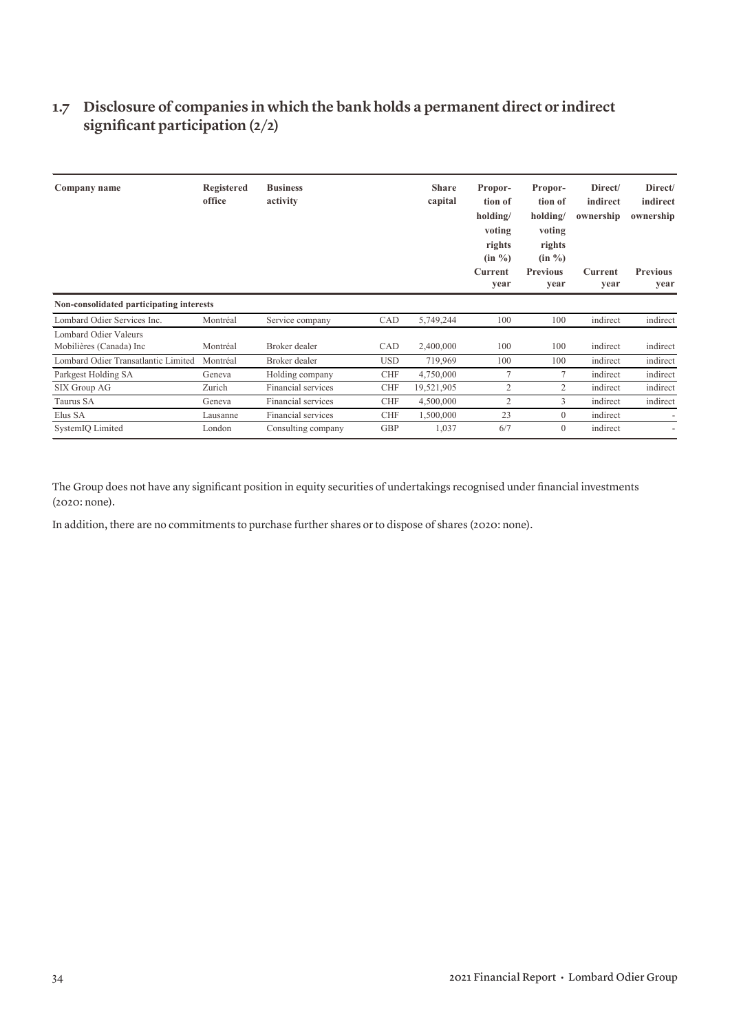## 1.7 Disclosure of companies in which the bank holds a permanent direct or indirect significant participation (2/2)

| Company name | Registered office | Business activity | | Share capital | Proportion of holding/ voting rights (in %) Current year | Proportion of holding/ voting rights (in %) Previous year | Direct/ indirect ownership Current year | Direct/ indirect ownership Previous year |
|---|---|---|---|---|---|---|---|---|
| **Non-consolidated participating interests** | | | | | | | | |
| Lombard Odier Services Inc. | Montréal | Service company | CAD | 5,749,244 | 100 | 100 | indirect | indirect |
| Lombard Odier Valeurs Mobilières (Canada) Inc | Montréal | Broker dealer | CAD | 2,400,000 | 100 | 100 | indirect | indirect |
| Lombard Odier Transatlantic Limited | Montréal | Broker dealer | USD | 719,969 | 100 | 100 | indirect | indirect |
| Parkgest Holding SA | Geneva | Holding company | CHF | 4,750,000 | 7 | 7 | indirect | indirect |
| SIX Group AG | Zurich | Financial services | CHF | 19,521,905 | 2 | 2 | indirect | indirect |
| Taurus SA | Geneva | Financial services | CHF | 4,500,000 | 2 | 3 | indirect | indirect |
| Elus SA | Lausanne | Financial services | CHF | 1,500,000 | 23 | 0 | indirect | - |
| SystemIQ Limited | London | Consulting company | GBP | 1,037 | 6/7 | 0 | indirect | - |

The Group does not have any significant position in equity securities of undertakings recognised under financial investments (2020: none).

In addition, there are no commitments to purchase further shares or to dispose of shares (2020: none).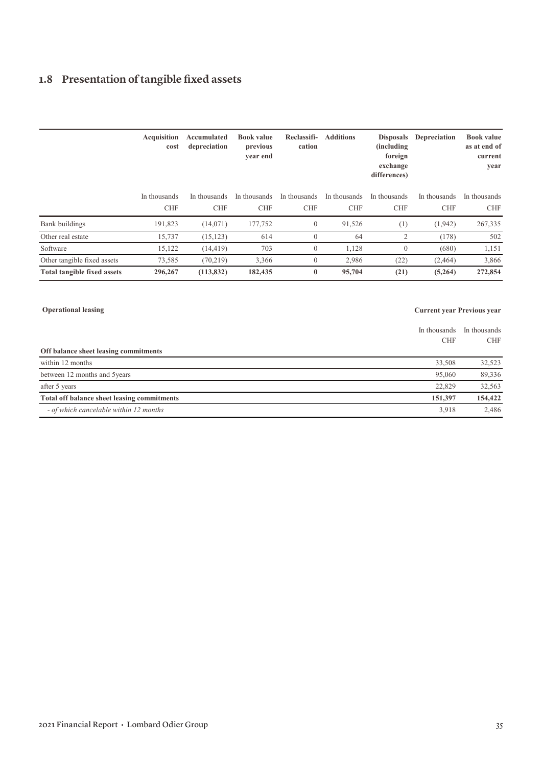## 1.8 Presentation of tangible fixed assets

| | Acquisition cost | Accumulated depreciation | Book value previous year end | Reclassifi-cation | Additions | Disposals (including foreign exchange differences) | Depreciation | Book value as at end of current year |
|---|---|---|---|---|---|---|---|---|
| | In thousands CHF | In thousands CHF | In thousands CHF | In thousands CHF | In thousands CHF | In thousands CHF | In thousands CHF | In thousands CHF |
| Bank buildings | 191,823 | (14,071) | 177,752 | 0 | 91,526 | (1) | (1,942) | 267,335 |
| Other real estate | 15,737 | (15,123) | 614 | 0 | 64 | 2 | (178) | 502 |
| Software | 15,122 | (14,419) | 703 | 0 | 1,128 | 0 | (680) | 1,151 |
| Other tangible fixed assets | 73,585 | (70,219) | 3,366 | 0 | 2,986 | (22) | (2,464) | 3,866 |
| **Total tangible fixed assets** | **296,267** | **(113,832)** | **182,435** | **0** | **95,704** | **(21)** | **(5,264)** | **272,854** |

| **Operational leasing** | **Current year** | **Previous year** |
|---|---|---|
| | In thousands CHF | In thousands CHF |
| **Off balance sheet leasing commitments** | | |
| within 12 months | 33,508 | 32,523 |
| between 12 months and 5years | 95,060 | 89,336 |
| after 5 years | 22,829 | 32,563 |
| **Total off balance sheet leasing commitments** | **151,397** | **154,422** |
| *- of which cancelable within 12 months* | 3,918 | 2,486 |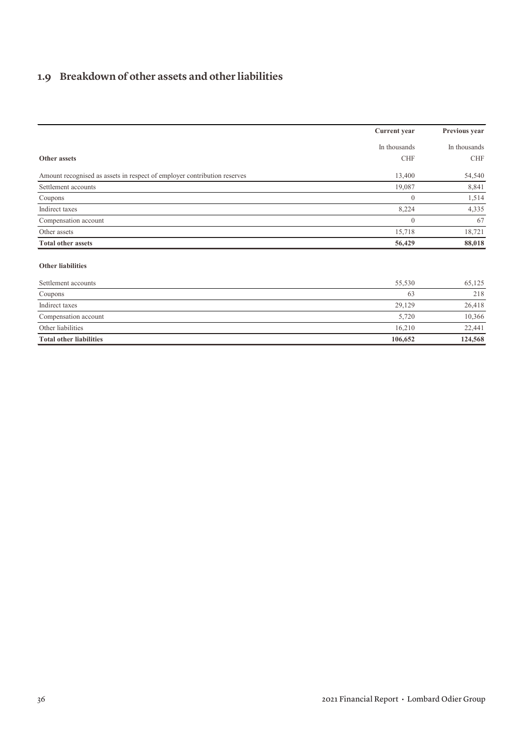## 1.9 Breakdown of other assets and other liabilities

| | Current year | Previous year |
|---|---|---|
| | In thousands CHF | In thousands CHF |
| **Other assets** | | |
| Amount recognised as assets in respect of employer contribution reserves | 13,400 | 54,540 |
| Settlement accounts | 19,087 | 8,841 |
| Coupons | 0 | 1,514 |
| Indirect taxes | 8,224 | 4,335 |
| Compensation account | 0 | 67 |
| Other assets | 15,718 | 18,721 |
| **Total other assets** | **56,429** | **88,018** |
| **Other liabilities** | | |
| Settlement accounts | 55,530 | 65,125 |
| Coupons | 63 | 218 |
| Indirect taxes | 29,129 | 26,418 |
| Compensation account | 5,720 | 10,366 |
| Other liabilities | 16,210 | 22,441 |
| **Total other liabilities** | **106,652** | **124,568** |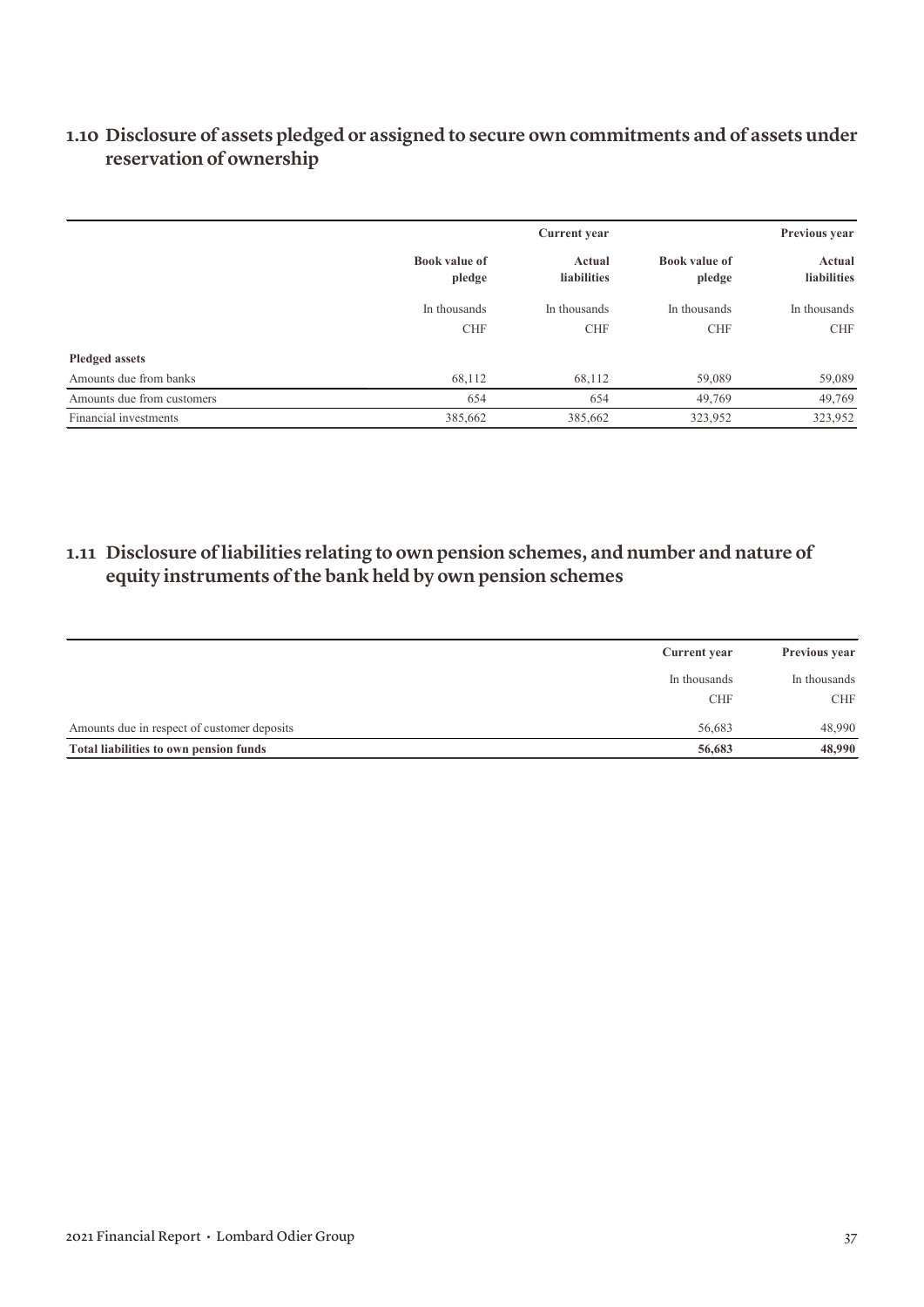## 1.10 Disclosure of assets pledged or assigned to secure own commitments and of assets under reservation of ownership

| | Current year | | Previous year | |
|---|---|---|---|---|
| | Book value of pledge | Actual liabilities | Book value of pledge | Actual liabilities |
| | In thousands CHF | In thousands CHF | In thousands CHF | In thousands CHF |
| **Pledged assets** | | | | |
| Amounts due from banks | 68,112 | 68,112 | 59,089 | 59,089 |
| Amounts due from customers | 654 | 654 | 49,769 | 49,769 |
| Financial investments | 385,662 | 385,662 | 323,952 | 323,952 |

## 1.11 Disclosure of liabilities relating to own pension schemes, and number and nature of equity instruments of the bank held by own pension schemes

| | Current year | Previous year |
|---|---|---|
| | In thousands CHF | In thousands CHF |
| Amounts due in respect of customer deposits | 56,683 | 48,990 |
| **Total liabilities to own pension funds** | **56,683** | **48,990** |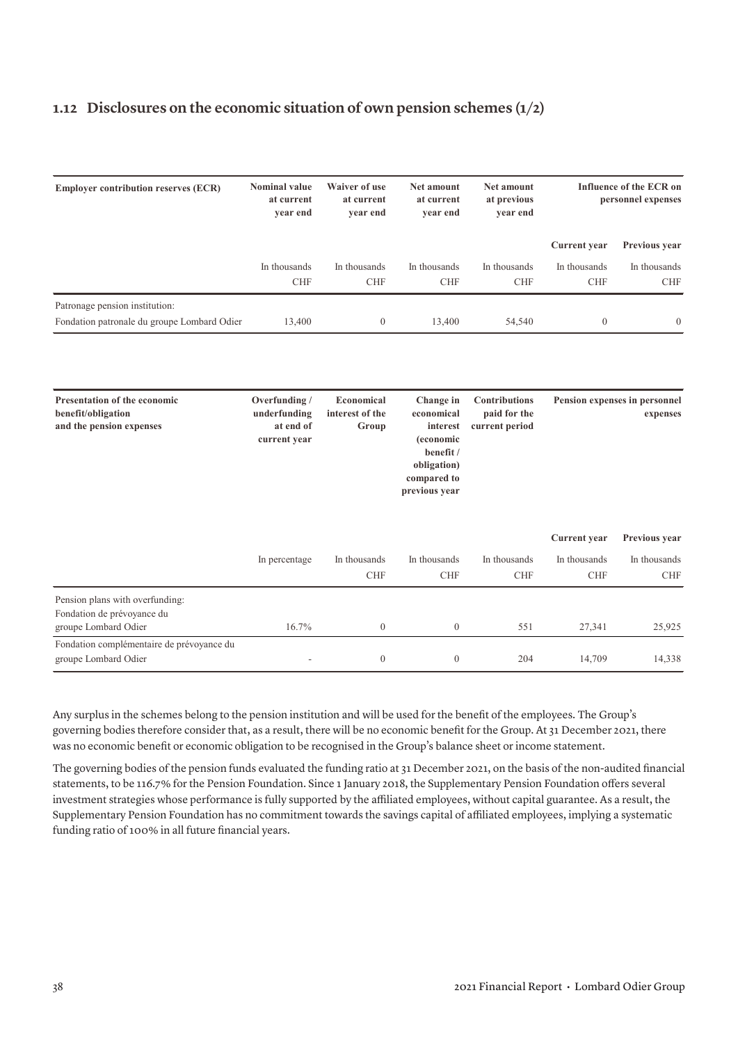## 1.12 Disclosures on the economic situation of own pension schemes (1/2)

| Employer contribution reserves (ECR) | Nominal value at current year end | Waiver of use at current year end | Net amount at current year end | Net amount at previous year end | Influence of the ECR on personnel expenses | |
|---|---|---|---|---|---|---|
| | | | | | Current year | Previous year |
| | In thousands CHF | In thousands CHF | In thousands CHF | In thousands CHF | In thousands CHF | In thousands CHF |
| Patronage pension institution: Fondation patronale du groupe Lombard Odier | 13,400 | 0 | 13,400 | 54,540 | 0 | 0 |

| Presentation of the economic benefit/obligation and the pension expenses | Overfunding / underfunding at end of current year | Economical interest of the Group | Change in economical interest (economic benefit / obligation) compared to previous year | Contributions paid for the current period | Pension expenses in personnel expenses | |
|---|---|---|---|---|---|---|
| | | | | | Current year | Previous year |
| | In percentage | In thousands CHF | In thousands CHF | In thousands CHF | In thousands CHF | In thousands CHF |
| Pension plans with overfunding: Fondation de prévoyance du groupe Lombard Odier | 16.7% | 0 | 0 | 551 | 27,341 | 25,925 |
| Fondation complémentaire de prévoyance du groupe Lombard Odier | - | 0 | 0 | 204 | 14,709 | 14,338 |

Any surplus in the schemes belong to the pension institution and will be used for the benefit of the employees. The Group's governing bodies therefore consider that, as a result, there will be no economic benefit for the Group. At 31 December 2021, there was no economic benefit or economic obligation to be recognised in the Group's balance sheet or income statement.

The governing bodies of the pension funds evaluated the funding ratio at 31 December 2021, on the basis of the non-audited financial statements, to be 116.7% for the Pension Foundation. Since 1 January 2018, the Supplementary Pension Foundation offers several investment strategies whose performance is fully supported by the affiliated employees, without capital guarantee. As a result, the Supplementary Pension Foundation has no commitment towards the savings capital of affiliated employees, implying a systematic funding ratio of 100% in all future financial years.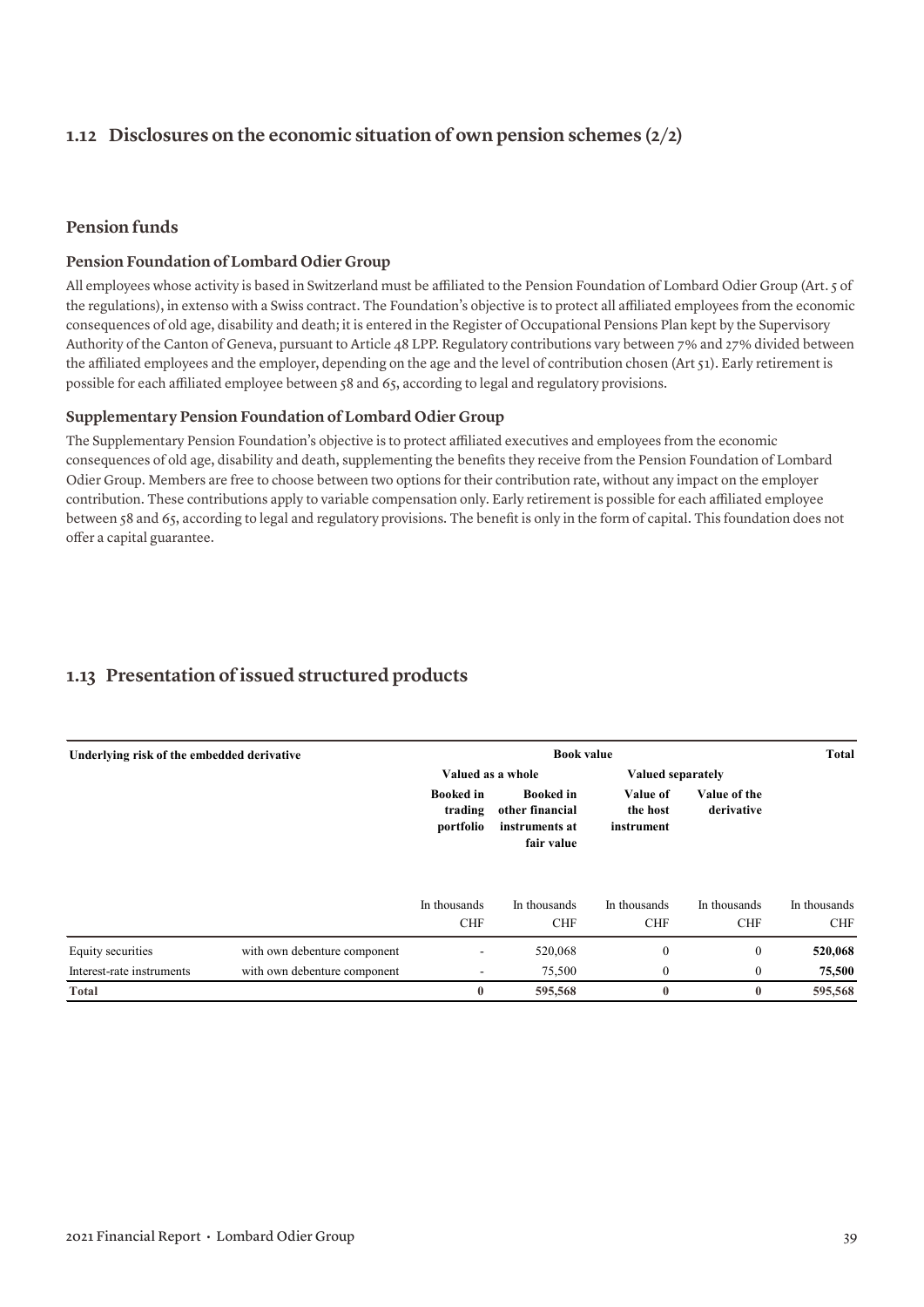## 1.12 Disclosures on the economic situation of own pension schemes (2/2)

### Pension funds

#### Pension Foundation of Lombard Odier Group

All employees whose activity is based in Switzerland must be affiliated to the Pension Foundation of Lombard Odier Group (Art. 5 of the regulations), in extenso with a Swiss contract. The Foundation's objective is to protect all affiliated employees from the economic consequences of old age, disability and death; it is entered in the Register of Occupational Pensions Plan kept by the Supervisory Authority of the Canton of Geneva, pursuant to Article 48 LPP. Regulatory contributions vary between 7% and 27% divided between the affiliated employees and the employer, depending on the age and the level of contribution chosen (Art 51). Early retirement is possible for each affiliated employee between 58 and 65, according to legal and regulatory provisions.

#### Supplementary Pension Foundation of Lombard Odier Group

The Supplementary Pension Foundation's objective is to protect affiliated executives and employees from the economic consequences of old age, disability and death, supplementing the benefits they receive from the Pension Foundation of Lombard Odier Group. Members are free to choose between two options for their contribution rate, without any impact on the employer contribution. These contributions apply to variable compensation only. Early retirement is possible for each affiliated employee between 58 and 65, according to legal and regulatory provisions. The benefit is only in the form of capital. This foundation does not offer a capital guarantee.

## 1.13 Presentation of issued structured products

| Underlying risk of the embedded derivative | | Book value | | | | Total |
|---|---|---|---|---|---|---|
| | | Valued as a whole | | Valued separately | | |
| | | Booked in trading portfolio | Booked in other financial instruments at fair value | Value of the host instrument | Value of the derivative | |
| | | In thousands CHF | In thousands CHF | In thousands CHF | In thousands CHF | In thousands CHF |
| Equity securities | with own debenture component | - | 520,068 | 0 | 0 | **520,068** |
| Interest-rate instruments | with own debenture component | - | 75,500 | 0 | 0 | **75,500** |
| **Total** | | **0** | **595,568** | **0** | **0** | **595,568** |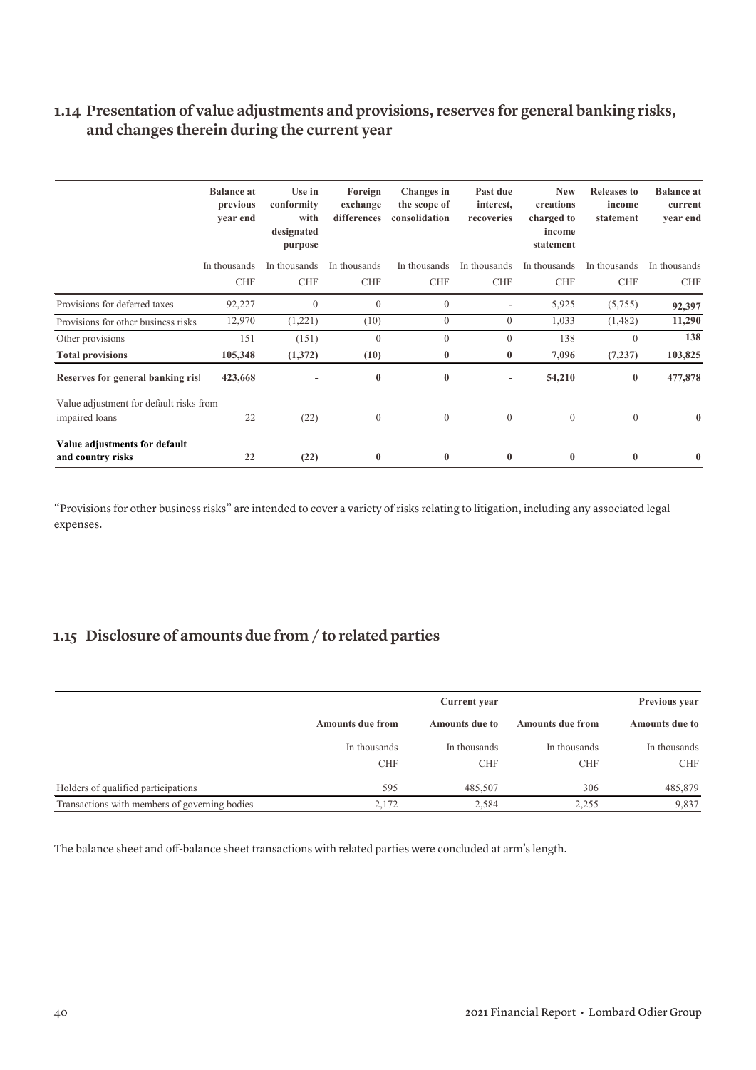## 1.14 Presentation of value adjustments and provisions, reserves for general banking risks, and changes therein during the current year

| | Balance at previous year end | Use in conformity with designated purpose | Foreign exchange differences | Changes in the scope of consolidation | Past due interest, recoveries | New creations charged to income statement | Releases to income statement | Balance at current year end |
|---|---|---|---|---|---|---|---|---|
| | In thousands CHF | In thousands CHF | In thousands CHF | In thousands CHF | In thousands CHF | In thousands CHF | In thousands CHF | In thousands CHF |
| Provisions for deferred taxes | 92,227 | 0 | 0 | 0 | - | 5,925 | (5,755) | **92,397** |
| Provisions for other business risks | 12,970 | (1,221) | (10) | 0 | 0 | 1,033 | (1,482) | **11,290** |
| Other provisions | 151 | (151) | 0 | 0 | 0 | 138 | 0 | **138** |
| **Total provisions** | **105,348** | **(1,372)** | **(10)** | **0** | **0** | **7,096** | **(7,237)** | **103,825** |
| **Reserves for general banking risl** | **423,668** | - | **0** | **0** | - | **54,210** | **0** | **477,878** |
| Value adjustment for default risks from impaired loans | 22 | (22) | 0 | 0 | 0 | 0 | 0 | **0** |
| **Value adjustments for default and country risks** | **22** | **(22)** | **0** | **0** | **0** | **0** | **0** | **0** |

"Provisions for other business risks" are intended to cover a variety of risks relating to litigation, including any associated legal expenses.

## 1.15 Disclosure of amounts due from / to related parties

| | Current year | | Previous year | |
|---|---|---|---|---|
| | Amounts due from | Amounts due to | Amounts due from | Amounts due to |
| | In thousands CHF | In thousands CHF | In thousands CHF | In thousands CHF |
| Holders of qualified participations | 595 | 485,507 | 306 | 485,879 |
| Transactions with members of governing bodies | 2,172 | 2,584 | 2,255 | 9,837 |

The balance sheet and off-balance sheet transactions with related parties were concluded at arm's length.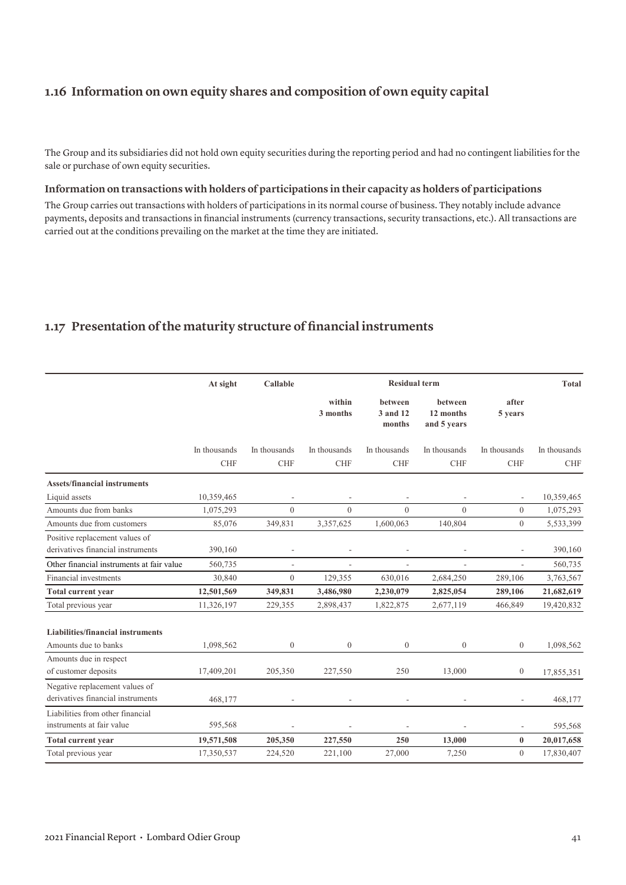## 1.16 Information on own equity shares and composition of own equity capital

The Group and its subsidiaries did not hold own equity securities during the reporting period and had no contingent liabilities for the sale or purchase of own equity securities.

### Information on transactions with holders of participations in their capacity as holders of participations

The Group carries out transactions with holders of participations in its normal course of business. They notably include advance payments, deposits and transactions in financial instruments (currency transactions, security transactions, etc.). All transactions are carried out at the conditions prevailing on the market at the time they are initiated.

## 1.17 Presentation of the maturity structure of financial instruments

| | At sight | Callable | Residual term | | | | Total |
|---|---|---|---|---|---|---|---|
| | | | within 3 months | between 3 and 12 months | between 12 months and 5 years | after 5 years | |
| | In thousands CHF | In thousands CHF | In thousands CHF | In thousands CHF | In thousands CHF | In thousands CHF | In thousands CHF |
| **Assets/financial instruments** | | | | | | | |
| Liquid assets | 10,359,465 | - | - | - | - | - | 10,359,465 |
| Amounts due from banks | 1,075,293 | 0 | 0 | 0 | 0 | 0 | 1,075,293 |
| Amounts due from customers | 85,076 | 349,831 | 3,357,625 | 1,600,063 | 140,804 | 0 | 5,533,399 |
| Positive replacement values of derivatives financial instruments | 390,160 | - | - | - | - | - | 390,160 |
| Other financial instruments at fair value | 560,735 | - | - | - | - | - | 560,735 |
| Financial investments | 30,840 | 0 | 129,355 | 630,016 | 2,684,250 | 289,106 | 3,763,567 |
| **Total current year** | **12,501,569** | **349,831** | **3,486,980** | **2,230,079** | **2,825,054** | **289,106** | **21,682,619** |
| Total previous year | 11,326,197 | 229,355 | 2,898,437 | 1,822,875 | 2,677,119 | 466,849 | 19,420,832 |
| **Liabilities/financial instruments** | | | | | | | |
| Amounts due to banks | 1,098,562 | 0 | 0 | 0 | 0 | 0 | 1,098,562 |
| Amounts due in respect of customer deposits | 17,409,201 | 205,350 | 227,550 | 250 | 13,000 | 0 | 17,855,351 |
| Negative replacement values of derivatives financial instruments | 468,177 | - | - | - | - | - | 468,177 |
| Liabilities from other financial instruments at fair value | 595,568 | - | - | - | - | - | 595,568 |
| **Total current year** | **19,571,508** | **205,350** | **227,550** | **250** | **13,000** | **0** | **20,017,658** |
| Total previous year | 17,350,537 | 224,520 | 221,100 | 27,000 | 7,250 | 0 | 17,830,407 |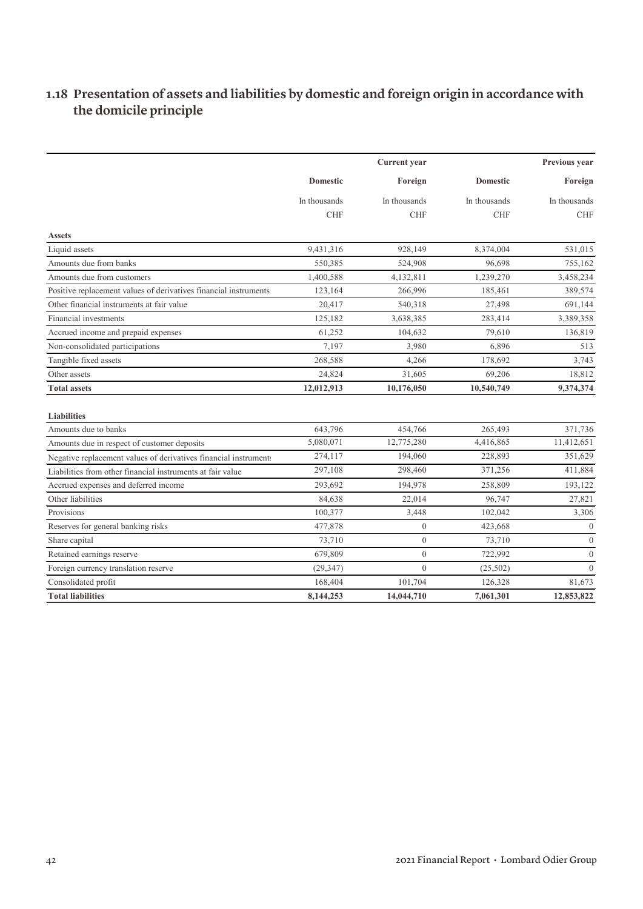## 1.18 Presentation of assets and liabilities by domestic and foreign origin in accordance with the domicile principle

| | Current year | | Previous year | |
|---|---|---|---|---|
| | **Domestic** | **Foreign** | **Domestic** | **Foreign** |
| | In thousands CHF | In thousands CHF | In thousands CHF | In thousands CHF |
| **Assets** | | | | |
| Liquid assets | 9,431,316 | 928,149 | 8,374,004 | 531,015 |
| Amounts due from banks | 550,385 | 524,908 | 96,698 | 755,162 |
| Amounts due from customers | 1,400,588 | 4,132,811 | 1,239,270 | 3,458,234 |
| Positive replacement values of derivatives financial instruments | 123,164 | 266,996 | 185,461 | 389,574 |
| Other financial instruments at fair value | 20,417 | 540,318 | 27,498 | 691,144 |
| Financial investments | 125,182 | 3,638,385 | 283,414 | 3,389,358 |
| Accrued income and prepaid expenses | 61,252 | 104,632 | 79,610 | 136,819 |
| Non-consolidated participations | 7,197 | 3,980 | 6,896 | 513 |
| Tangible fixed assets | 268,588 | 4,266 | 178,692 | 3,743 |
| Other assets | 24,824 | 31,605 | 69,206 | 18,812 |
| **Total assets** | **12,012,913** | **10,176,050** | **10,540,749** | **9,374,374** |
| **Liabilities** | | | | |
| Amounts due to banks | 643,796 | 454,766 | 265,493 | 371,736 |
| Amounts due in respect of customer deposits | 5,080,071 | 12,775,280 | 4,416,865 | 11,412,651 |
| Negative replacement values of derivatives financial instruments | 274,117 | 194,060 | 228,893 | 351,629 |
| Liabilities from other financial instruments at fair value | 297,108 | 298,460 | 371,256 | 411,884 |
| Accrued expenses and deferred income | 293,692 | 194,978 | 258,809 | 193,122 |
| Other liabilities | 84,638 | 22,014 | 96,747 | 27,821 |
| Provisions | 100,377 | 3,448 | 102,042 | 3,306 |
| Reserves for general banking risks | 477,878 | 0 | 423,668 | 0 |
| Share capital | 73,710 | 0 | 73,710 | 0 |
| Retained earnings reserve | 679,809 | 0 | 722,992 | 0 |
| Foreign currency translation reserve | (29,347) | 0 | (25,502) | 0 |
| Consolidated profit | 168,404 | 101,704 | 126,328 | 81,673 |
| **Total liabilities** | **8,144,253** | **14,044,710** | **7,061,301** | **12,853,822** |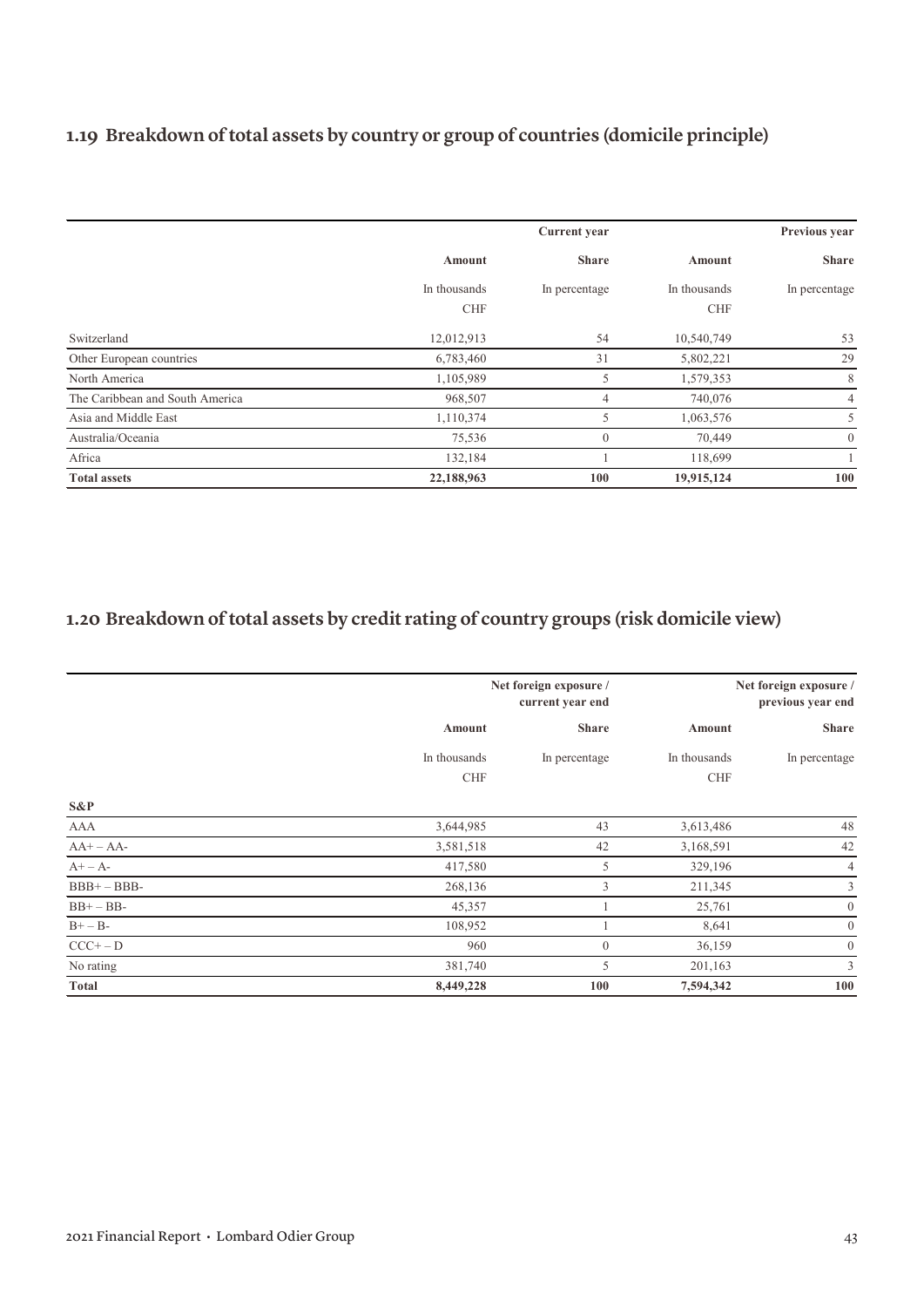## 1.19 Breakdown of total assets by country or group of countries (domicile principle)

| | Current year | | Previous year | |
|---|---|---|---|---|
| | Amount | Share | Amount | Share |
| | In thousands CHF | In percentage | In thousands CHF | In percentage |
| Switzerland | 12,012,913 | 54 | 10,540,749 | 53 |
| Other European countries | 6,783,460 | 31 | 5,802,221 | 29 |
| North America | 1,105,989 | 5 | 1,579,353 | 8 |
| The Caribbean and South America | 968,507 | 4 | 740,076 | 4 |
| Asia and Middle East | 1,110,374 | 5 | 1,063,576 | 5 |
| Australia/Oceania | 75,536 | 0 | 70,449 | 0 |
| Africa | 132,184 | 1 | 118,699 | 1 |
| **Total assets** | **22,188,963** | **100** | **19,915,124** | **100** |

## 1.20 Breakdown of total assets by credit rating of country groups (risk domicile view)

| | Net foreign exposure / current year end | | Net foreign exposure / previous year end | |
|---|---|---|---|---|
| | Amount | Share | Amount | Share |
| | In thousands CHF | In percentage | In thousands CHF | In percentage |
| **S&P** | | | | |
| AAA | 3,644,985 | 43 | 3,613,486 | 48 |
| AA+ – AA- | 3,581,518 | 42 | 3,168,591 | 42 |
| A+ – A- | 417,580 | 5 | 329,196 | 4 |
| BBB+ – BBB- | 268,136 | 3 | 211,345 | 3 |
| BB+ – BB- | 45,357 | 1 | 25,761 | 0 |
| B+ – B- | 108,952 | 1 | 8,641 | 0 |
| CCC+ – D | 960 | 0 | 36,159 | 0 |
| No rating | 381,740 | 5 | 201,163 | 3 |
| **Total** | **8,449,228** | **100** | **7,594,342** | **100** |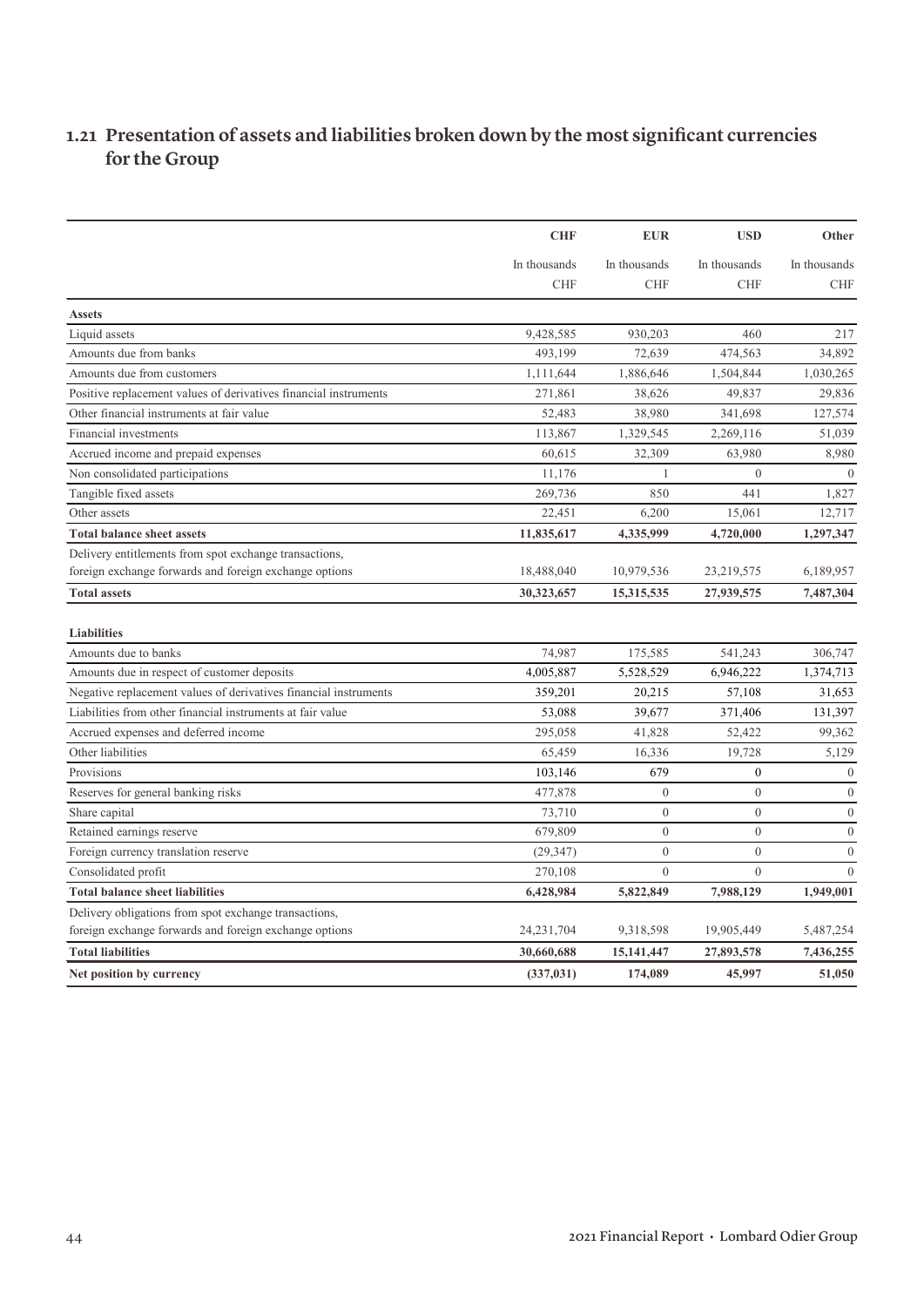## 1.21 Presentation of assets and liabilities broken down by the most significant currencies for the Group

| | CHF | EUR | USD | Other |
|---|---|---|---|---|
| | In thousands CHF | In thousands CHF | In thousands CHF | In thousands CHF |
| **Assets** | | | | |
| Liquid assets | 9,428,585 | 930,203 | 460 | 217 |
| Amounts due from banks | 493,199 | 72,639 | 474,563 | 34,892 |
| Amounts due from customers | 1,111,644 | 1,886,646 | 1,504,844 | 1,030,265 |
| Positive replacement values of derivatives financial instruments | 271,861 | 38,626 | 49,837 | 29,836 |
| Other financial instruments at fair value | 52,483 | 38,980 | 341,698 | 127,574 |
| Financial investments | 113,867 | 1,329,545 | 2,269,116 | 51,039 |
| Accrued income and prepaid expenses | 60,615 | 32,309 | 63,980 | 8,980 |
| Non consolidated participations | 11,176 | 1 | 0 | 0 |
| Tangible fixed assets | 269,736 | 850 | 441 | 1,827 |
| Other assets | 22,451 | 6,200 | 15,061 | 12,717 |
| **Total balance sheet assets** | **11,835,617** | **4,335,999** | **4,720,000** | **1,297,347** |
| Delivery entitlements from spot exchange transactions, foreign exchange forwards and foreign exchange options | 18,488,040 | 10,979,536 | 23,219,575 | 6,189,957 |
| **Total assets** | **30,323,657** | **15,315,535** | **27,939,575** | **7,487,304** |
| **Liabilities** | | | | |
| Amounts due to banks | 74,987 | 175,585 | 541,243 | 306,747 |
| Amounts due in respect of customer deposits | 4,005,887 | 5,528,529 | 6,946,222 | 1,374,713 |
| Negative replacement values of derivatives financial instruments | 359,201 | 20,215 | 57,108 | 31,653 |
| Liabilities from other financial instruments at fair value | 53,088 | 39,677 | 371,406 | 131,397 |
| Accrued expenses and deferred income | 295,058 | 41,828 | 52,422 | 99,362 |
| Other liabilities | 65,459 | 16,336 | 19,728 | 5,129 |
| Provisions | 103,146 | 679 | 0 | 0 |
| Reserves for general banking risks | 477,878 | 0 | 0 | 0 |
| Share capital | 73,710 | 0 | 0 | 0 |
| Retained earnings reserve | 679,809 | 0 | 0 | 0 |
| Foreign currency translation reserve | (29,347) | 0 | 0 | 0 |
| Consolidated profit | 270,108 | 0 | 0 | 0 |
| **Total balance sheet liabilities** | **6,428,984** | **5,822,849** | **7,988,129** | **1,949,001** |
| Delivery obligations from spot exchange transactions, foreign exchange forwards and foreign exchange options | 24,231,704 | 9,318,598 | 19,905,449 | 5,487,254 |
| **Total liabilities** | **30,660,688** | **15,141,447** | **27,893,578** | **7,436,255** |
| **Net position by currency** | **(337,031)** | **174,089** | **45,997** | **51,050** |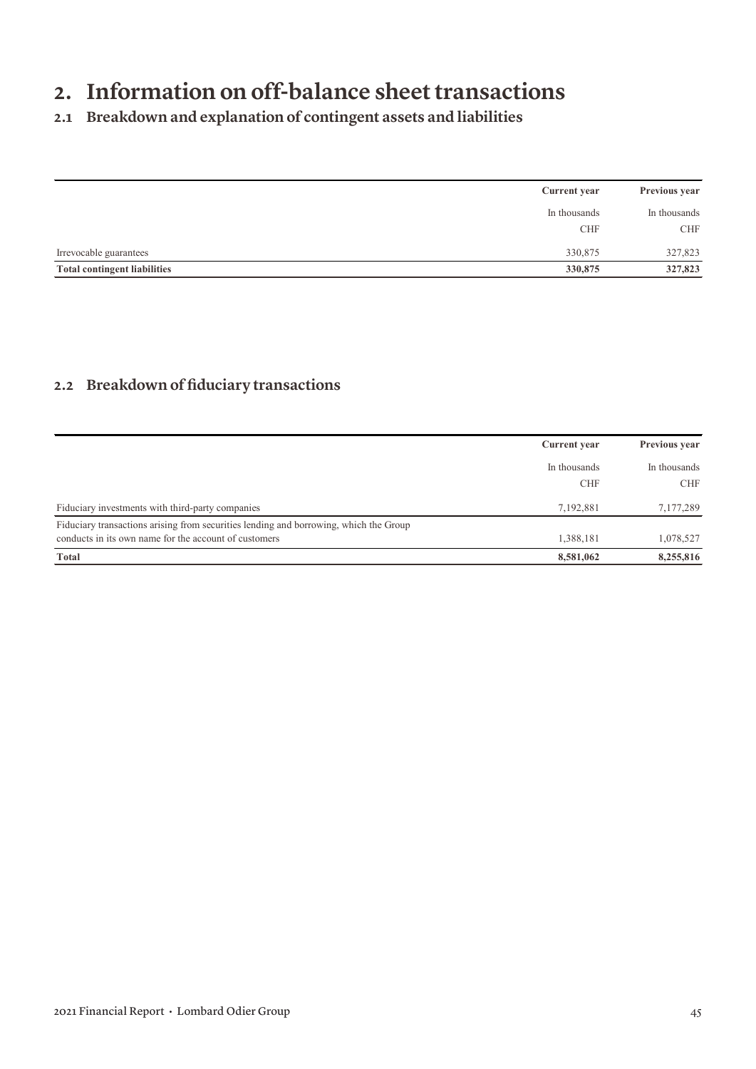# 2. Information on off-balance sheet transactions

## 2.1 Breakdown and explanation of contingent assets and liabilities

| | Current year | Previous year |
|---|---|---|
| | In thousands CHF | In thousands CHF |
| Irrevocable guarantees | 330,875 | 327,823 |
| **Total contingent liabilities** | **330,875** | **327,823** |

## 2.2 Breakdown of fiduciary transactions

| | Current year | Previous year |
|---|---|---|
| | In thousands CHF | In thousands CHF |
| Fiduciary investments with third-party companies | 7,192,881 | 7,177,289 |
| Fiduciary transactions arising from securities lending and borrowing, which the Group conducts in its own name for the account of customers | 1,388,181 | 1,078,527 |
| **Total** | **8,581,062** | **8,255,816** |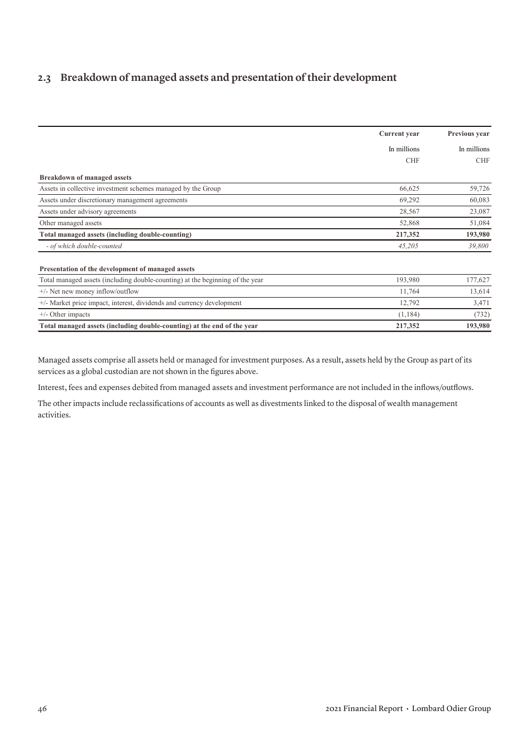## 2.3 Breakdown of managed assets and presentation of their development

| | Current year | Previous year |
|---|---|---|
| | In millions CHF | In millions CHF |
| **Breakdown of managed assets** | | |
| Assets in collective investment schemes managed by the Group | 66,625 | 59,726 |
| Assets under discretionary management agreements | 69,292 | 60,083 |
| Assets under advisory agreements | 28,567 | 23,087 |
| Other managed assets | 52,868 | 51,084 |
| **Total managed assets (including double-counting)** | **217,352** | **193,980** |
| *- of which double-counted* | *45,205* | *39,800* |
| **Presentation of the development of managed assets** | | |
| Total managed assets (including double-counting) at the beginning of the year | 193,980 | 177,627 |
| +/- Net new money inflow/outflow | 11,764 | 13,614 |
| +/- Market price impact, interest, dividends and currency development | 12,792 | 3,471 |
| +/- Other impacts | (1,184) | (732) |
| **Total managed assets (including double-counting) at the end of the year** | **217,352** | **193,980** |

Managed assets comprise all assets held or managed for investment purposes. As a result, assets held by the Group as part of its services as a global custodian are not shown in the figures above.

Interest, fees and expenses debited from managed assets and investment performance are not included in the inflows/outflows.

The other impacts include reclassifications of accounts as well as divestments linked to the disposal of wealth management activities.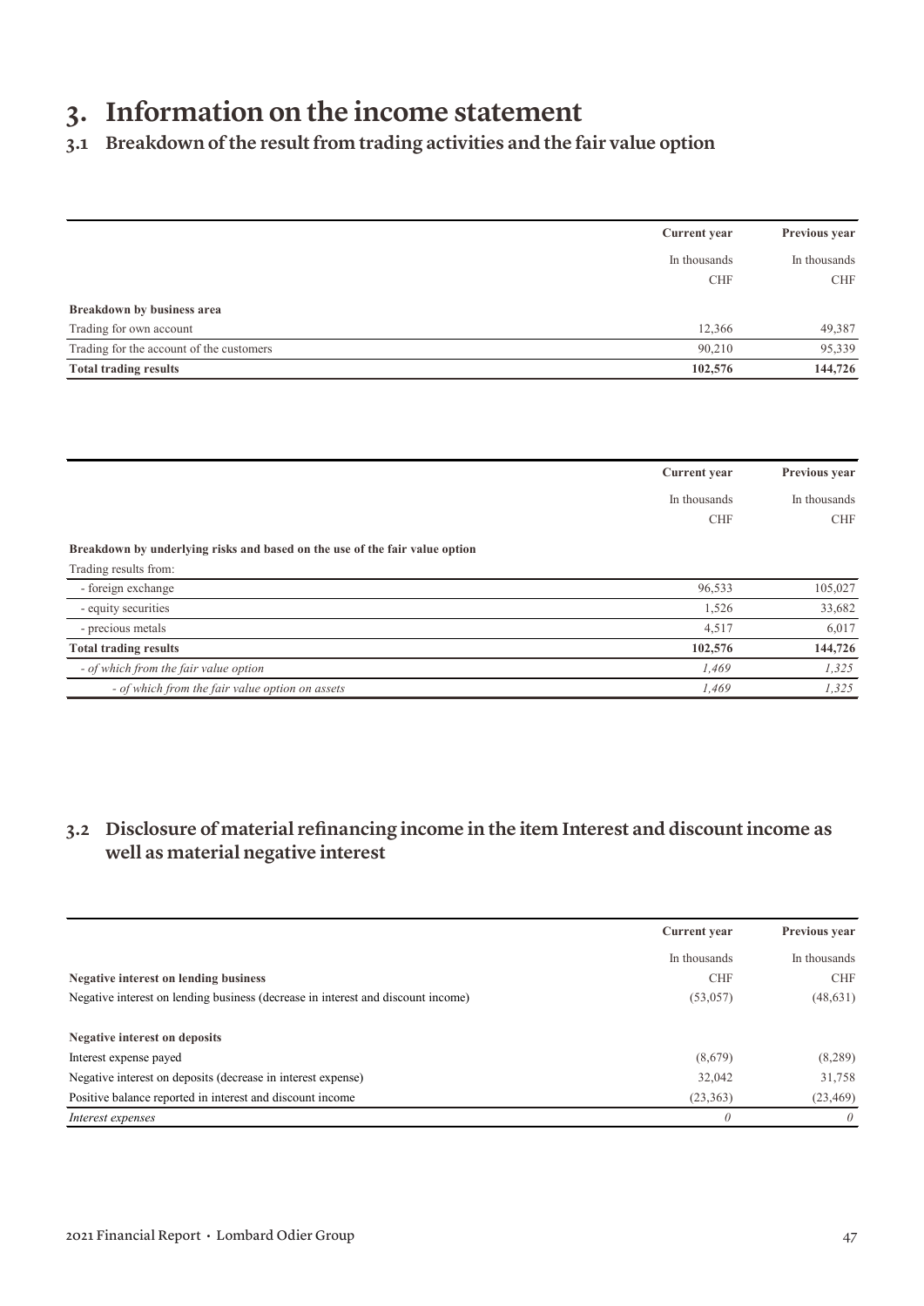# 3. Information on the income statement

## 3.1 Breakdown of the result from trading activities and the fair value option

| | Current year | Previous year |
|---|---|---|
| | In thousands CHF | In thousands CHF |
| **Breakdown by business area** | | |
| Trading for own account | 12,366 | 49,387 |
| Trading for the account of the customers | 90,210 | 95,339 |
| **Total trading results** | **102,576** | **144,726** |

| | Current year | Previous year |
|---|---|---|
| | In thousands CHF | In thousands CHF |
| **Breakdown by underlying risks and based on the use of the fair value option** | | |
| Trading results from: | | |
| - foreign exchange | 96,533 | 105,027 |
| - equity securities | 1,526 | 33,682 |
| - precious metals | 4,517 | 6,017 |
| **Total trading results** | **102,576** | **144,726** |
| *- of which from the fair value option* | *1,469* | *1,325* |
| *- of which from the fair value option on assets* | *1,469* | *1,325* |

## 3.2 Disclosure of material refinancing income in the item Interest and discount income as well as material negative interest

| | Current year | Previous year |
|---|---|---|
| | In thousands | In thousands |
| **Negative interest on lending business** | CHF | CHF |
| Negative interest on lending business (decrease in interest and discount income) | (53,057) | (48,631) |
| | | |
| **Negative interest on deposits** | | |
| Interest expense payed | (8,679) | (8,289) |
| Negative interest on deposits (decrease in interest expense) | 32,042 | 31,758 |
| Positive balance reported in interest and discount income | (23,363) | (23,469) |
| *Interest expenses* | *0* | *0* |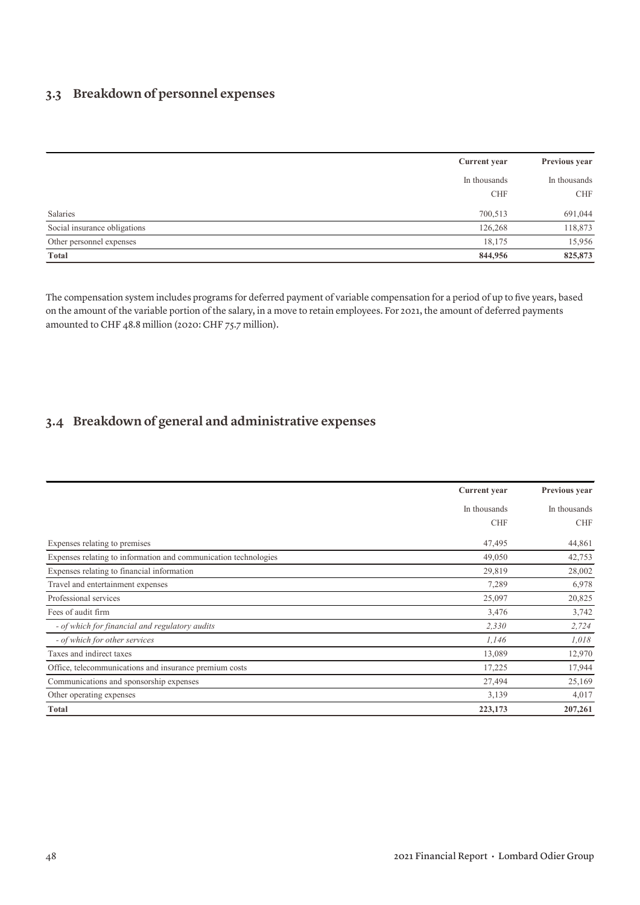## 3.3 Breakdown of personnel expenses

| | Current year | Previous year |
|---|---|---|
| | In thousands CHF | In thousands CHF |
| Salaries | 700,513 | 691,044 |
| Social insurance obligations | 126,268 | 118,873 |
| Other personnel expenses | 18,175 | 15,956 |
| **Total** | **844,956** | **825,873** |

The compensation system includes programs for deferred payment of variable compensation for a period of up to five years, based on the amount of the variable portion of the salary, in a move to retain employees. For 2021, the amount of deferred payments amounted to CHF 48.8 million (2020: CHF 75.7 million).

## 3.4 Breakdown of general and administrative expenses

| | Current year | Previous year |
|---|---|---|
| | In thousands CHF | In thousands CHF |
| Expenses relating to premises | 47,495 | 44,861 |
| Expenses relating to information and communication technologies | 49,050 | 42,753 |
| Expenses relating to financial information | 29,819 | 28,002 |
| Travel and entertainment expenses | 7,289 | 6,978 |
| Professional services | 25,097 | 20,825 |
| Fees of audit firm | 3,476 | 3,742 |
| *- of which for financial and regulatory audits* | *2,330* | *2,724* |
| *- of which for other services* | *1,146* | *1,018* |
| Taxes and indirect taxes | 13,089 | 12,970 |
| Office, telecommunications and insurance premium costs | 17,225 | 17,944 |
| Communications and sponsorship expenses | 27,494 | 25,169 |
| Other operating expenses | 3,139 | 4,017 |
| **Total** | **223,173** | **207,261** |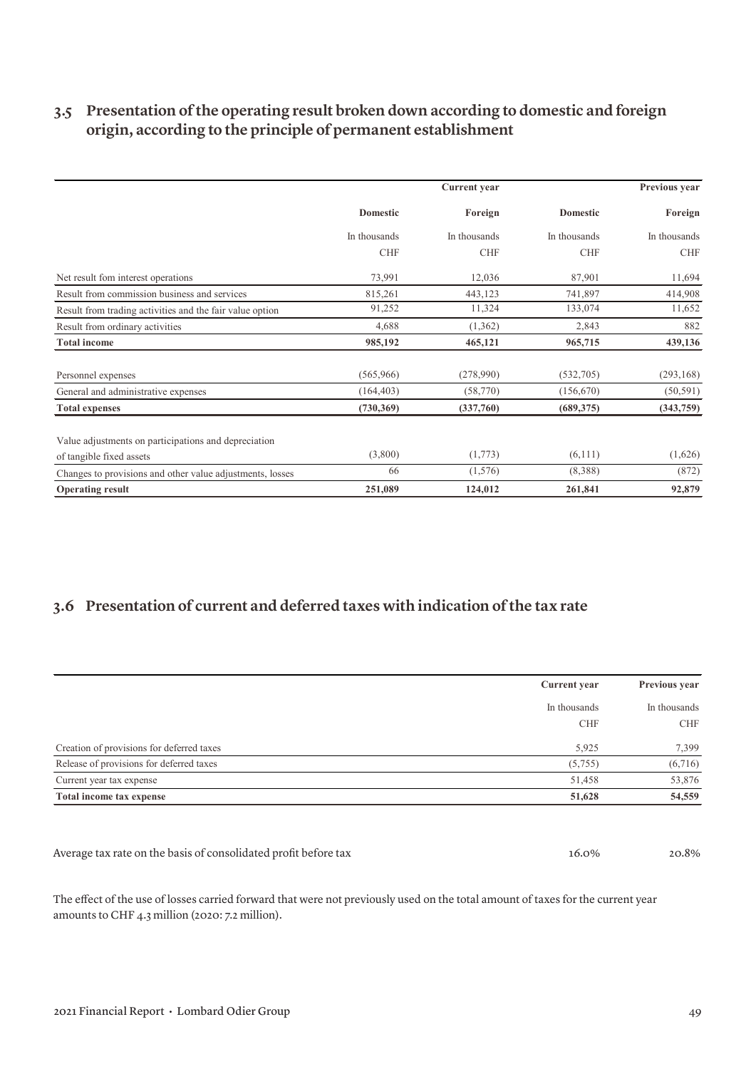## 3.5 Presentation of the operating result broken down according to domestic and foreign origin, according to the principle of permanent establishment

| | Current year | | Previous year | |
|---|---|---|---|---|
| | Domestic | Foreign | Domestic | Foreign |
| | In thousands CHF | In thousands CHF | In thousands CHF | In thousands CHF |
| Net result fom interest operations | 73,991 | 12,036 | 87,901 | 11,694 |
| Result from commission business and services | 815,261 | 443,123 | 741,897 | 414,908 |
| Result from trading activities and the fair value option | 91,252 | 11,324 | 133,074 | 11,652 |
| Result from ordinary activities | 4,688 | (1,362) | 2,843 | 882 |
| **Total income** | **985,192** | **465,121** | **965,715** | **439,136** |
| Personnel expenses | (565,966) | (278,990) | (532,705) | (293,168) |
| General and administrative expenses | (164,403) | (58,770) | (156,670) | (50,591) |
| **Total expenses** | **(730,369)** | **(337,760)** | **(689,375)** | **(343,759)** |
| Value adjustments on participations and depreciation of tangible fixed assets | (3,800) | (1,773) | (6,111) | (1,626) |
| Changes to provisions and other value adjustments, losses | 66 | (1,576) | (8,388) | (872) |
| **Operating result** | **251,089** | **124,012** | **261,841** | **92,879** |

## 3.6 Presentation of current and deferred taxes with indication of the tax rate

| | Current year | Previous year |
|---|---|---|
| | In thousands CHF | In thousands CHF |
| Creation of provisions for deferred taxes | 5,925 | 7,399 |
| Release of provisions for deferred taxes | (5,755) | (6,716) |
| Current year tax expense | 51,458 | 53,876 |
| **Total income tax expense** | **51,628** | **54,559** |

| | | |
|---|---|---|
| Average tax rate on the basis of consolidated profit before tax | 16.0% | 20.8% |

The effect of the use of losses carried forward that were not previously used on the total amount of taxes for the current year amounts to CHF 4.3 million (2020: 7.2 million).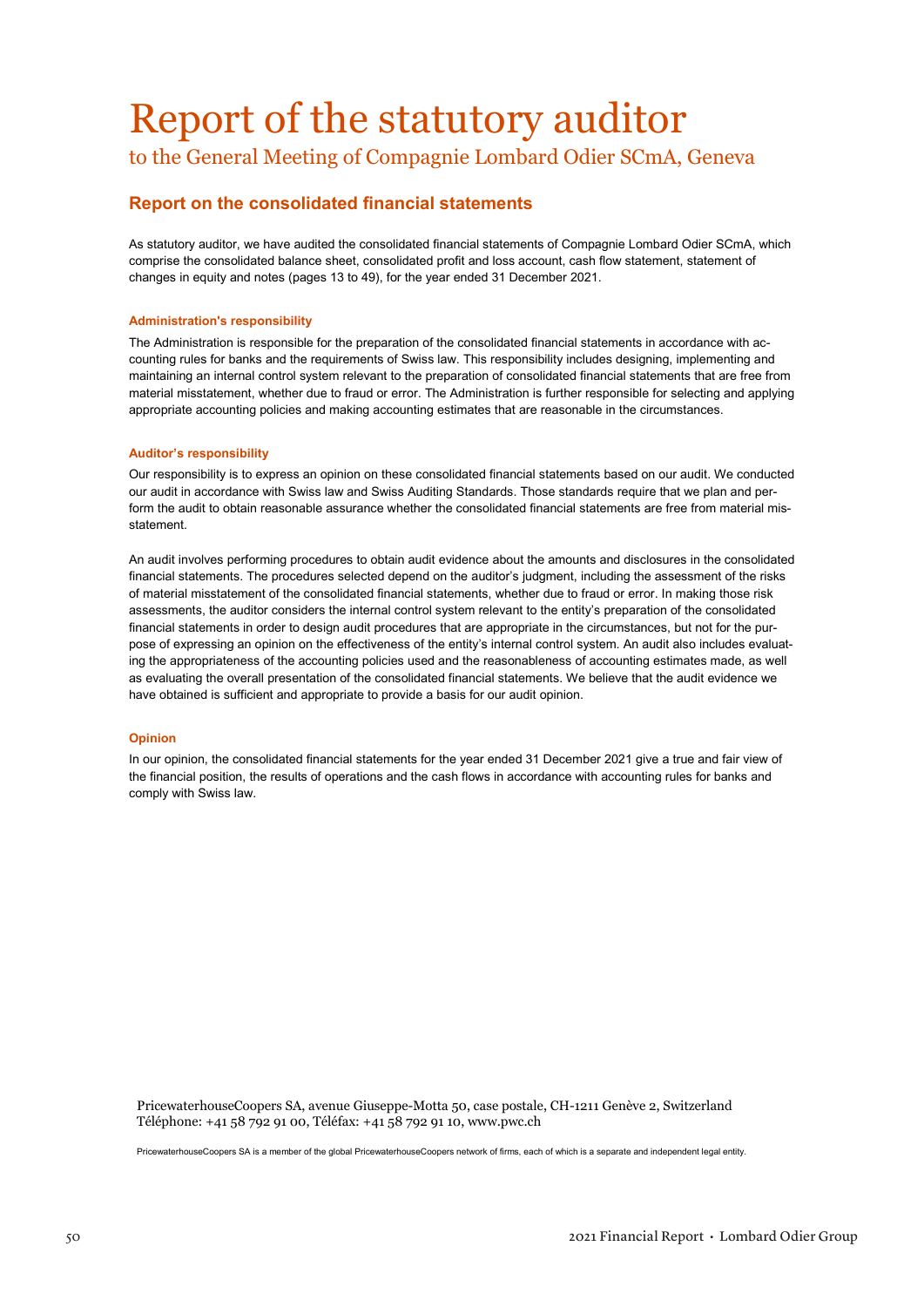# Report of the statutory auditor

## to the General Meeting of Compagnie Lombard Odier SCmA, Geneva

## Report on the consolidated financial statements

As statutory auditor, we have audited the consolidated financial statements of Compagnie Lombard Odier SCmA, which comprise the consolidated balance sheet, consolidated profit and loss account, cash flow statement, statement of changes in equity and notes (pages 13 to 49), for the year ended 31 December 2021.

### Administration's responsibility

The Administration is responsible for the preparation of the consolidated financial statements in accordance with accounting rules for banks and the requirements of Swiss law. This responsibility includes designing, implementing and maintaining an internal control system relevant to the preparation of consolidated financial statements that are free from material misstatement, whether due to fraud or error. The Administration is further responsible for selecting and applying appropriate accounting policies and making accounting estimates that are reasonable in the circumstances.

### Auditor's responsibility

Our responsibility is to express an opinion on these consolidated financial statements based on our audit. We conducted our audit in accordance with Swiss law and Swiss Auditing Standards. Those standards require that we plan and perform the audit to obtain reasonable assurance whether the consolidated financial statements are free from material misstatement.

An audit involves performing procedures to obtain audit evidence about the amounts and disclosures in the consolidated financial statements. The procedures selected depend on the auditor's judgment, including the assessment of the risks of material misstatement of the consolidated financial statements, whether due to fraud or error. In making those risk assessments, the auditor considers the internal control system relevant to the entity's preparation of the consolidated financial statements in order to design audit procedures that are appropriate in the circumstances, but not for the purpose of expressing an opinion on the effectiveness of the entity's internal control system. An audit also includes evaluating the appropriateness of the accounting policies used and the reasonableness of accounting estimates made, as well as evaluating the overall presentation of the consolidated financial statements. We believe that the audit evidence we have obtained is sufficient and appropriate to provide a basis for our audit opinion.

### Opinion

In our opinion, the consolidated financial statements for the year ended 31 December 2021 give a true and fair view of the financial position, the results of operations and the cash flows in accordance with accounting rules for banks and comply with Swiss law.

PricewaterhouseCoopers SA, avenue Giuseppe-Motta 50, case postale, CH-1211 Genève 2, Switzerland
Téléphone: +41 58 792 91 00, Téléfax: +41 58 792 91 10, www.pwc.ch

PricewaterhouseCoopers SA is a member of the global PricewaterhouseCoopers network of firms, each of which is a separate and independent legal entity.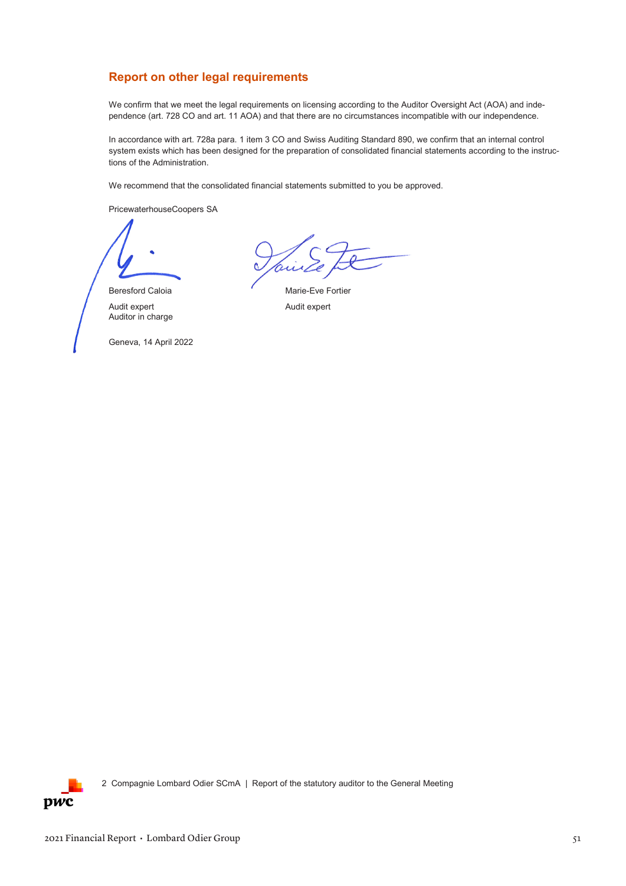## Report on other legal requirements

We confirm that we meet the legal requirements on licensing according to the Auditor Oversight Act (AOA) and independence (art. 728 CO and art. 11 AOA) and that there are no circumstances incompatible with our independence.

In accordance with art. 728a para. 1 item 3 CO and Swiss Auditing Standard 890, we confirm that an internal control system exists which has been designed for the preparation of consolidated financial statements according to the instructions of the Administration.

We recommend that the consolidated financial statements submitted to you be approved.

PricewaterhouseCoopers SA

Beresford Caloia

Audit expert
Auditor in charge

Marie-Eve Fortier

Audit expert

Geneva, 14 April 2022

2 Compagnie Lombard Odier SCmA | Report of the statutory auditor to the General Meeting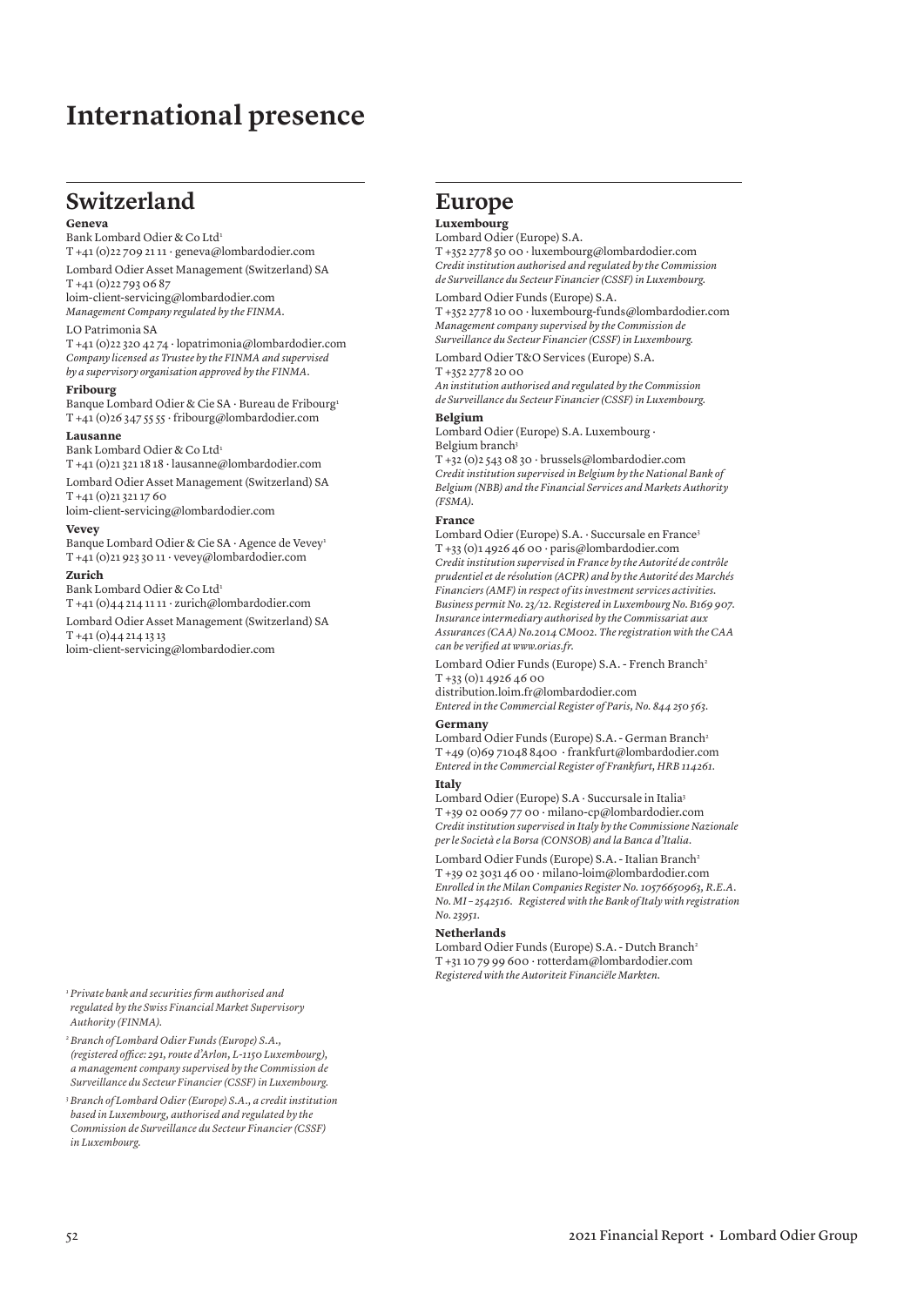# International presence

## Switzerland

**Geneva**

Bank Lombard Odier & Co Ltd[1]
T +41 (0)22 709 21 11 · geneva@lombardodier.com

Lombard Odier Asset Management (Switzerland) SA
T +41 (0)22 793 06 87
loim-client-servicing@lombardodier.com
*Management Company regulated by the FINMA.*

LO Patrimonia SA
T +41 (0)22 320 42 74 · lopatrimonia@lombardodier.com
*Company licensed as Trustee by the FINMA and supervised by a supervisory organisation approved by the FINMA.*

**Fribourg**

Banque Lombard Odier & Cie SA · Bureau de Fribourg[1]
T +41 (0)26 347 55 55 · fribourg@lombardodier.com

**Lausanne**

Bank Lombard Odier & Co Ltd[1]
T +41 (0)21 321 18 18 · lausanne@lombardodier.com

Lombard Odier Asset Management (Switzerland) SA
T +41 (0)21 321 17 60
loim-client-servicing@lombardodier.com

**Vevey**

Banque Lombard Odier & Cie SA · Agence de Vevey[1]
T +41 (0)21 923 30 11 · vevey@lombardodier.com

**Zurich**

Bank Lombard Odier & Co Ltd[1]
T +41 (0)44 214 11 11 · zurich@lombardodier.com

Lombard Odier Asset Management (Switzerland) SA
T +41 (0)44 214 13 13
loim-client-servicing@lombardodier.com

## Europe

**Luxembourg**

Lombard Odier (Europe) S.A.
T +352 2778 50 00 · luxembourg@lombardodier.com
*Credit institution authorised and regulated by the Commission de Surveillance du Secteur Financier (CSSF) in Luxembourg.*

Lombard Odier Funds (Europe) S.A.
T +352 2778 10 00 · luxembourg-funds@lombardodier.com
*Management company supervised by the Commission de Surveillance du Secteur Financier (CSSF) in Luxembourg.*

Lombard Odier T&O Services (Europe) S.A.
T +352 2778 20 00
*An institution authorised and regulated by the Commission de Surveillance du Secteur Financier (CSSF) in Luxembourg.*

**Belgium**

Lombard Odier (Europe) S.A. Luxembourg · Belgium branch[3]
T +32 (0)2 543 08 30 · brussels@lombardodier.com
*Credit institution supervised in Belgium by the National Bank of Belgium (NBB) and the Financial Services and Markets Authority (FSMA).*

**France**

Lombard Odier (Europe) S.A. · Succursale en France[3]
T +33 (0)1 4926 46 00 · paris@lombardodier.com
*Credit institution supervised in France by the Autorité de contrôle prudentiel et de résolution (ACPR) and by the Autorité des Marchés Financiers (AMF) in respect of its investment services activities. Business permit No. 23/12. Registered in Luxembourg No. B169 907. Insurance intermediary authorised by the Commissariat aux Assurances (CAA) No.2014 CM002. The registration with the CAA can be verified at www.orias.fr.*

Lombard Odier Funds (Europe) S.A. - French Branch[2]
T +33 (0)1 4926 46 00
distribution.loim.fr@lombardodier.com
*Entered in the Commercial Register of Paris, No. 844 250 563.*

**Germany**

Lombard Odier Funds (Europe) S.A. - German Branch[2]
T +49 (0)69 71048 8400 · frankfurt@lombardodier.com
*Entered in the Commercial Register of Frankfurt, HRB 114261.*

**Italy**

Lombard Odier (Europe) S.A · Succursale in Italia[3]
T +39 02 0069 77 00 · milano-cp@lombardodier.com
*Credit institution supervised in Italy by the Commissione Nazionale per le Società e la Borsa (CONSOB) and la Banca d'Italia.*

Lombard Odier Funds (Europe) S.A. - Italian Branch[2]
T +39 02 3031 46 00 · milano-loim@lombardodier.com
*Enrolled in the Milan Companies Register No. 10576650963, R.E.A. No. MI – 2542516. Registered with the Bank of Italy with registration No. 23951.*

**Netherlands**

Lombard Odier Funds (Europe) S.A. - Dutch Branch[2]
T +31 10 79 99 600 · rotterdam@lombardodier.com
*Registered with the Autoriteit Financiële Markten.*

---

[1] *Private bank and securities firm authorised and regulated by the Swiss Financial Market Supervisory Authority (FINMA).*

[2] *Branch of Lombard Odier Funds (Europe) S.A., (registered office: 291, route d'Arlon, L-1150 Luxembourg), a management company supervised by the Commission de Surveillance du Secteur Financier (CSSF) in Luxembourg.*

[3] *Branch of Lombard Odier (Europe) S.A., a credit institution based in Luxembourg, authorised and regulated by the Commission de Surveillance du Secteur Financier (CSSF) in Luxembourg.*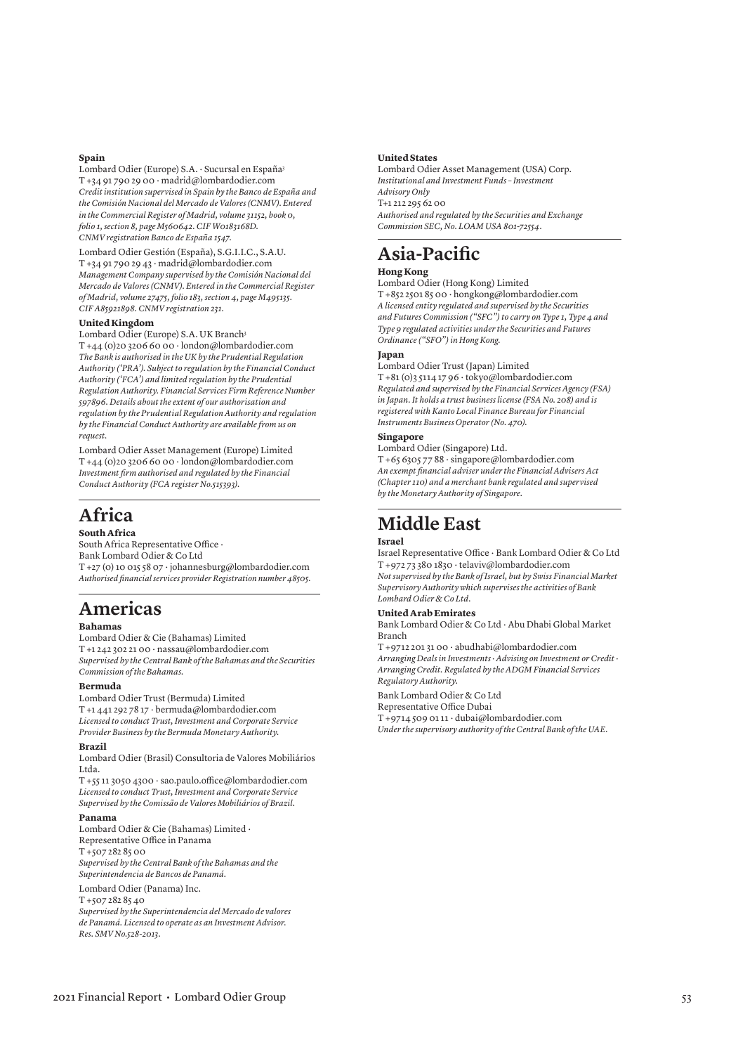### Spain

Lombard Odier (Europe) S.A. · Sucursal en España[3]
T +34 91 790 29 00 · madrid@lombardodier.com
*Credit institution supervised in Spain by the Banco de España and the Comisión Nacional del Mercado de Valores (CNMV). Entered in the Commercial Register of Madrid, volume 31152, book 0, folio 1, section 8, page M560642. CIF W0183168D. CNMV registration Banco de España 1547.*

Lombard Odier Gestión (España), S.G.I.I.C., S.A.U.
T +34 91 790 29 43 · madrid@lombardodier.com
*Management Company supervised by the Comisión Nacional del Mercado de Valores (CNMV). Entered in the Commercial Register of Madrid, volume 27475, folio 183, section 4, page M495135. CIF A85921898. CNMV registration 231.*

### United Kingdom

Lombard Odier (Europe) S.A. UK Branch[3]
T +44 (0)20 3206 60 00 · london@lombardodier.com
*The Bank is authorised in the UK by the Prudential Regulation Authority ('PRA'). Subject to regulation by the Financial Conduct Authority ('FCA') and limited regulation by the Prudential Regulation Authority. Financial Services Firm Reference Number 597896. Details about the extent of our authorisation and regulation by the Prudential Regulation Authority and regulation by the Financial Conduct Authority are available from us on request.*

Lombard Odier Asset Management (Europe) Limited
T +44 (0)20 3206 60 00 · london@lombardodier.com
*Investment firm authorised and regulated by the Financial Conduct Authority (FCA register No.515393).*

## Africa

### South Africa

South Africa Representative Office ·
Bank Lombard Odier & Co Ltd
T +27 (0) 10 015 58 07 · johannesburg@lombardodier.com
*Authorised financial services provider Registration number 48505.*

## Americas

### Bahamas

Lombard Odier & Cie (Bahamas) Limited
T +1 242 302 21 00 · nassau@lombardodier.com
*Supervised by the Central Bank of the Bahamas and the Securities Commission of the Bahamas.*

### Bermuda

Lombard Odier Trust (Bermuda) Limited
T +1 441 292 78 17 · bermuda@lombardodier.com
*Licensed to conduct Trust, Investment and Corporate Service Provider Business by the Bermuda Monetary Authority.*

### Brazil

Lombard Odier (Brasil) Consultoria de Valores Mobiliários Ltda.
T +55 11 3050 4300 · sao.paulo.office@lombardodier.com
*Licensed to conduct Trust, Investment and Corporate Service Supervised by the Comissão de Valores Mobiliários of Brazil.*

### Panama

Lombard Odier & Cie (Bahamas) Limited ·
Representative Office in Panama
T +507 282 85 00
*Supervised by the Central Bank of the Bahamas and the Superintendencia de Bancos de Panamá.*

Lombard Odier (Panama) Inc.
T +507 282 85 40
*Supervised by the Superintendencia del Mercado de valores de Panamá. Licensed to operate as an Investment Advisor. Res. SMV No.528-2013.*

### United States

Lombard Odier Asset Management (USA) Corp.
*Institutional and Investment Funds – Investment Advisory Only*
T+1 212 295 62 00
*Authorised and regulated by the Securities and Exchange Commission SEC, No. LOAM USA 801-72554.*

## Asia-Pacific

### Hong Kong

Lombard Odier (Hong Kong) Limited
T +852 2501 85 00 · hongkong@lombardodier.com
*A licensed entity regulated and supervised by the Securities and Futures Commission ("SFC") to carry on Type 1, Type 4 and Type 9 regulated activities under the Securities and Futures Ordinance ("SFO") in Hong Kong.*

### Japan

Lombard Odier Trust (Japan) Limited
T +81 (0)3 5114 17 96 · tokyo@lombardodier.com
*Regulated and supervised by the Financial Services Agency (FSA) in Japan. It holds a trust business license (FSA No. 208) and is registered with Kanto Local Finance Bureau for Financial Instruments Business Operator (No. 470).*

### Singapore

Lombard Odier (Singapore) Ltd.
T +65 6305 77 88 · singapore@lombardodier.com
*An exempt financial adviser under the Financial Advisers Act (Chapter 110) and a merchant bank regulated and supervised by the Monetary Authority of Singapore.*

## Middle East

### Israel

Israel Representative Office · Bank Lombard Odier & Co Ltd
T +972 73 380 1830 · telaviv@lombardodier.com
*Not supervised by the Bank of Israel, but by Swiss Financial Market Supervisory Authority which supervises the activities of Bank Lombard Odier & Co Ltd.*

### United Arab Emirates

Bank Lombard Odier & Co Ltd · Abu Dhabi Global Market Branch
T +9712 201 31 00 · abudhabi@lombardodier.com
*Arranging Deals in Investments · Advising on Investment or Credit · Arranging Credit. Regulated by the ADGM Financial Services Regulatory Authority.*

Bank Lombard Odier & Co Ltd
Representative Office Dubai
T +9714 509 01 11 · dubai@lombardodier.com
*Under the supervisory authority of the Central Bank of the UAE.*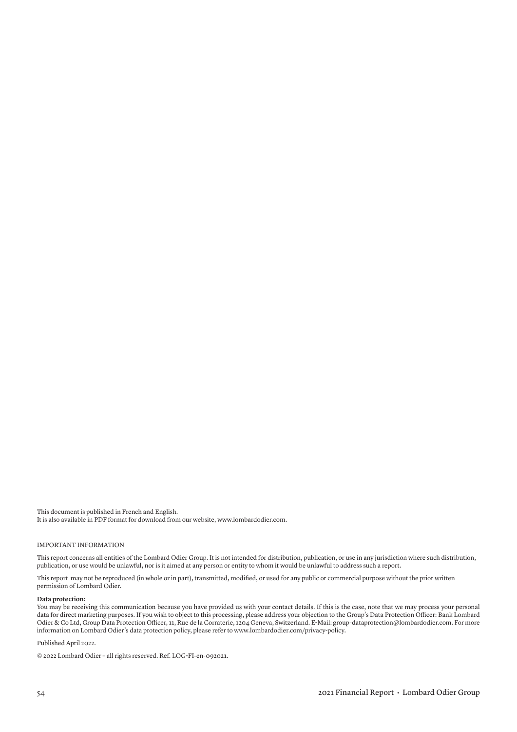This document is published in French and English.
It is also available in PDF format for download from our website, www.lombardodier.com.

IMPORTANT INFORMATION

This report concerns all entities of the Lombard Odier Group. It is not intended for distribution, publication, or use in any jurisdiction where such distribution, publication, or use would be unlawful, nor is it aimed at any person or entity to whom it would be unlawful to address such a report.

This report may not be reproduced (in whole or in part), transmitted, modified, or used for any public or commercial purpose without the prior written permission of Lombard Odier.

**Data protection:**
You may be receiving this communication because you have provided us with your contact details. If this is the case, note that we may process your personal data for direct marketing purposes. If you wish to object to this processing, please address your objection to the Group's Data Protection Officer: Bank Lombard Odier & Co Ltd, Group Data Protection Officer, 11, Rue de la Corraterie, 1204 Geneva, Switzerland. E-Mail: group-dataprotection@lombardodier.com. For more information on Lombard Odier's data protection policy, please refer to www.lombardodier.com/privacy-policy.

Published April 2022.

© 2022 Lombard Odier – all rights reserved. Ref. LOG-FI-en-092021.